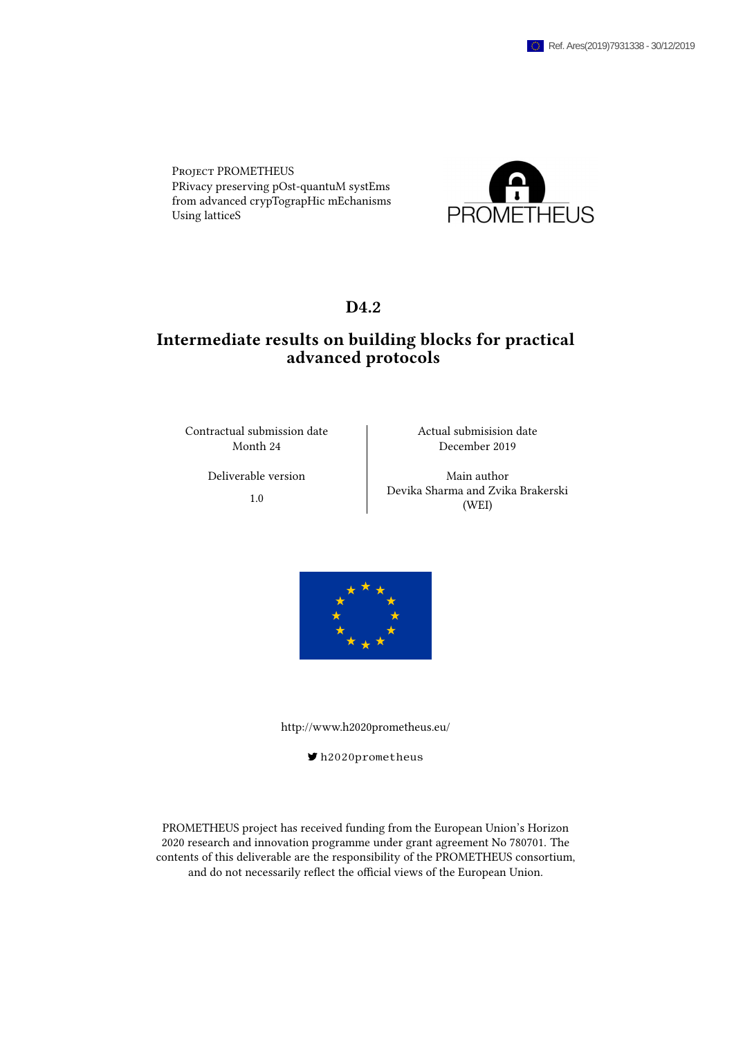Ref. Ares(2019)7931338 - 30/12/2019

Project PROMETHEUS
PRivacy preserving pOst-quantuM systEms
from advanced crypTograpHic mEchanisms
Using latticeS

PROMETHEUS

# D4.2

# Intermediate results on building blocks for practical advanced protocols

| Contractual submission date | Actual submision date |
|---|---|
| Month 24 | December 2019 |
| Deliverable version | Main author |
| 1.0 | Devika Sharma and Zvika Brakerski (WEI) |

http://www.h2020prometheus.eu/

h2020prometheus

PROMETHEUS project has received funding from the European Union's Horizon 2020 research and innovation programme under grant agreement No 780701. The contents of this deliverable are the responsibility of the PROMETHEUS consortium, and do not necessarily reflect the official views of the European Union.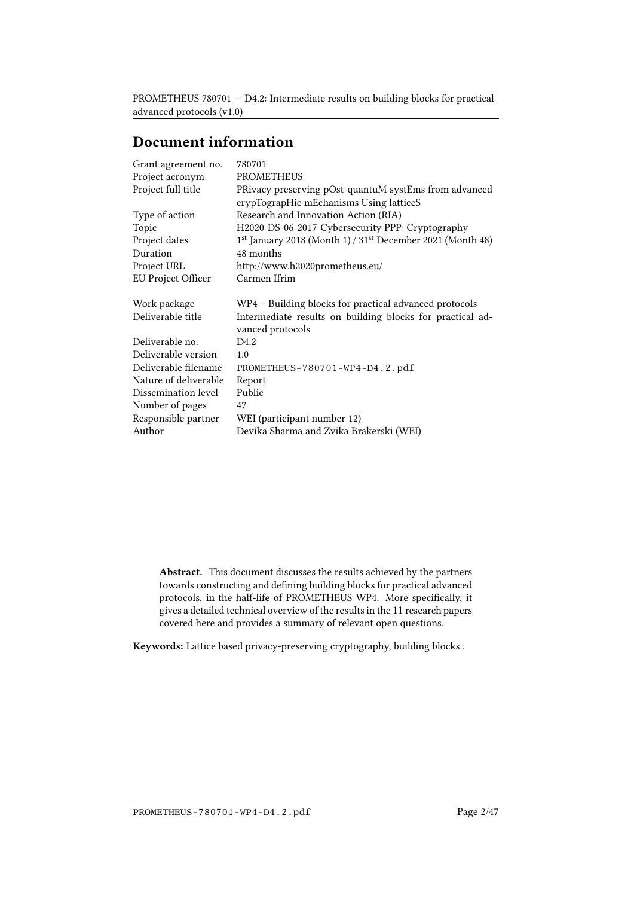# Document information

| | |
|---|---|
| Grant agreement no. | 780701 |
| Project acronym | PROMETHEUS |
| Project full title | PRivacy preserving pOst-quantuM systEms from advanced crypTograpHic mEchanisms Using latticeS |
| Type of action | Research and Innovation Action (RIA) |
| Topic | H2020-DS-06-2017-Cybersecurity PPP: Cryptography |
| Project dates | 1st January 2018 (Month 1) / 31st December 2021 (Month 48) |
| Duration | 48 months |
| Project URL | http://www.h2020prometheus.eu/ |
| EU Project Officer | Carmen Ifrim |
| | |
| Work package | WP4 – Building blocks for practical advanced protocols |
| Deliverable title | Intermediate results on building blocks for practical advanced protocols |
| Deliverable no. | D4.2 |
| Deliverable version | 1.0 |
| Deliverable filename | PROMETHEUS-780701-WP4-D4.2.pdf |
| Nature of deliverable | Report |
| Dissemination level | Public |
| Number of pages | 47 |
| Responsible partner | WEI (participant number 12) |
| Author | Devika Sharma and Zvika Brakerski (WEI) |

**Abstract.** This document discusses the results achieved by the partners towards constructing and defining building blocks for practical advanced protocols, in the half-life of PROMETHEUS WP4. More specifically, it gives a detailed technical overview of the results in the 11 research papers covered here and provides a summary of relevant open questions.

**Keywords:** Lattice based privacy-preserving cryptography, building blocks..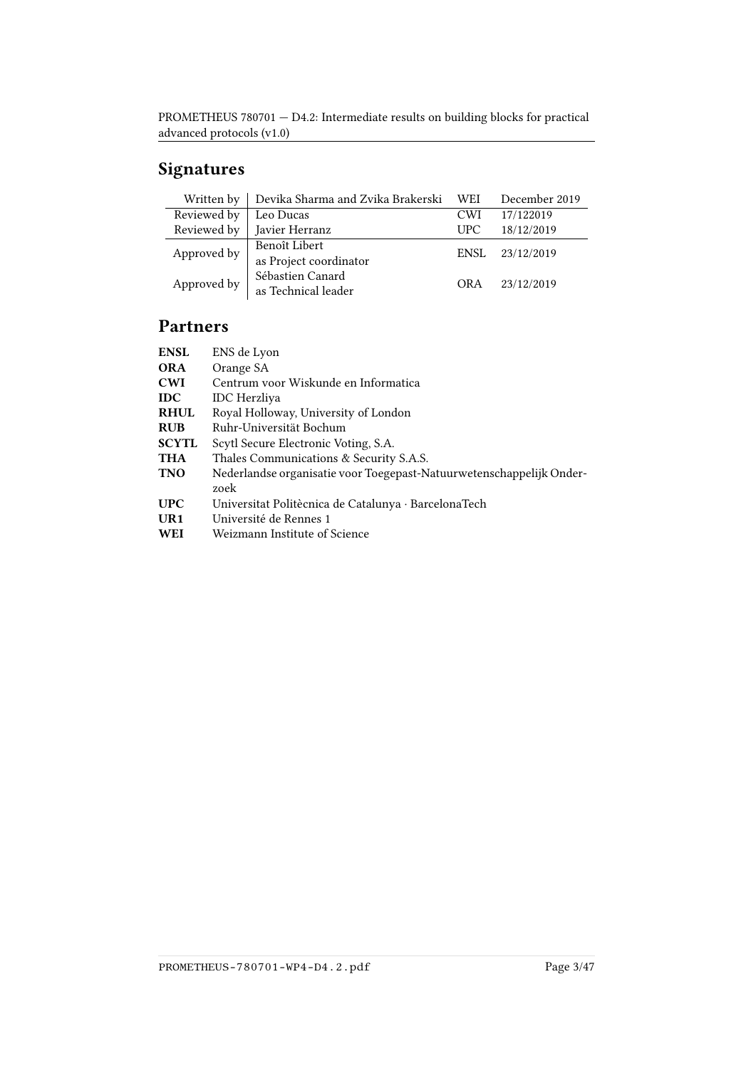## Signatures

| | | | |
|---|---|---|---|
| Written by | Devika Sharma and Zvika Brakerski | WEI | December 2019 |
| Reviewed by | Leo Ducas | CWI | 17/122019 |
| Reviewed by | Javier Herranz | UPC | 18/12/2019 |
| Approved by | Benoît Libert as Project coordinator | ENSL | 23/12/2019 |
| Approved by | Sébastien Canard as Technical leader | ORA | 23/12/2019 |

## Partners

| | |
|---|---|
| **ENSL** | ENS de Lyon |
| **ORA** | Orange SA |
| **CWI** | Centrum voor Wiskunde en Informatica |
| **IDC** | IDC Herzliya |
| **RHUL** | Royal Holloway, University of London |
| **RUB** | Ruhr-Universität Bochum |
| **SCYTL** | Scytl Secure Electronic Voting, S.A. |
| **THA** | Thales Communications & Security S.A.S. |
| **TNO** | Nederlandse organisatie voor Toegepast-Natuurwetenschappelijk Onderzoek |
| **UPC** | Universitat Politècnica de Catalunya · BarcelonaTech |
| **UR1** | Université de Rennes 1 |
| **WEI** | Weizmann Institute of Science |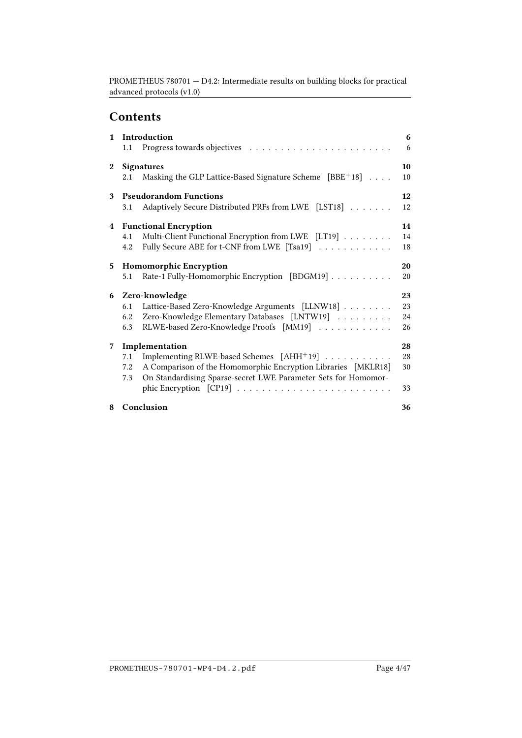## Contents

1 Introduction 6
  1.1 Progress towards objectives 6

2 Signatures 10
  2.1 Masking the GLP Lattice-Based Signature Scheme [BBE+18] 10

3 Pseudorandom Functions 12
  3.1 Adaptively Secure Distributed PRFs from LWE [LST18] 12

4 Functional Encryption 14
  4.1 Multi-Client Functional Encryption from LWE [LT19] 14
  4.2 Fully Secure ABE for t-CNF from LWE [Tsa19] 18

5 Homomorphic Encryption 20
  5.1 Rate-1 Fully-Homomorphic Encryption [BDGM19] 20

6 Zero-knowledge 23
  6.1 Lattice-Based Zero-Knowledge Arguments [LLNW18] 23
  6.2 Zero-Knowledge Elementary Databases [LNTW19] 24
  6.3 RLWE-based Zero-Knowledge Proofs [MM19] 26

7 Implementation 28
  7.1 Implementing RLWE-based Schemes [AHH+19] 28
  7.2 A Comparison of the Homomorphic Encryption Libraries [MKLR18] 30
  7.3 On Standardising Sparse-secret LWE Parameter Sets for Homomorphic Encryption [CP19] 33

8 Conclusion 36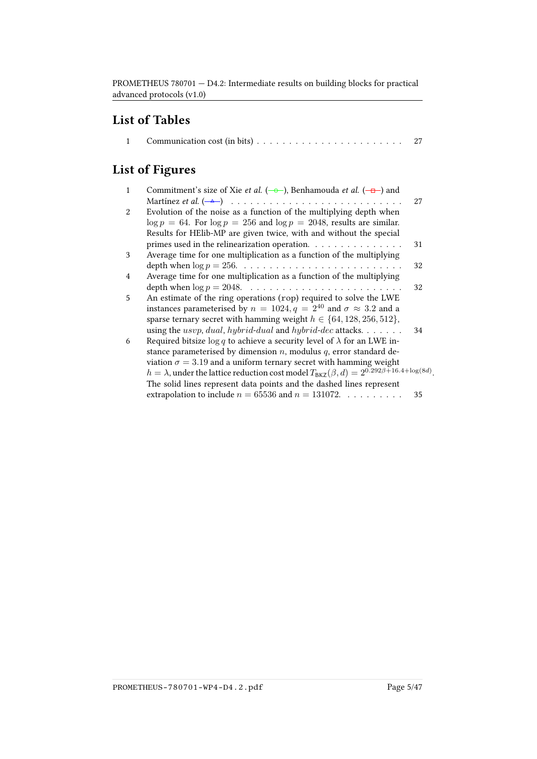## List of Tables

| | | |
|---|---|---|
| 1 | Communication cost (in bits) | 27 |

## List of Figures

| | | |
|---|---|---|
| 1 | Commitment's size of Xie *et al.* (—○—), Benhamouda *et al.* (—□—) and Martínez *et al.* (—△—) | 27 |
| 2 | Evolution of the noise as a function of the multiplying depth when $\log p = 64$. For $\log p = 256$ and $\log p = 2048$, results are similar. Results for HElib-MP are given twice, with and without the special primes used in the relinearization operation. | 31 |
| 3 | Average time for one multiplication as a function of the multiplying depth when $\log p = 256$. | 32 |
| 4 | Average time for one multiplication as a function of the multiplying depth when $\log p = 2048$. | 32 |
| 5 | An estimate of the ring operations (rop) required to solve the LWE instances parameterised by $n = 1024, q = 2^{40}$ and $\sigma \approx 3.2$ and a sparse ternary secret with hamming weight $h \in \{64, 128, 256, 512\}$, using the $usvp$, $dual$, $hybrid\text{-}dual$ and $hybrid\text{-}dec$ attacks. | 34 |
| 6 | Required bitsize $\log q$ to achieve a security level of $\lambda$ for an LWE instance parameterised by dimension $n$, modulus $q$, error standard deviation $\sigma = 3.19$ and a uniform ternary secret with hamming weight $h = \lambda$, under the lattice reduction cost model $T_{\mathsf{BKZ}}(\beta, d) = 2^{0.292\beta + 16.4 + \log(8d)}$. The solid lines represent data points and the dashed lines represent extrapolation to include $n = 65536$ and $n = 131072$. | 35 |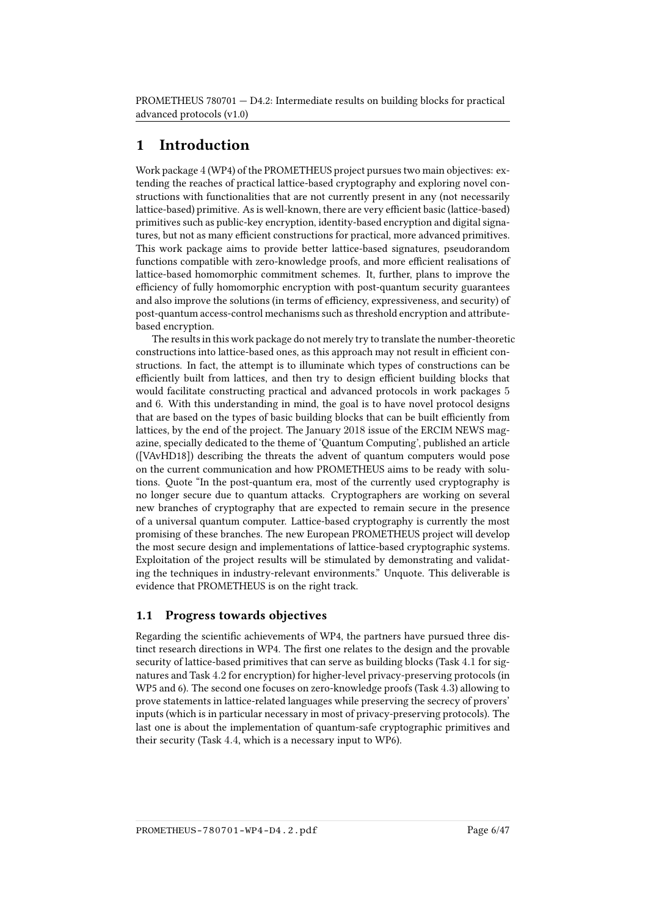# 1 Introduction

Work package 4 (WP4) of the PROMETHEUS project pursues two main objectives: extending the reaches of practical lattice-based cryptography and exploring novel constructions with functionalities that are not currently present in any (not necessarily lattice-based) primitive. As is well-known, there are very efficient basic (lattice-based) primitives such as public-key encryption, identity-based encryption and digital signatures, but not as many efficient constructions for practical, more advanced primitives. This work package aims to provide better lattice-based signatures, pseudorandom functions compatible with zero-knowledge proofs, and more efficient realisations of lattice-based homomorphic commitment schemes. It, further, plans to improve the efficiency of fully homomorphic encryption with post-quantum security guarantees and also improve the solutions (in terms of efficiency, expressiveness, and security) of post-quantum access-control mechanisms such as threshold encryption and attribute-based encryption.

The results in this work package do not merely try to translate the number-theoretic constructions into lattice-based ones, as this approach may not result in efficient constructions. In fact, the attempt is to illuminate which types of constructions can be efficiently built from lattices, and then try to design efficient building blocks that would facilitate constructing practical and advanced protocols in work packages 5 and 6. With this understanding in mind, the goal is to have novel protocol designs that are based on the types of basic building blocks that can be built efficiently from lattices, by the end of the project. The January 2018 issue of the ERCIM NEWS magazine, specially dedicated to the theme of 'Quantum Computing', published an article ([VAvHD18]) describing the threats the advent of quantum computers would pose on the current communication and how PROMETHEUS aims to be ready with solutions. Quote "In the post-quantum era, most of the currently used cryptography is no longer secure due to quantum attacks. Cryptographers are working on several new branches of cryptography that are expected to remain secure in the presence of a universal quantum computer. Lattice-based cryptography is currently the most promising of these branches. The new European PROMETHEUS project will develop the most secure design and implementations of lattice-based cryptographic systems. Exploitation of the project results will be stimulated by demonstrating and validating the techniques in industry-relevant environments." Unquote. This deliverable is evidence that PROMETHEUS is on the right track.

## 1.1 Progress towards objectives

Regarding the scientific achievements of WP4, the partners have pursued three distinct research directions in WP4. The first one relates to the design and the provable security of lattice-based primitives that can serve as building blocks (Task 4.1 for signatures and Task 4.2 for encryption) for higher-level privacy-preserving protocols (in WP5 and 6). The second one focuses on zero-knowledge proofs (Task 4.3) allowing to prove statements in lattice-related languages while preserving the secrecy of provers' inputs (which is in particular necessary in most of privacy-preserving protocols). The last one is about the implementation of quantum-safe cryptographic primitives and their security (Task 4.4, which is a necessary input to WP6).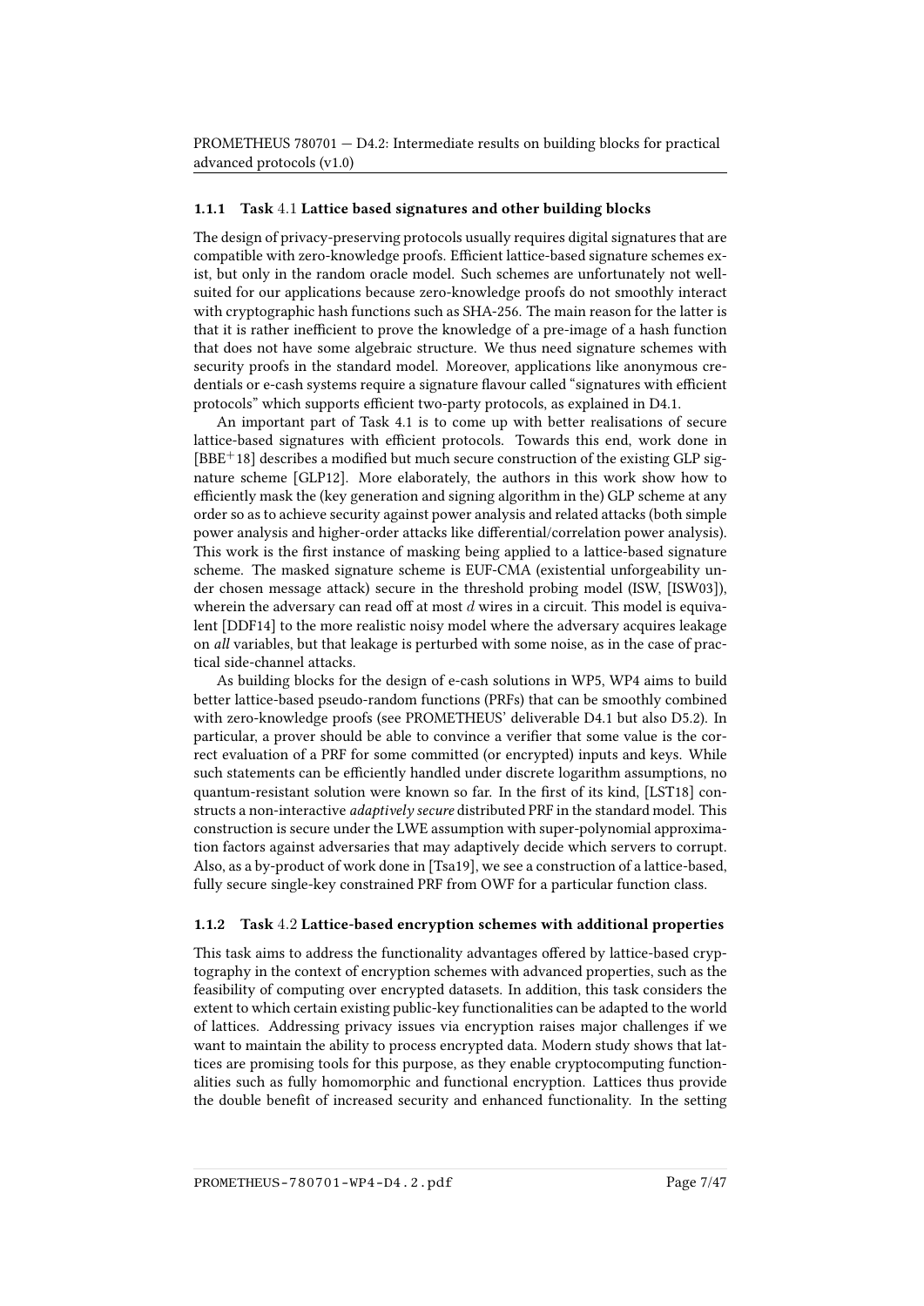### 1.1.1 Task 4.1 Lattice based signatures and other building blocks

The design of privacy-preserving protocols usually requires digital signatures that are compatible with zero-knowledge proofs. Efficient lattice-based signature schemes exist, but only in the random oracle model. Such schemes are unfortunately not well-suited for our applications because zero-knowledge proofs do not smoothly interact with cryptographic hash functions such as SHA-256. The main reason for the latter is that it is rather inefficient to prove the knowledge of a pre-image of a hash function that does not have some algebraic structure. We thus need signature schemes with security proofs in the standard model. Moreover, applications like anonymous credentials or e-cash systems require a signature flavour called "signatures with efficient protocols" which supports efficient two-party protocols, as explained in D4.1.

An important part of Task 4.1 is to come up with better realisations of secure lattice-based signatures with efficient protocols. Towards this end, work done in [BBE+18] describes a modified but much secure construction of the existing GLP signature scheme [GLP12]. More elaborately, the authors in this work show how to efficiently mask the (key generation and signing algorithm in the) GLP scheme at any order so as to achieve security against power analysis and related attacks (both simple power analysis and higher-order attacks like differential/correlation power analysis). This work is the first instance of masking being applied to a lattice-based signature scheme. The masked signature scheme is EUF-CMA (existential unforgeability under chosen message attack) secure in the threshold probing model (ISW, [ISW03]), wherein the adversary can read off at most $d$ wires in a circuit. This model is equivalent [DDF14] to the more realistic noisy model where the adversary acquires leakage on *all* variables, but that leakage is perturbed with some noise, as in the case of practical side-channel attacks.

As building blocks for the design of e-cash solutions in WP5, WP4 aims to build better lattice-based pseudo-random functions (PRFs) that can be smoothly combined with zero-knowledge proofs (see PROMETHEUS' deliverable D4.1 but also D5.2). In particular, a prover should be able to convince a verifier that some value is the correct evaluation of a PRF for some committed (or encrypted) inputs and keys. While such statements can be efficiently handled under discrete logarithm assumptions, no quantum-resistant solution were known so far. In the first of its kind, [LST18] constructs a non-interactive *adaptively secure* distributed PRF in the standard model. This construction is secure under the LWE assumption with super-polynomial approximation factors against adversaries that may adaptively decide which servers to corrupt. Also, as a by-product of work done in [Tsa19], we see a construction of a lattice-based, fully secure single-key constrained PRF from OWF for a particular function class.

### 1.1.2 Task 4.2 Lattice-based encryption schemes with additional properties

This task aims to address the functionality advantages offered by lattice-based cryptography in the context of encryption schemes with advanced properties, such as the feasibility of computing over encrypted datasets. In addition, this task considers the extent to which certain existing public-key functionalities can be adapted to the world of lattices. Addressing privacy issues via encryption raises major challenges if we want to maintain the ability to process encrypted data. Modern study shows that lattices are promising tools for this purpose, as they enable cryptocomputing functionalities such as fully homomorphic and functional encryption. Lattices thus provide the double benefit of increased security and enhanced functionality. In the setting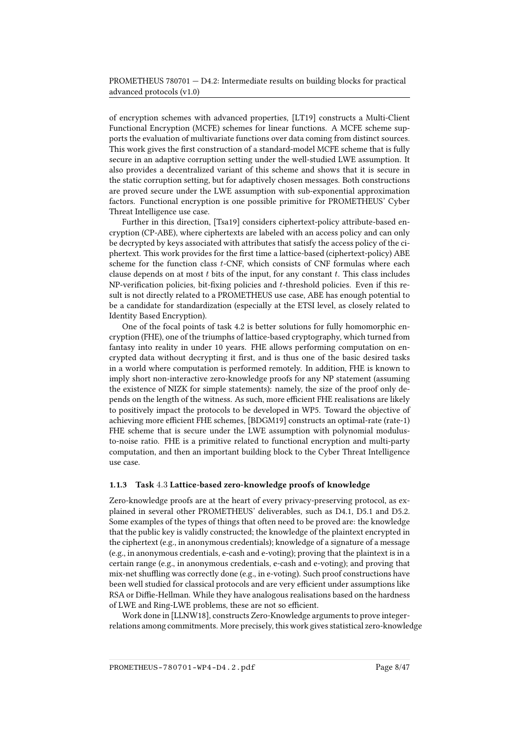of encryption schemes with advanced properties, [LT19] constructs a Multi-Client Functional Encryption (MCFE) schemes for linear functions. A MCFE scheme supports the evaluation of multivariate functions over data coming from distinct sources. This work gives the first construction of a standard-model MCFE scheme that is fully secure in an adaptive corruption setting under the well-studied LWE assumption. It also provides a decentralized variant of this scheme and shows that it is secure in the static corruption setting, but for adaptively chosen messages. Both constructions are proved secure under the LWE assumption with sub-exponential approximation factors. Functional encryption is one possible primitive for PROMETHEUS' Cyber Threat Intelligence use case.

Further in this direction, [Tsa19] considers ciphertext-policy attribute-based encryption (CP-ABE), where ciphertexts are labeled with an access policy and can only be decrypted by keys associated with attributes that satisfy the access policy of the ciphertext. This work provides for the first time a lattice-based (ciphertext-policy) ABE scheme for the function class $t$-CNF, which consists of CNF formulas where each clause depends on at most $t$ bits of the input, for any constant $t$. This class includes NP-verification policies, bit-fixing policies and $t$-threshold policies. Even if this result is not directly related to a PROMETHEUS use case, ABE has enough potential to be a candidate for standardization (especially at the ETSI level, as closely related to Identity Based Encryption).

One of the focal points of task 4.2 is better solutions for fully homomorphic encryption (FHE), one of the triumphs of lattice-based cryptography, which turned from fantasy into reality in under 10 years. FHE allows performing computation on encrypted data without decrypting it first, and is thus one of the basic desired tasks in a world where computation is performed remotely. In addition, FHE is known to imply short non-interactive zero-knowledge proofs for any NP statement (assuming the existence of NIZK for simple statements): namely, the size of the proof only depends on the length of the witness. As such, more efficient FHE realisations are likely to positively impact the protocols to be developed in WP5. Toward the objective of achieving more efficient FHE schemes, [BDGM19] constructs an optimal-rate (rate-1) FHE scheme that is secure under the LWE assumption with polynomial modulus-to-noise ratio. FHE is a primitive related to functional encryption and multi-party computation, and then an important building block to the Cyber Threat Intelligence use case.

### 1.1.3 Task 4.3 Lattice-based zero-knowledge proofs of knowledge

Zero-knowledge proofs are at the heart of every privacy-preserving protocol, as explained in several other PROMETHEUS' deliverables, such as D4.1, D5.1 and D5.2. Some examples of the types of things that often need to be proved are: the knowledge that the public key is validly constructed; the knowledge of the plaintext encrypted in the ciphertext (e.g., in anonymous credentials); knowledge of a signature of a message (e.g., in anonymous credentials, e-cash and e-voting); proving that the plaintext is in a certain range (e.g., in anonymous credentials, e-cash and e-voting); and proving that mix-net shuffling was correctly done (e.g., in e-voting). Such proof constructions have been well studied for classical protocols and are very efficient under assumptions like RSA or Diffie-Hellman. While they have analogous realisations based on the hardness of LWE and Ring-LWE problems, these are not so efficient.

Work done in [LLNW18], constructs Zero-Knowledge arguments to prove integer-relations among commitments. More precisely, this work gives statistical zero-knowledge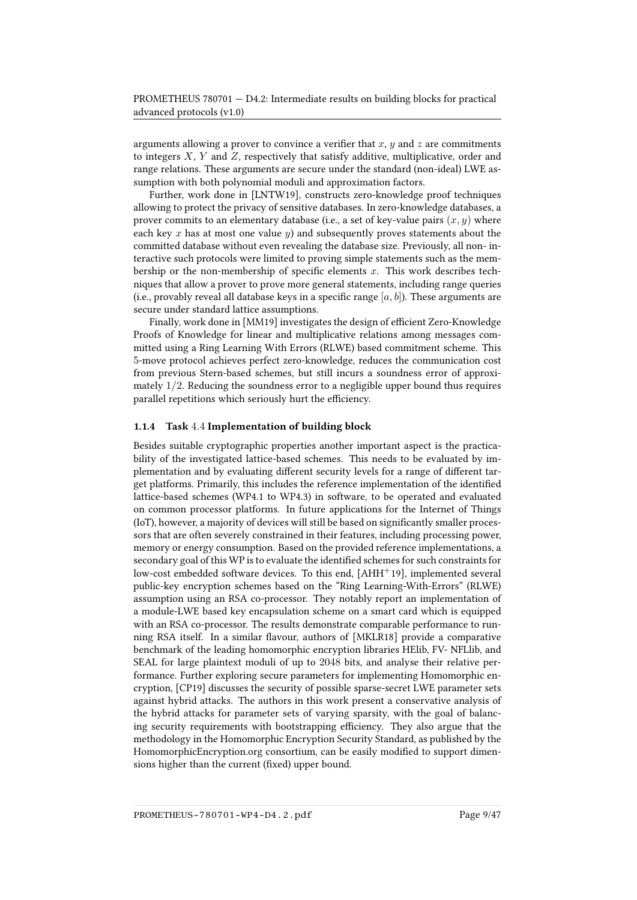arguments allowing a prover to convince a verifier that $x$, $y$ and $z$ are commitments to integers $X$, $Y$ and $Z$, respectively that satisfy additive, multiplicative, order and range relations. These arguments are secure under the standard (non-ideal) LWE assumption with both polynomial moduli and approximation factors.

Further, work done in [LNTW19], constructs zero-knowledge proof techniques allowing to protect the privacy of sensitive databases. In zero-knowledge databases, a prover commits to an elementary database (i.e., a set of key-value pairs $(x, y)$ where each key $x$ has at most one value $y$) and subsequently proves statements about the committed database without even revealing the database size. Previously, all non- interactive such protocols were limited to proving simple statements such as the membership or the non-membership of specific elements $x$. This work describes techniques that allow a prover to prove more general statements, including range queries (i.e., provably reveal all database keys in a specific range $[a, b]$). These arguments are secure under standard lattice assumptions.

Finally, work done in [MM19] investigates the design of efficient Zero-Knowledge Proofs of Knowledge for linear and multiplicative relations among messages committed using a Ring Learning With Errors (RLWE) based commitment scheme. This 5-move protocol achieves perfect zero-knowledge, reduces the communication cost from previous Stern-based schemes, but still incurs a soundness error of approximately $1/2$. Reducing the soundness error to a negligible upper bound thus requires parallel repetitions which seriously hurt the efficiency.

### 1.1.4 Task 4.4 Implementation of building block

Besides suitable cryptographic properties another important aspect is the practicability of the investigated lattice-based schemes. This needs to be evaluated by implementation and by evaluating different security levels for a range of different target platforms. Primarily, this includes the reference implementation of the identified lattice-based schemes (WP4.1 to WP4.3) in software, to be operated and evaluated on common processor platforms. In future applications for the Internet of Things (IoT), however, a majority of devices will still be based on significantly smaller processors that are often severely constrained in their features, including processing power, memory or energy consumption. Based on the provided reference implementations, a secondary goal of this WP is to evaluate the identified schemes for such constraints for low-cost embedded software devices. To this end, [AHH+19], implemented several public-key encryption schemes based on the "Ring Learning-With-Errors" (RLWE) assumption using an RSA co-processor. They notably report an implementation of a module-LWE based key encapsulation scheme on a smart card which is equipped with an RSA co-processor. The results demonstrate comparable performance to running RSA itself. In a similar flavour, authors of [MKLR18] provide a comparative benchmark of the leading homomorphic encryption libraries HElib, FV- NFLlib, and SEAL for large plaintext moduli of up to 2048 bits, and analyse their relative performance. Further exploring secure parameters for implementing Homomorphic encryption, [CP19] discusses the security of possible sparse-secret LWE parameter sets against hybrid attacks. The authors in this work present a conservative analysis of the hybrid attacks for parameter sets of varying sparsity, with the goal of balancing security requirements with bootstrapping efficiency. They also argue that the methodology in the Homomorphic Encryption Security Standard, as published by the HomomorphicEncryption.org consortium, can be easily modified to support dimensions higher than the current (fixed) upper bound.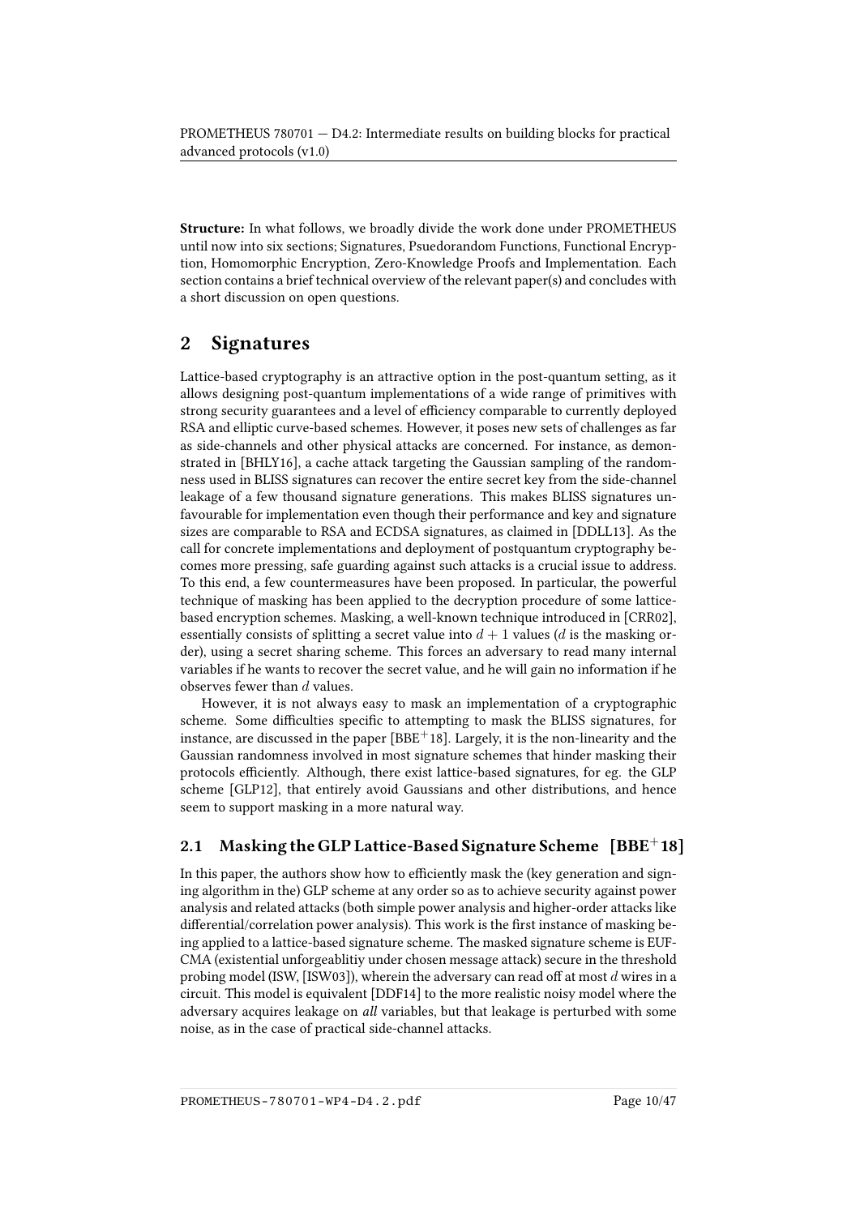**Structure:** In what follows, we broadly divide the work done under PROMETHEUS until now into six sections; Signatures, Psuedorandom Functions, Functional Encryption, Homomorphic Encryption, Zero-Knowledge Proofs and Implementation. Each section contains a brief technical overview of the relevant paper(s) and concludes with a short discussion on open questions.

## 2 Signatures

Lattice-based cryptography is an attractive option in the post-quantum setting, as it allows designing post-quantum implementations of a wide range of primitives with strong security guarantees and a level of efficiency comparable to currently deployed RSA and elliptic curve-based schemes. However, it poses new sets of challenges as far as side-channels and other physical attacks are concerned. For instance, as demonstrated in [BHLY16], a cache attack targeting the Gaussian sampling of the randomness used in BLISS signatures can recover the entire secret key from the side-channel leakage of a few thousand signature generations. This makes BLISS signatures unfavourable for implementation even though their performance and key and signature sizes are comparable to RSA and ECDSA signatures, as claimed in [DDLL13]. As the call for concrete implementations and deployment of postquantum cryptography becomes more pressing, safe guarding against such attacks is a crucial issue to address. To this end, a few countermeasures have been proposed. In particular, the powerful technique of masking has been applied to the decryption procedure of some lattice-based encryption schemes. Masking, a well-known technique introduced in [CRR02], essentially consists of splitting a secret value into $d+1$ values ($d$ is the masking order), using a secret sharing scheme. This forces an adversary to read many internal variables if he wants to recover the secret value, and he will gain no information if he observes fewer than $d$ values.

However, it is not always easy to mask an implementation of a cryptographic scheme. Some difficulties specific to attempting to mask the BLISS signatures, for instance, are discussed in the paper [BBE+18]. Largely, it is the non-linearity and the Gaussian randomness involved in most signature schemes that hinder masking their protocols efficiently. Although, there exist lattice-based signatures, for eg. the GLP scheme [GLP12], that entirely avoid Gaussians and other distributions, and hence seem to support masking in a more natural way.

### 2.1 Masking the GLP Lattice-Based Signature Scheme [BBE+18]

In this paper, the authors show how to efficiently mask the (key generation and signing algorithm in the) GLP scheme at any order so as to achieve security against power analysis and related attacks (both simple power analysis and higher-order attacks like differential/correlation power analysis). This work is the first instance of masking being applied to a lattice-based signature scheme. The masked signature scheme is EUF-CMA (existential unforgeablitiy under chosen message attack) secure in the threshold probing model (ISW, [ISW03]), wherein the adversary can read off at most $d$ wires in a circuit. This model is equivalent [DDF14] to the more realistic noisy model where the adversary acquires leakage on *all* variables, but that leakage is perturbed with some noise, as in the case of practical side-channel attacks.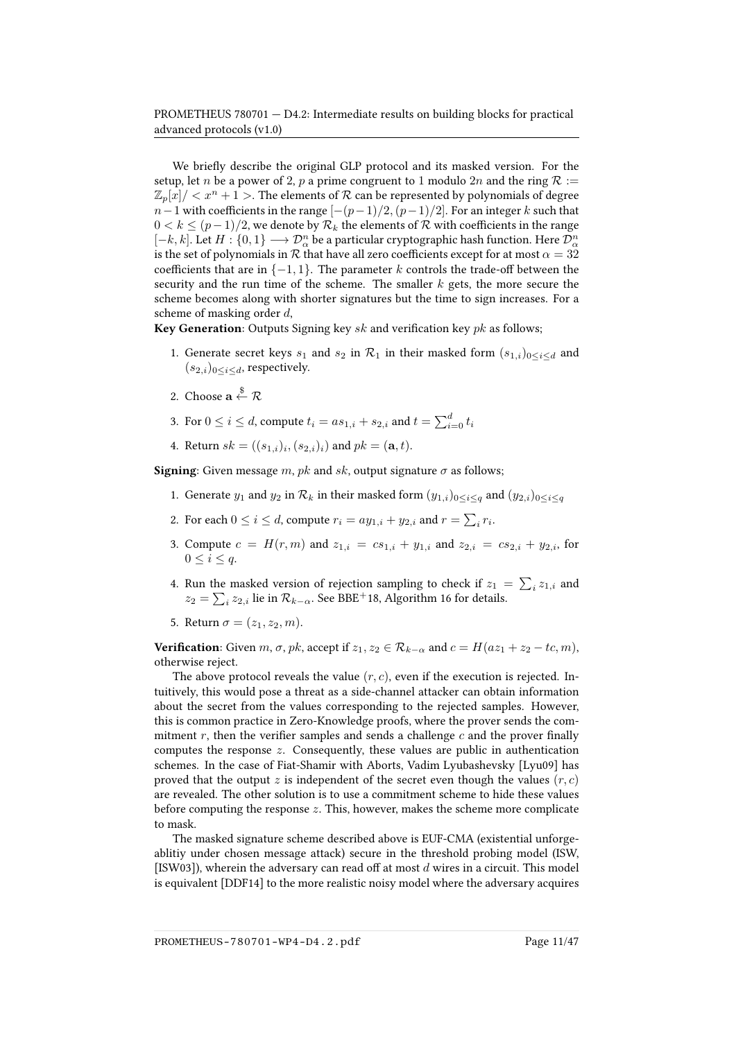We briefly describe the original GLP protocol and its masked version. For the setup, let $n$ be a power of 2, $p$ a prime congruent to 1 modulo $2n$ and the ring $\mathcal{R} := \mathbb{Z}_p[x]/ < x^n + 1 >$. The elements of $\mathcal{R}$ can be represented by polynomials of degree $n-1$ with coefficients in the range $[-(p-1)/2, (p-1)/2]$. For an integer $k$ such that $0 < k \leq (p-1)/2$, we denote by $\mathcal{R}_k$ the elements of $\mathcal{R}$ with coefficients in the range $[-k, k]$. Let $H : \{0, 1\} \longrightarrow \mathcal{D}_\alpha^n$ be a particular cryptographic hash function. Here $\mathcal{D}_\alpha^n$ is the set of polynomials in $\mathcal{R}$ that have all zero coefficients except for at most $\alpha = 32$ coefficients that are in $\{-1, 1\}$. The parameter $k$ controls the trade-off between the security and the run time of the scheme. The smaller $k$ gets, the more secure the scheme becomes along with shorter signatures but the time to sign increases. For a scheme of masking order $d$,

**Key Generation**: Outputs Signing key $sk$ and verification key $pk$ as follows;

1. Generate secret keys $s_1$ and $s_2$ in $\mathcal{R}_1$ in their masked form $(s_{1,i})_{0 \leq i \leq d}$ and $(s_{2,i})_{0 \leq i \leq d}$, respectively.
2. Choose $\mathbf{a} \xleftarrow{\$} \mathcal{R}$
3. For $0 \leq i \leq d$, compute $t_i = as_{1,i} + s_{2,i}$ and $t = \sum_{i=0}^{d} t_i$
4. Return $sk = ((s_{1,i})_i, (s_{2,i})_i)$ and $pk = (\mathbf{a}, t)$.

**Signing**: Given message $m$, $pk$ and $sk$, output signature $\sigma$ as follows;

1. Generate $y_1$ and $y_2$ in $\mathcal{R}_k$ in their masked form $(y_{1,i})_{0 \leq i \leq q}$ and $(y_{2,i})_{0 \leq i \leq q}$
2. For each $0 \leq i \leq d$, compute $r_i = ay_{1,i} + y_{2,i}$ and $r = \sum_i r_i$.
3. Compute $c = H(r, m)$ and $z_{1,i} = cs_{1,i} + y_{1,i}$ and $z_{2,i} = cs_{2,i} + y_{2,i}$, for $0 \leq i \leq q$.
4. Run the masked version of rejection sampling to check if $z_1 = \sum_i z_{1,i}$ and $z_2 = \sum_i z_{2,i}$ lie in $\mathcal{R}_{k-\alpha}$. See BBE[+]18, Algorithm 16 for details.
5. Return $\sigma = (z_1, z_2, m)$.

**Verification**: Given $m, \sigma, pk$, accept if $z_1, z_2 \in \mathcal{R}_{k-\alpha}$ and $c = H(az_1 + z_2 - tc, m)$, otherwise reject.

The above protocol reveals the value $(r, c)$, even if the execution is rejected. Intuitively, this would pose a threat as a side-channel attacker can obtain information about the secret from the values corresponding to the rejected samples. However, this is common practice in Zero-Knowledge proofs, where the prover sends the commitment $r$, then the verifier samples and sends a challenge $c$ and the prover finally computes the response $z$. Consequently, these values are public in authentication schemes. In the case of Fiat-Shamir with Aborts, Vadim Lyubashevsky [Lyu09] has proved that the output $z$ is independent of the secret even though the values $(r, c)$ are revealed. The other solution is to use a commitment scheme to hide these values before computing the response $z$. This, however, makes the scheme more complicate to mask.

The masked signature scheme described above is EUF-CMA (existential unforgeablitiy under chosen message attack) secure in the threshold probing model (ISW, [ISW03]), wherein the adversary can read off at most $d$ wires in a circuit. This model is equivalent [DDF14] to the more realistic noisy model where the adversary acquires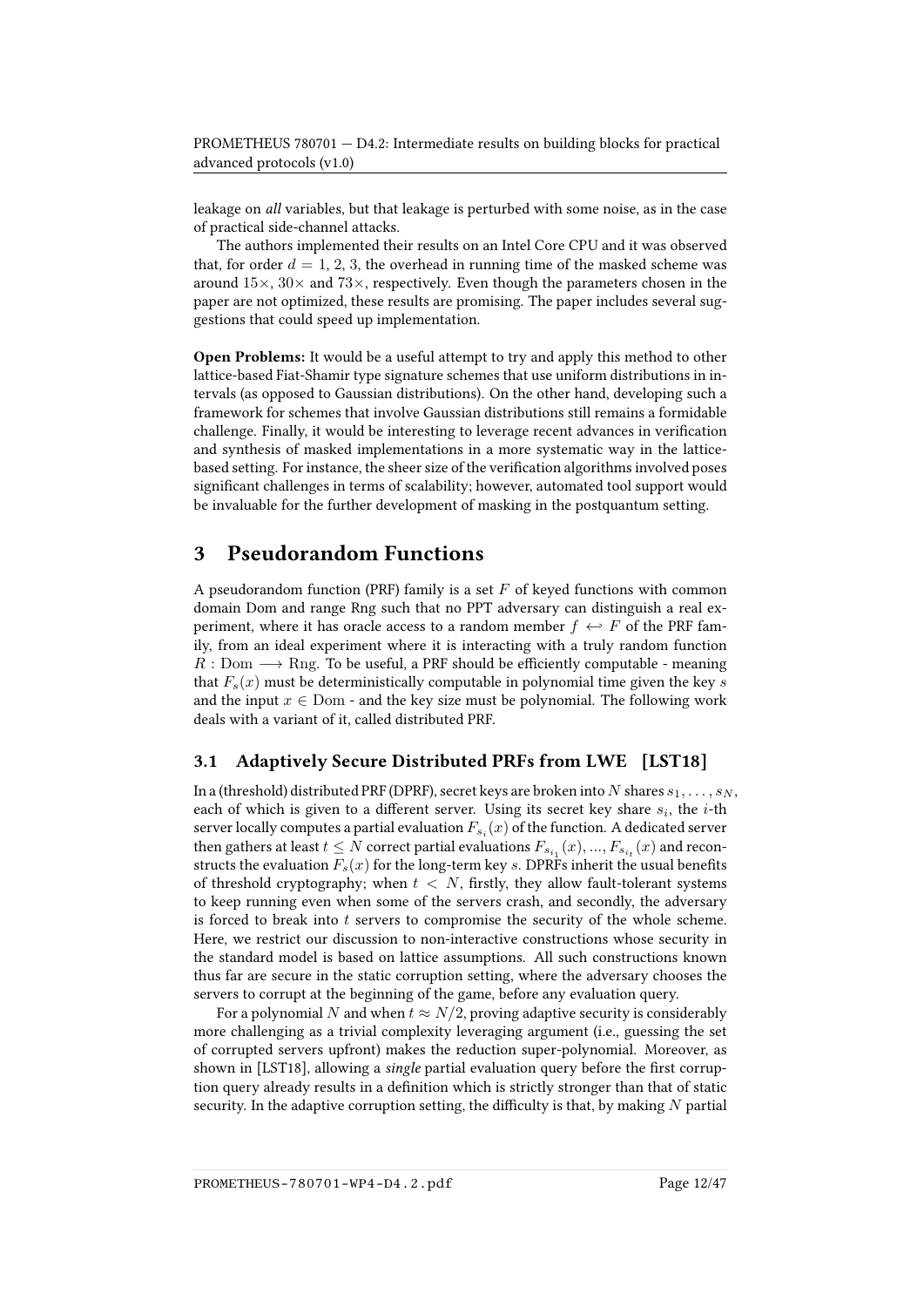leakage on *all* variables, but that leakage is perturbed with some noise, as in the case of practical side-channel attacks.

The authors implemented their results on an Intel Core CPU and it was observed that, for order $d = 1, 2, 3$, the overhead in running time of the masked scheme was around $15\times$, $30\times$ and $73\times$, respectively. Even though the parameters chosen in the paper are not optimized, these results are promising. The paper includes several suggestions that could speed up implementation.

**Open Problems:** It would be a useful attempt to try and apply this method to other lattice-based Fiat-Shamir type signature schemes that use uniform distributions in intervals (as opposed to Gaussian distributions). On the other hand, developing such a framework for schemes that involve Gaussian distributions still remains a formidable challenge. Finally, it would be interesting to leverage recent advances in verification and synthesis of masked implementations in a more systematic way in the lattice-based setting. For instance, the sheer size of the verification algorithms involved poses significant challenges in terms of scalability; however, automated tool support would be invaluable for the further development of masking in the postquantum setting.

# 3 Pseudorandom Functions

A pseudorandom function (PRF) family is a set $F$ of keyed functions with common domain Dom and range Rng such that no PPT adversary can distinguish a real experiment, where it has oracle access to a random member $f \hookleftarrow F$ of the PRF family, from an ideal experiment where it is interacting with a truly random function $R : \mathrm{Dom} \longrightarrow \mathrm{Rng}$. To be useful, a PRF should be efficiently computable - meaning that $F_s(x)$ must be deterministically computable in polynomial time given the key $s$ and the input $x \in \mathrm{Dom}$ - and the key size must be polynomial. The following work deals with a variant of it, called distributed PRF.

## 3.1 Adaptively Secure Distributed PRFs from LWE [LST18]

In a (threshold) distributed PRF (DPRF), secret keys are broken into $N$ shares $s_1, \ldots, s_N$, each of which is given to a different server. Using its secret key share $s_i$, the $i$-th server locally computes a partial evaluation $F_{s_i}(x)$ of the function. A dedicated server then gathers at least $t \leq N$ correct partial evaluations $F_{s_{i_1}}(x), ..., F_{s_{i_t}}(x)$ and reconstructs the evaluation $F_s(x)$ for the long-term key $s$. DPRFs inherit the usual benefits of threshold cryptography; when $t < N$, firstly, they allow fault-tolerant systems to keep running even when some of the servers crash, and secondly, the adversary is forced to break into $t$ servers to compromise the security of the whole scheme. Here, we restrict our discussion to non-interactive constructions whose security in the standard model is based on lattice assumptions. All such constructions known thus far are secure in the static corruption setting, where the adversary chooses the servers to corrupt at the beginning of the game, before any evaluation query.

For a polynomial $N$ and when $t \approx N/2$, proving adaptive security is considerably more challenging as a trivial complexity leveraging argument (i.e., guessing the set of corrupted servers upfront) makes the reduction super-polynomial. Moreover, as shown in [LST18], allowing a *single* partial evaluation query before the first corruption query already results in a definition which is strictly stronger than that of static security. In the adaptive corruption setting, the difficulty is that, by making $N$ partial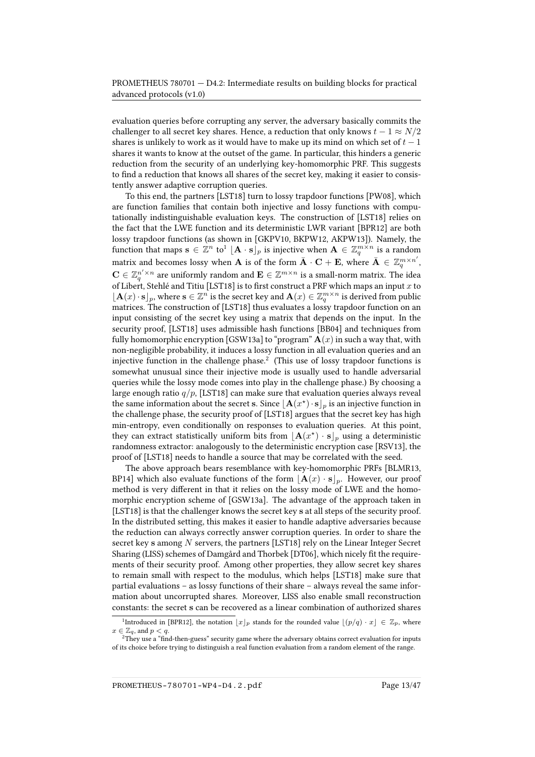evaluation queries before corrupting any server, the adversary basically commits the challenger to all secret key shares. Hence, a reduction that only knows $t-1 \approx N/2$ shares is unlikely to work as it would have to make up its mind on which set of $t-1$ shares it wants to know at the outset of the game. In particular, this hinders a generic reduction from the security of an underlying key-homomorphic PRF. This suggests to find a reduction that knows all shares of the secret key, making it easier to consistently answer adaptive corruption queries.

To this end, the partners [LST18] turn to lossy trapdoor functions [PW08], which are function families that contain both injective and lossy functions with computationally indistinguishable evaluation keys. The construction of [LST18] relies on the fact that the LWE function and its deterministic LWR variant [BPR12] are both lossy trapdoor functions (as shown in [GKPV10, BKPW12, AKPW13]). Namely, the function that maps $\mathbf{s} \in \mathbb{Z}^n$ to[1] $\lfloor \mathbf{A} \cdot \mathbf{s} \rfloor_p$ is injective when $\mathbf{A} \in \mathbb{Z}_q^{m \times n}$ is a random matrix and becomes lossy when $\mathbf{A}$ is of the form $\bar{\mathbf{A}} \cdot \mathbf{C} + \mathbf{E}$, where $\bar{\mathbf{A}} \in \mathbb{Z}_q^{m \times n'}$, $\mathbf{C} \in \mathbb{Z}_q^{n' \times n}$ are uniformly random and $\mathbf{E} \in \mathbb{Z}^{m \times n}$ is a small-norm matrix. The idea of Libert, Stehlé and Titiu [LST18] is to first construct a PRF which maps an input $x$ to $\lfloor \mathbf{A}(x) \cdot \mathbf{s} \rfloor_p$, where $\mathbf{s} \in \mathbb{Z}^n$ is the secret key and $\mathbf{A}(x) \in \mathbb{Z}_q^{m \times n}$ is derived from public matrices. The construction of [LST18] thus evaluates a lossy trapdoor function on an input consisting of the secret key using a matrix that depends on the input. In the security proof, [LST18] uses admissible hash functions [BB04] and techniques from fully homomorphic encryption [GSW13a] to "program" $\mathbf{A}(x)$ in such a way that, with non-negligible probability, it induces a lossy function in all evaluation queries and an injective function in the challenge phase.[2] (This use of lossy trapdoor functions is somewhat unusual since their injective mode is usually used to handle adversarial queries while the lossy mode comes into play in the challenge phase.) By choosing a large enough ratio $q/p$, [LST18] can make sure that evaluation queries always reveal the same information about the secret $\mathbf{s}$. Since $\lfloor \mathbf{A}(x^\star) \cdot \mathbf{s} \rfloor_p$ is an injective function in the challenge phase, the security proof of [LST18] argues that the secret key has high min-entropy, even conditionally on responses to evaluation queries. At this point, they can extract statistically uniform bits from $\lfloor \mathbf{A}(x^\star) \cdot \mathbf{s} \rfloor_p$ using a deterministic randomness extractor: analogously to the deterministic encryption case [RSV13], the proof of [LST18] needs to handle a source that may be correlated with the seed.

The above approach bears resemblance with key-homomorphic PRFs [BLMR13, BP14] which also evaluate functions of the form $\lfloor \mathbf{A}(x) \cdot \mathbf{s} \rfloor_p$. However, our proof method is very different in that it relies on the lossy mode of LWE and the homomorphic encryption scheme of [GSW13a]. The advantage of the approach taken in [LST18] is that the challenger knows the secret key $\mathbf{s}$ at all steps of the security proof. In the distributed setting, this makes it easier to handle adaptive adversaries because the reduction can always correctly answer corruption queries. In order to share the secret key $\mathbf{s}$ among $N$ servers, the partners [LST18] rely on the Linear Integer Secret Sharing (LISS) schemes of Damgård and Thorbek [DT06], which nicely fit the requirements of their security proof. Among other properties, they allow secret key shares to remain small with respect to the modulus, which helps [LST18] make sure that partial evaluations – as lossy functions of their share – always reveal the same information about uncorrupted shares. Moreover, LISS also enable small reconstruction constants: the secret $\mathbf{s}$ can be recovered as a linear combination of authorized shares

[1] Introduced in [BPR12], the notation $\lfloor x \rfloor_p$ stands for the rounded value $\lfloor (p/q) \cdot x \rfloor \in \mathbb{Z}_p$, where $x \in \mathbb{Z}_q$, and $p < q$.

[2] They use a "find-then-guess" security game where the adversary obtains correct evaluation for inputs of its choice before trying to distinguish a real function evaluation from a random element of the range.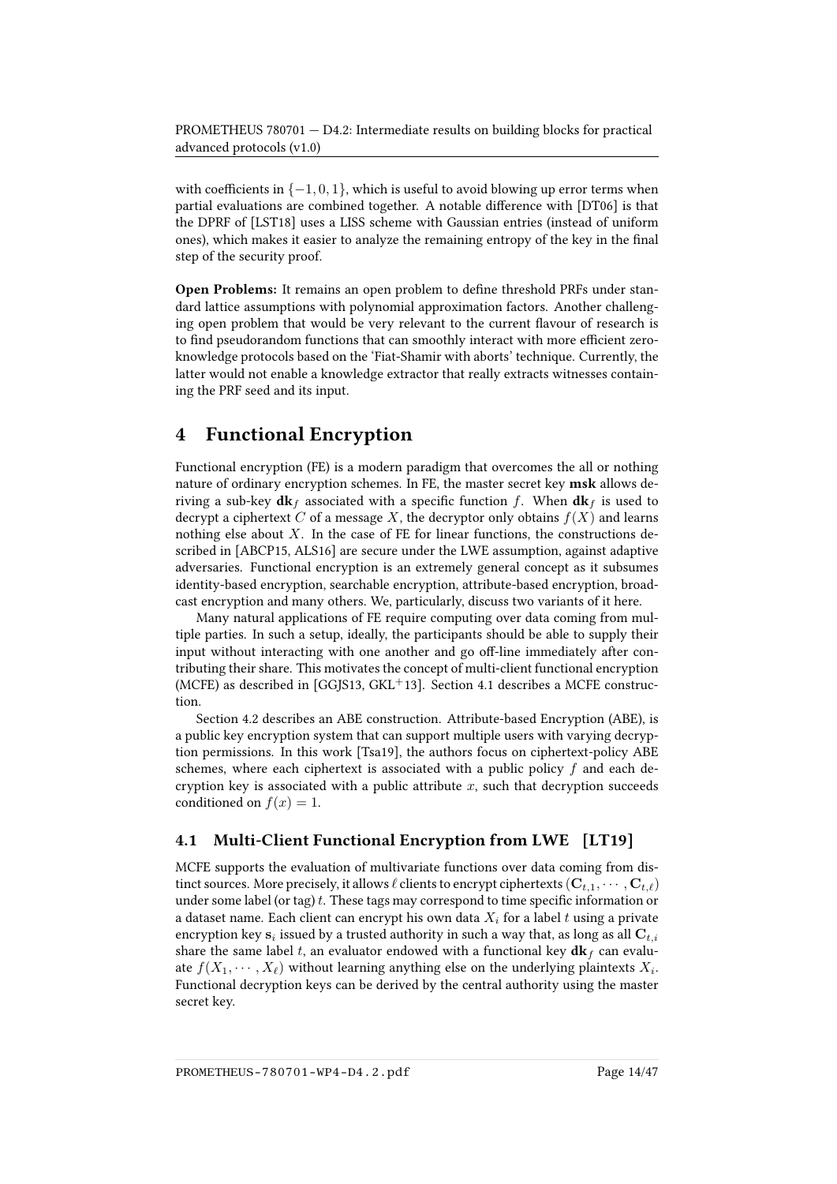with coefficients in $\{-1, 0, 1\}$, which is useful to avoid blowing up error terms when partial evaluations are combined together. A notable difference with [DT06] is that the DPRF of [LST18] uses a LISS scheme with Gaussian entries (instead of uniform ones), which makes it easier to analyze the remaining entropy of the key in the final step of the security proof.

**Open Problems:** It remains an open problem to define threshold PRFs under standard lattice assumptions with polynomial approximation factors. Another challenging open problem that would be very relevant to the current flavour of research is to find pseudorandom functions that can smoothly interact with more efficient zero-knowledge protocols based on the 'Fiat-Shamir with aborts' technique. Currently, the latter would not enable a knowledge extractor that really extracts witnesses containing the PRF seed and its input.

# 4 Functional Encryption

Functional encryption (FE) is a modern paradigm that overcomes the all or nothing nature of ordinary encryption schemes. In FE, the master secret key $\mathbf{msk}$ allows deriving a sub-key $\mathbf{dk}_f$ associated with a specific function $f$. When $\mathbf{dk}_f$ is used to decrypt a ciphertext $C$ of a message $X$, the decryptor only obtains $f(X)$ and learns nothing else about $X$. In the case of FE for linear functions, the constructions described in [ABCP15, ALS16] are secure under the LWE assumption, against adaptive adversaries. Functional encryption is an extremely general concept as it subsumes identity-based encryption, searchable encryption, attribute-based encryption, broadcast encryption and many others. We, particularly, discuss two variants of it here.

Many natural applications of FE require computing over data coming from multiple parties. In such a setup, ideally, the participants should be able to supply their input without interacting with one another and go off-line immediately after contributing their share. This motivates the concept of multi-client functional encryption (MCFE) as described in [GGJS13, GKL+13]. Section 4.1 describes a MCFE construction.

Section 4.2 describes an ABE construction. Attribute-based Encryption (ABE), is a public key encryption system that can support multiple users with varying decryption permissions. In this work [Tsa19], the authors focus on ciphertext-policy ABE schemes, where each ciphertext is associated with a public policy $f$ and each decryption key is associated with a public attribute $x$, such that decryption succeeds conditioned on $f(x) = 1$.

## 4.1 Multi-Client Functional Encryption from LWE [LT19]

MCFE supports the evaluation of multivariate functions over data coming from distinct sources. More precisely, it allows $\ell$ clients to encrypt ciphertexts $(\mathbf{C}_{t,1}, \cdots, \mathbf{C}_{t,\ell})$ under some label (or tag) $t$. These tags may correspond to time specific information or a dataset name. Each client can encrypt his own data $X_i$ for a label $t$ using a private encryption key $\mathbf{s}_i$ issued by a trusted authority in such a way that, as long as all $\mathbf{C}_{t,i}$ share the same label $t$, an evaluator endowed with a functional key $\mathbf{dk}_f$ can evaluate $f(X_1, \cdots, X_\ell)$ without learning anything else on the underlying plaintexts $X_i$. Functional decryption keys can be derived by the central authority using the master secret key.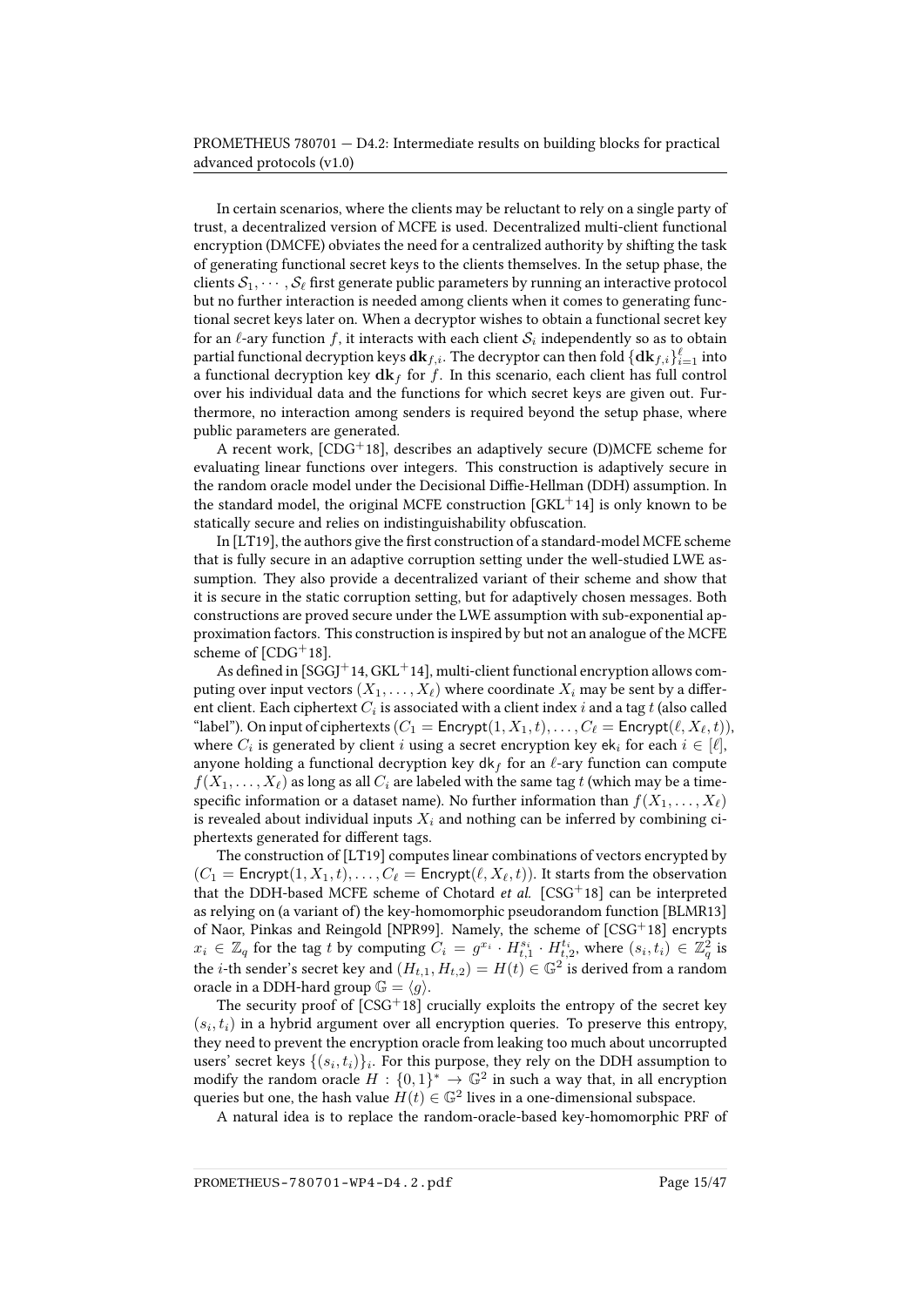In certain scenarios, where the clients may be reluctant to rely on a single party of trust, a decentralized version of MCFE is used. Decentralized multi-client functional encryption (DMCFE) obviates the need for a centralized authority by shifting the task of generating functional secret keys to the clients themselves. In the setup phase, the clients $\mathcal{S}_1, \cdots, \mathcal{S}_\ell$ first generate public parameters by running an interactive protocol but no further interaction is needed among clients when it comes to generating functional secret keys later on. When a decryptor wishes to obtain a functional secret key for an $\ell$-ary function $f$, it interacts with each client $\mathcal{S}_i$ independently so as to obtain partial functional decryption keys $\mathbf{dk}_{f,i}$. The decryptor can then fold $\{\mathbf{dk}_{f,i}\}_{i=1}^{\ell}$ into a functional decryption key $\mathbf{dk}_f$ for $f$. In this scenario, each client has full control over his individual data and the functions for which secret keys are given out. Furthermore, no interaction among senders is required beyond the setup phase, where public parameters are generated.

A recent work, [CDG+18], describes an adaptively secure (D)MCFE scheme for evaluating linear functions over integers. This construction is adaptively secure in the random oracle model under the Decisional Diffie-Hellman (DDH) assumption. In the standard model, the original MCFE construction [GKL+14] is only known to be statically secure and relies on indistinguishability obfuscation.

In [LT19], the authors give the first construction of a standard-model MCFE scheme that is fully secure in an adaptive corruption setting under the well-studied LWE assumption. They also provide a decentralized variant of their scheme and show that it is secure in the static corruption setting, but for adaptively chosen messages. Both constructions are proved secure under the LWE assumption with sub-exponential approximation factors. This construction is inspired by but not an analogue of the MCFE scheme of [CDG+18].

As defined in [SGGJ+14, GKL+14], multi-client functional encryption allows computing over input vectors $(X_1, \ldots, X_\ell)$ where coordinate $X_i$ may be sent by a different client. Each ciphertext $C_i$ is associated with a client index $i$ and a tag $t$ (also called "label"). On input of ciphertexts $(C_1 = \mathsf{Encrypt}(1, X_1, t), \ldots, C_\ell = \mathsf{Encrypt}(\ell, X_\ell, t))$, where $C_i$ is generated by client $i$ using a secret encryption key $\mathsf{ek}_i$ for each $i \in [\ell]$, anyone holding a functional decryption key $\mathsf{dk}_f$ for an $\ell$-ary function can compute $f(X_1, \ldots, X_\ell)$ as long as all $C_i$ are labeled with the same tag $t$ (which may be a time-specific information or a dataset name). No further information than $f(X_1, \ldots, X_\ell)$ is revealed about individual inputs $X_i$ and nothing can be inferred by combining ciphertexts generated for different tags.

The construction of [LT19] computes linear combinations of vectors encrypted by $(C_1 = \mathsf{Encrypt}(1, X_1, t), \ldots, C_\ell = \mathsf{Encrypt}(\ell, X_\ell, t))$. It starts from the observation that the DDH-based MCFE scheme of Chotard *et al.* [CSG+18] can be interpreted as relying on (a variant of) the key-homomorphic pseudorandom function [BLMR13] of Naor, Pinkas and Reingold [NPR99]. Namely, the scheme of [CSG+18] encrypts $x_i \in \mathbb{Z}_q$ for the tag $t$ by computing $C_i = g^{x_i} \cdot H_{t,1}^{s_i} \cdot H_{t,2}^{t_i}$, where $(s_i, t_i) \in \mathbb{Z}_q^2$ is the $i$-th sender's secret key and $(H_{t,1}, H_{t,2}) = H(t) \in \mathbb{G}^2$ is derived from a random oracle in a DDH-hard group $\mathbb{G} = \langle g \rangle$.

The security proof of [CSG+18] crucially exploits the entropy of the secret key $(s_i, t_i)$ in a hybrid argument over all encryption queries. To preserve this entropy, they need to prevent the encryption oracle from leaking too much about uncorrupted users' secret keys $\{(s_i, t_i)\}_i$. For this purpose, they rely on the DDH assumption to modify the random oracle $H : \{0,1\}^* \to \mathbb{G}^2$ in such a way that, in all encryption queries but one, the hash value $H(t) \in \mathbb{G}^2$ lives in a one-dimensional subspace.

A natural idea is to replace the random-oracle-based key-homomorphic PRF of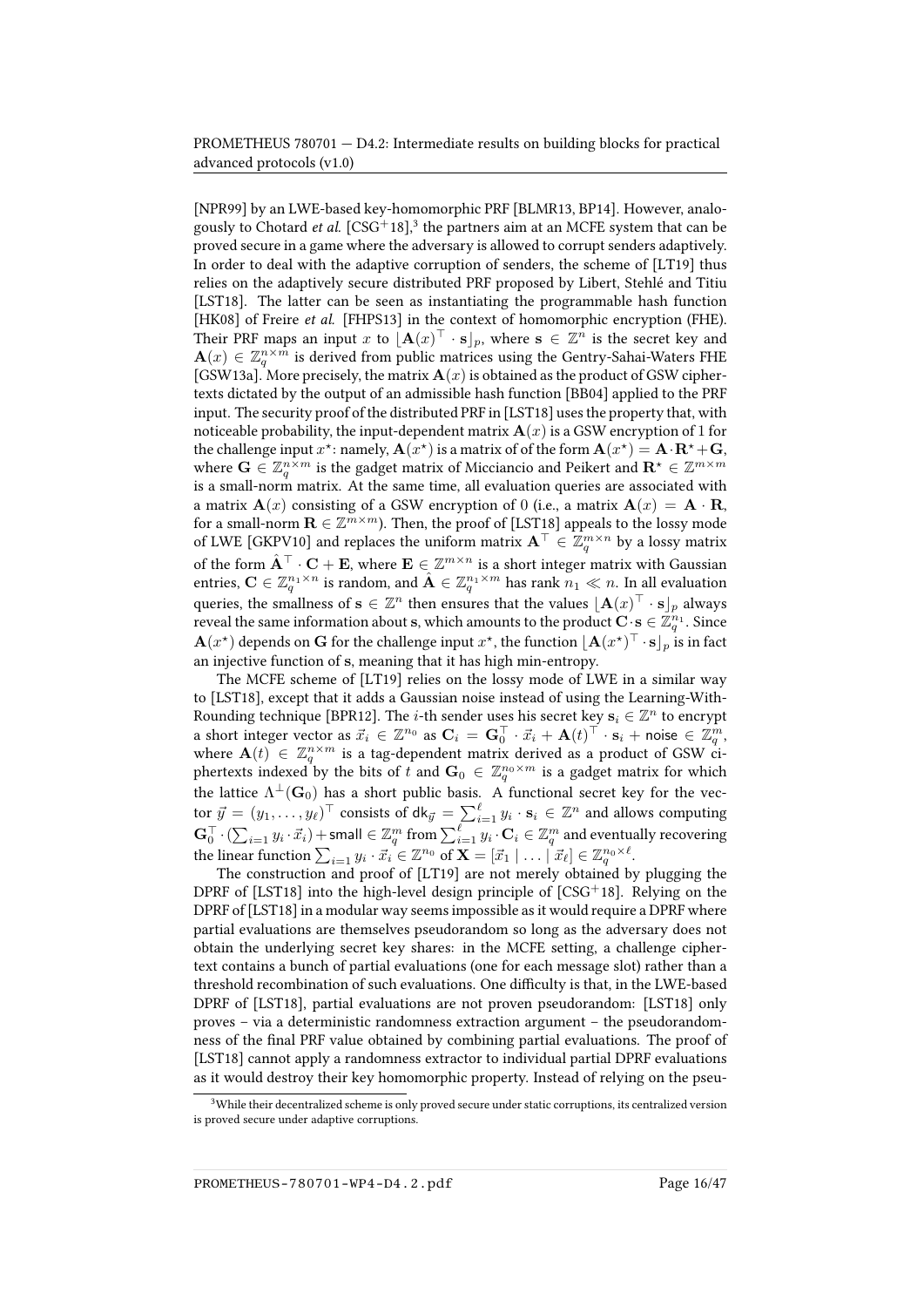[NPR99] by an LWE-based key-homomorphic PRF [BLMR13, BP14]. However, analogously to Chotard *et al.* [CSG$^+$18],[3] the partners aim at an MCFE system that can be proved secure in a game where the adversary is allowed to corrupt senders adaptively. In order to deal with the adaptive corruption of senders, the scheme of [LT19] thus relies on the adaptively secure distributed PRF proposed by Libert, Stehlé and Titiu [LST18]. The latter can be seen as instantiating the programmable hash function [HK08] of Freire *et al.* [FHPS13] in the context of homomorphic encryption (FHE). Their PRF maps an input $x$ to $\lfloor \mathbf{A}(x)^\top \cdot \mathbf{s} \rfloor_p$, where $\mathbf{s} \in \mathbb{Z}^n$ is the secret key and $\mathbf{A}(x) \in \mathbb{Z}_q^{n \times m}$ is derived from public matrices using the Gentry-Sahai-Waters FHE [GSW13a]. More precisely, the matrix $\mathbf{A}(x)$ is obtained as the product of GSW ciphertexts dictated by the output of an admissible hash function [BB04] applied to the PRF input. The security proof of the distributed PRF in [LST18] uses the property that, with noticeable probability, the input-dependent matrix $\mathbf{A}(x)$ is a GSW encryption of 1 for the challenge input $x^\star$: namely, $\mathbf{A}(x^\star)$ is a matrix of of the form $\mathbf{A}(x^\star) = \mathbf{A} \cdot \mathbf{R}^\star + \mathbf{G}$, where $\mathbf{G} \in \mathbb{Z}_q^{n \times m}$ is the gadget matrix of Micciancio and Peikert and $\mathbf{R}^\star \in \mathbb{Z}^{m \times m}$ is a small-norm matrix. At the same time, all evaluation queries are associated with a matrix $\mathbf{A}(x)$ consisting of a GSW encryption of 0 (i.e., a matrix $\mathbf{A}(x) = \mathbf{A} \cdot \mathbf{R}$, for a small-norm $\mathbf{R} \in \mathbb{Z}^{m \times m}$). Then, the proof of [LST18] appeals to the lossy mode of LWE [GKPV10] and replaces the uniform matrix $\mathbf{A}^\top \in \mathbb{Z}_q^{m \times n}$ by a lossy matrix of the form $\hat{\mathbf{A}}^\top \cdot \mathbf{C} + \mathbf{E}$, where $\mathbf{E} \in \mathbb{Z}^{m \times n}$ is a short integer matrix with Gaussian entries, $\mathbf{C} \in \mathbb{Z}_q^{n_1 \times n}$ is random, and $\hat{\mathbf{A}} \in \mathbb{Z}_q^{n_1 \times m}$ has rank $n_1 \ll n$. In all evaluation queries, the smallness of $\mathbf{s} \in \mathbb{Z}^n$ then ensures that the values $\lfloor \mathbf{A}(x)^\top \cdot \mathbf{s} \rfloor_p$ always reveal the same information about $\mathbf{s}$, which amounts to the product $\mathbf{C} \cdot \mathbf{s} \in \mathbb{Z}_q^{n_1}$. Since $\mathbf{A}(x^\star)$ depends on $\mathbf{G}$ for the challenge input $x^\star$, the function $\lfloor \mathbf{A}(x^\star)^\top \cdot \mathbf{s} \rfloor_p$ is in fact an injective function of $\mathbf{s}$, meaning that it has high min-entropy.

The MCFE scheme of [LT19] relies on the lossy mode of LWE in a similar way to [LST18], except that it adds a Gaussian noise instead of using the Learning-With-Rounding technique [BPR12]. The $i$-th sender uses his secret key $\mathbf{s}_i \in \mathbb{Z}^n$ to encrypt a short integer vector as $\vec{x}_i \in \mathbb{Z}^{n_0}$ as $\mathbf{C}_i = \mathbf{G}_0^\top \cdot \vec{x}_i + \mathbf{A}(t)^\top \cdot \mathbf{s}_i + \mathsf{noise} \in \mathbb{Z}_q^m$, where $\mathbf{A}(t) \in \mathbb{Z}_q^{n \times m}$ is a tag-dependent matrix derived as a product of GSW ciphertexts indexed by the bits of $t$ and $\mathbf{G}_0 \in \mathbb{Z}_q^{n_0 \times m}$ is a gadget matrix for which the lattice $\Lambda^\perp(\mathbf{G}_0)$ has a short public basis. A functional secret key for the vector $\vec{y} = (y_1, \ldots, y_\ell)^\top$ consists of $\mathsf{dk}_{\vec{y}} = \sum_{i=1}^{\ell} y_i \cdot \mathbf{s}_i \in \mathbb{Z}^n$ and allows computing $\mathbf{G}_0^\top \cdot (\sum_{i=1} y_i \cdot \vec{x}_i) + \mathsf{small} \in \mathbb{Z}_q^m$ from $\sum_{i=1}^{\ell} y_i \cdot \mathbf{C}_i \in \mathbb{Z}_q^m$ and eventually recovering the linear function $\sum_{i=1} y_i \cdot \vec{x}_i \in \mathbb{Z}^{n_0}$ of $\mathbf{X} = [\vec{x}_1 \mid \ldots \mid \vec{x}_\ell] \in \mathbb{Z}_q^{n_0 \times \ell}$.

The construction and proof of [LT19] are not merely obtained by plugging the DPRF of [LST18] into the high-level design principle of [CSG$^+$18]. Relying on the DPRF of [LST18] in a modular way seems impossible as it would require a DPRF where partial evaluations are themselves pseudorandom so long as the adversary does not obtain the underlying secret key shares: in the MCFE setting, a challenge ciphertext contains a bunch of partial evaluations (one for each message slot) rather than a threshold recombination of such evaluations. One difficulty is that, in the LWE-based DPRF of [LST18], partial evaluations are not proven pseudorandom: [LST18] only proves – via a deterministic randomness extraction argument – the pseudorandomness of the final PRF value obtained by combining partial evaluations. The proof of [LST18] cannot apply a randomness extractor to individual partial DPRF evaluations as it would destroy their key homomorphic property. Instead of relying on the pseu-

[3] While their decentralized scheme is only proved secure under static corruptions, its centralized version is proved secure under adaptive corruptions.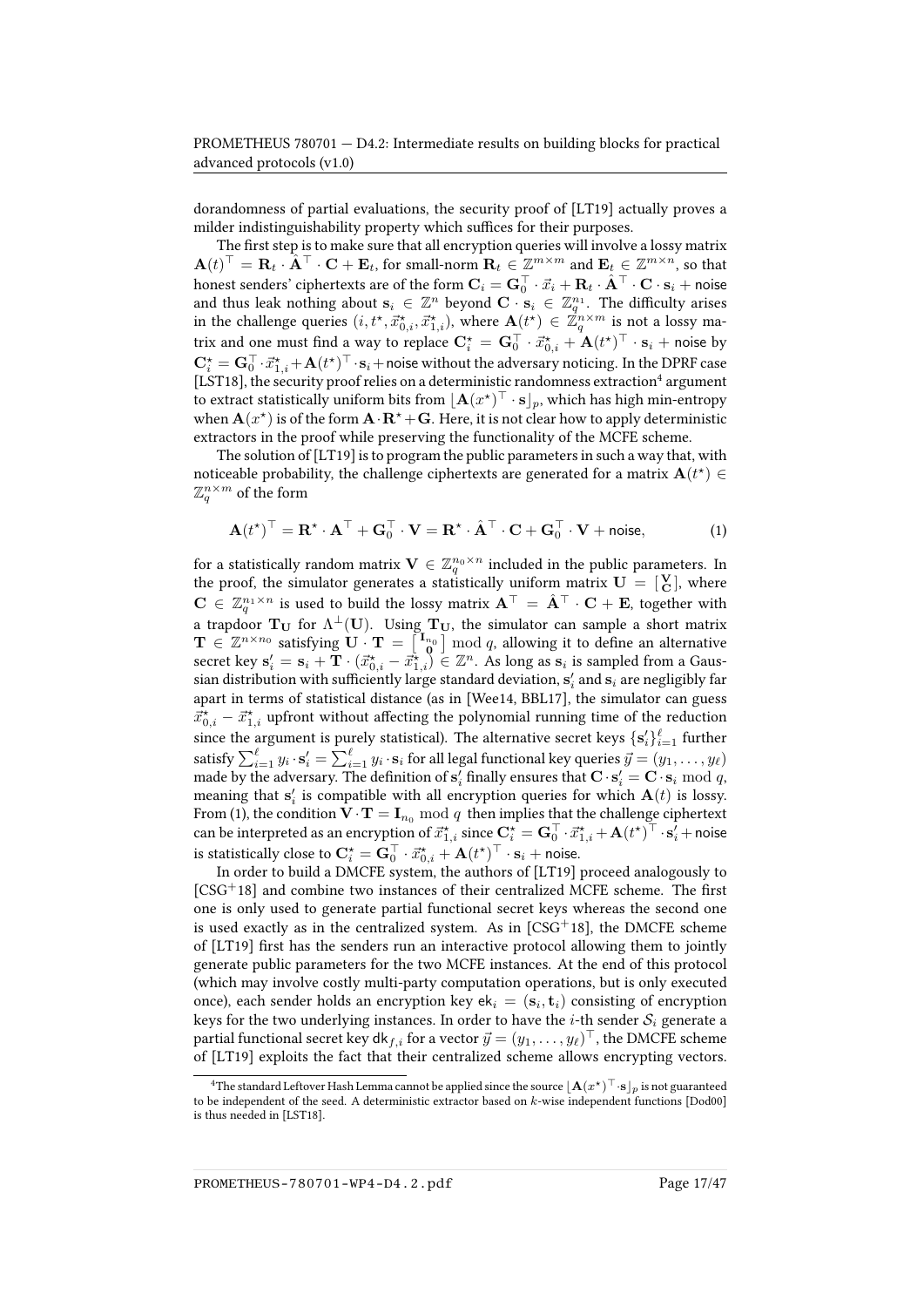dorandomness of partial evaluations, the security proof of [LT19] actually proves a milder indistinguishability property which suffices for their purposes.

The first step is to make sure that all encryption queries will involve a lossy matrix $\mathbf{A}(t)^\top = \mathbf{R}_t \cdot \hat{\mathbf{A}}^\top \cdot \mathbf{C} + \mathbf{E}_t$, for small-norm $\mathbf{R}_t \in \mathbb{Z}^{m \times m}$ and $\mathbf{E}_t \in \mathbb{Z}^{m \times n}$, so that honest senders' ciphertexts are of the form $\mathbf{C}_i = \mathbf{G}_0^\top \cdot \vec{x}_i + \mathbf{R}_t \cdot \hat{\mathbf{A}}^\top \cdot \mathbf{C} \cdot \mathbf{s}_i + \mathsf{noise}$ and thus leak nothing about $\mathbf{s}_i \in \mathbb{Z}^n$ beyond $\mathbf{C} \cdot \mathbf{s}_i \in \mathbb{Z}_q^{n_1}$. The difficulty arises in the challenge queries $(i, t^\star, \vec{x}^\star_{0,i}, \vec{x}^\star_{1,i})$, where $\mathbf{A}(t^\star) \in \mathbb{Z}_q^{n \times m}$ is not a lossy matrix and one must find a way to replace $\mathbf{C}_i^\star = \mathbf{G}_0^\top \cdot \vec{x}^\star_{0,i} + \mathbf{A}(t^\star)^\top \cdot \mathbf{s}_i + \mathsf{noise}$ by $\mathbf{C}_i^\star = \mathbf{G}_0^\top \cdot \vec{x}^\star_{1,i} + \mathbf{A}(t^\star)^\top \cdot \mathbf{s}_i + \mathsf{noise}$ without the adversary noticing. In the DPRF case [LST18], the security proof relies on a deterministic randomness extraction[4] argument to extract statistically uniform bits from $\lfloor \mathbf{A}(x^\star)^\top \cdot \mathbf{s} \rfloor_p$, which has high min-entropy when $\mathbf{A}(x^\star)$ is of the form $\mathbf{A} \cdot \mathbf{R}^\star + \mathbf{G}$. Here, it is not clear how to apply deterministic extractors in the proof while preserving the functionality of the MCFE scheme.

The solution of [LT19] is to program the public parameters in such a way that, with noticeable probability, the challenge ciphertexts are generated for a matrix $\mathbf{A}(t^\star) \in \mathbb{Z}_q^{n \times m}$ of the form

$$\mathbf{A}(t^\star)^\top = \mathbf{R}^\star \cdot \mathbf{A}^\top + \mathbf{G}_0^\top \cdot \mathbf{V} = \mathbf{R}^\star \cdot \hat{\mathbf{A}}^\top \cdot \mathbf{C} + \mathbf{G}_0^\top \cdot \mathbf{V} + \mathsf{noise}, \tag{1}$$

for a statistically random matrix $\mathbf{V} \in \mathbb{Z}_q^{n_0 \times n}$ included in the public parameters. In the proof, the simulator generates a statistically uniform matrix $\mathbf{U} = \left[\begin{smallmatrix} \mathbf{V} \\ \mathbf{C} \end{smallmatrix}\right]$, where $\mathbf{C} \in \mathbb{Z}_q^{n_1 \times n}$ is used to build the lossy matrix $\mathbf{A}^\top = \hat{\mathbf{A}}^\top \cdot \mathbf{C} + \mathbf{E}$, together with a trapdoor $\mathbf{T}_\mathbf{U}$ for $\Lambda^\perp(\mathbf{U})$. Using $\mathbf{T}_\mathbf{U}$, the simulator can sample a short matrix $\mathbf{T} \in \mathbb{Z}^{n \times n_0}$ satisfying $\mathbf{U} \cdot \mathbf{T} = \left[\begin{smallmatrix} \mathbf{I}_{n_0} \\ \mathbf{0} \end{smallmatrix}\right] \bmod q$, allowing it to define an alternative secret key $\mathbf{s}'_i = \mathbf{s}_i + \mathbf{T} \cdot (\vec{x}^\star_{0,i} - \vec{x}^\star_{1,i}) \in \mathbb{Z}^n$. As long as $\mathbf{s}_i$ is sampled from a Gaussian distribution with sufficiently large standard deviation, $\mathbf{s}'_i$ and $\mathbf{s}_i$ are negligibly far apart in terms of statistical distance (as in [Wee14, BBL17], the simulator can guess $\vec{x}^\star_{0,i} - \vec{x}^\star_{1,i}$ upfront without affecting the polynomial running time of the reduction since the argument is purely statistical). The alternative secret keys $\{\mathbf{s}'_i\}_{i=1}^{\ell}$ further satisfy $\sum_{i=1}^{\ell} y_i \cdot \mathbf{s}'_i = \sum_{i=1}^{\ell} y_i \cdot \mathbf{s}_i$ for all legal functional key queries $\vec{y} = (y_1, \ldots, y_\ell)$ made by the adversary. The definition of $\mathbf{s}'_i$ finally ensures that $\mathbf{C} \cdot \mathbf{s}'_i = \mathbf{C} \cdot \mathbf{s}_i \bmod q$, meaning that $\mathbf{s}'_i$ is compatible with all encryption queries for which $\mathbf{A}(t)$ is lossy. From (1), the condition $\mathbf{V} \cdot \mathbf{T} = \mathbf{I}_{n_0} \bmod q$ then implies that the challenge ciphertext can be interpreted as an encryption of $\vec{x}^\star_{1,i}$ since $\mathbf{C}_i^\star = \mathbf{G}_0^\top \cdot \vec{x}^\star_{1,i} + \mathbf{A}(t^\star)^\top \cdot \mathbf{s}'_i + \mathsf{noise}$ is statistically close to $\mathbf{C}_i^\star = \mathbf{G}_0^\top \cdot \vec{x}^\star_{0,i} + \mathbf{A}(t^\star)^\top \cdot \mathbf{s}_i + \mathsf{noise}$.

In order to build a DMCFE system, the authors of [LT19] proceed analogously to [CSG+18] and combine two instances of their centralized MCFE scheme. The first one is only used to generate partial functional secret keys whereas the second one is used exactly as in the centralized system. As in [CSG+18], the DMCFE scheme of [LT19] first has the senders run an interactive protocol allowing them to jointly generate public parameters for the two MCFE instances. At the end of this protocol (which may involve costly multi-party computation operations, but is only executed once), each sender holds an encryption key $\mathsf{ek}_i = (\mathbf{s}_i, \mathbf{t}_i)$ consisting of encryption keys for the two underlying instances. In order to have the $i$-th sender $\mathcal{S}_i$ generate a partial functional secret key $\mathsf{dk}_{f,i}$ for a vector $\vec{y} = (y_1, \ldots, y_\ell)^\top$, the DMCFE scheme of [LT19] exploits the fact that their centralized scheme allows encrypting vectors.

[4] The standard Leftover Hash Lemma cannot be applied since the source $\lfloor \mathbf{A}(x^\star)^\top \cdot \mathbf{s} \rfloor_p$ is not guaranteed to be independent of the seed. A deterministic extractor based on $k$-wise independent functions [Dod00] is thus needed in [LST18].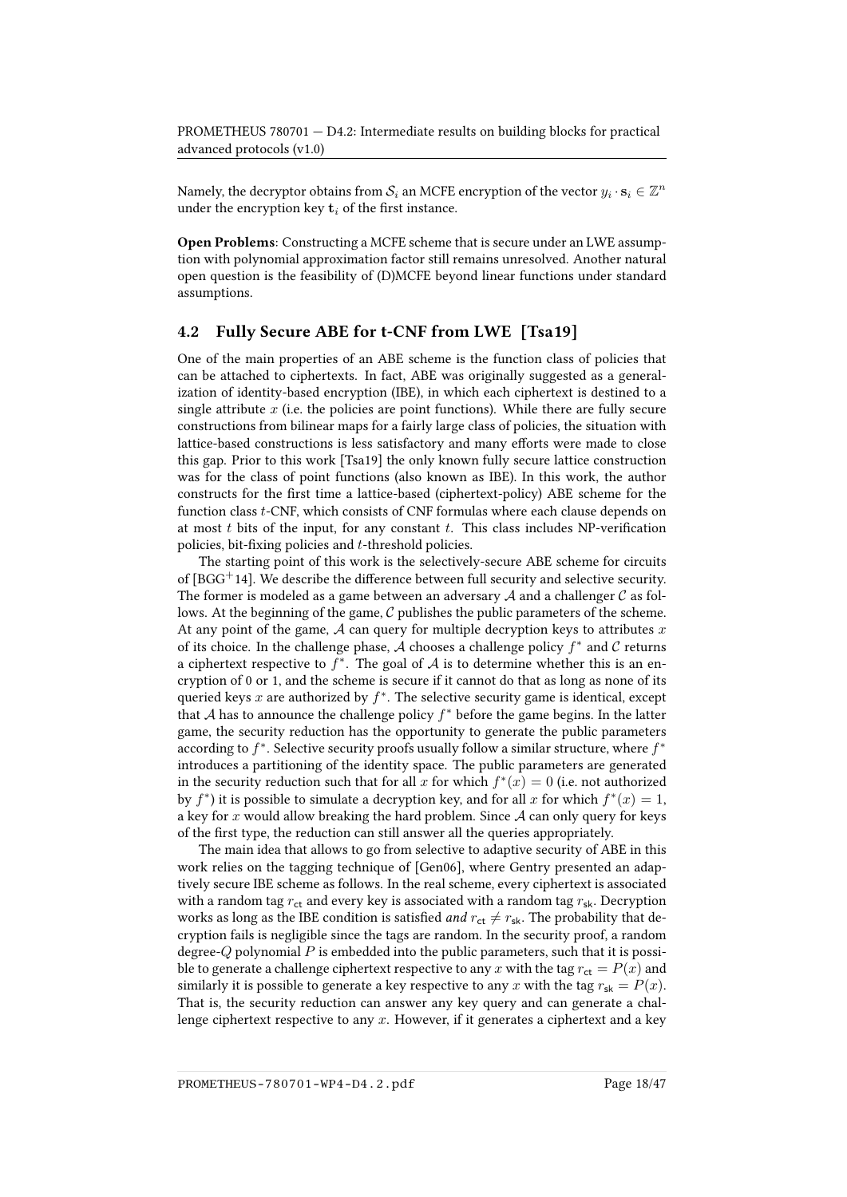Namely, the decryptor obtains from $\mathcal{S}_i$ an MCFE encryption of the vector $y_i \cdot \mathbf{s}_i \in \mathbb{Z}^n$ under the encryption key $\mathbf{t}_i$ of the first instance.

**Open Problems**: Constructing a MCFE scheme that is secure under an LWE assumption with polynomial approximation factor still remains unresolved. Another natural open question is the feasibility of (D)MCFE beyond linear functions under standard assumptions.

## 4.2 Fully Secure ABE for t-CNF from LWE [Tsa19]

One of the main properties of an ABE scheme is the function class of policies that can be attached to ciphertexts. In fact, ABE was originally suggested as a generalization of identity-based encryption (IBE), in which each ciphertext is destined to a single attribute $x$ (i.e. the policies are point functions). While there are fully secure constructions from bilinear maps for a fairly large class of policies, the situation with lattice-based constructions is less satisfactory and many efforts were made to close this gap. Prior to this work [Tsa19] the only known fully secure lattice construction was for the class of point functions (also known as IBE). In this work, the author constructs for the first time a lattice-based (ciphertext-policy) ABE scheme for the function class $t$-CNF, which consists of CNF formulas where each clause depends on at most $t$ bits of the input, for any constant $t$. This class includes NP-verification policies, bit-fixing policies and $t$-threshold policies.

The starting point of this work is the selectively-secure ABE scheme for circuits of [BGG+14]. We describe the difference between full security and selective security. The former is modeled as a game between an adversary $\mathcal{A}$ and a challenger $\mathcal{C}$ as follows. At the beginning of the game, $\mathcal{C}$ publishes the public parameters of the scheme. At any point of the game, $\mathcal{A}$ can query for multiple decryption keys to attributes $x$ of its choice. In the challenge phase, $\mathcal{A}$ chooses a challenge policy $f^*$ and $\mathcal{C}$ returns a ciphertext respective to $f^*$. The goal of $\mathcal{A}$ is to determine whether this is an encryption of 0 or 1, and the scheme is secure if it cannot do that as long as none of its queried keys $x$ are authorized by $f^*$. The selective security game is identical, except that $\mathcal{A}$ has to announce the challenge policy $f^*$ before the game begins. In the latter game, the security reduction has the opportunity to generate the public parameters according to $f^*$. Selective security proofs usually follow a similar structure, where $f^*$ introduces a partitioning of the identity space. The public parameters are generated in the security reduction such that for all $x$ for which $f^*(x) = 0$ (i.e. not authorized by $f^*$) it is possible to simulate a decryption key, and for all $x$ for which $f^*(x) = 1$, a key for $x$ would allow breaking the hard problem. Since $\mathcal{A}$ can only query for keys of the first type, the reduction can still answer all the queries appropriately.

The main idea that allows to go from selective to adaptive security of ABE in this work relies on the tagging technique of [Gen06], where Gentry presented an adaptively secure IBE scheme as follows. In the real scheme, every ciphertext is associated with a random tag $r_{\mathsf{ct}}$ and every key is associated with a random tag $r_{\mathsf{sk}}$. Decryption works as long as the IBE condition is satisfied *and* $r_{\mathsf{ct}} \neq r_{\mathsf{sk}}$. The probability that decryption fails is negligible since the tags are random. In the security proof, a random degree-$Q$ polynomial $P$ is embedded into the public parameters, such that it is possible to generate a challenge ciphertext respective to any $x$ with the tag $r_{\mathsf{ct}} = P(x)$ and similarly it is possible to generate a key respective to any $x$ with the tag $r_{\mathsf{sk}} = P(x)$. That is, the security reduction can answer any key query and can generate a challenge ciphertext respective to any $x$. However, if it generates a ciphertext and a key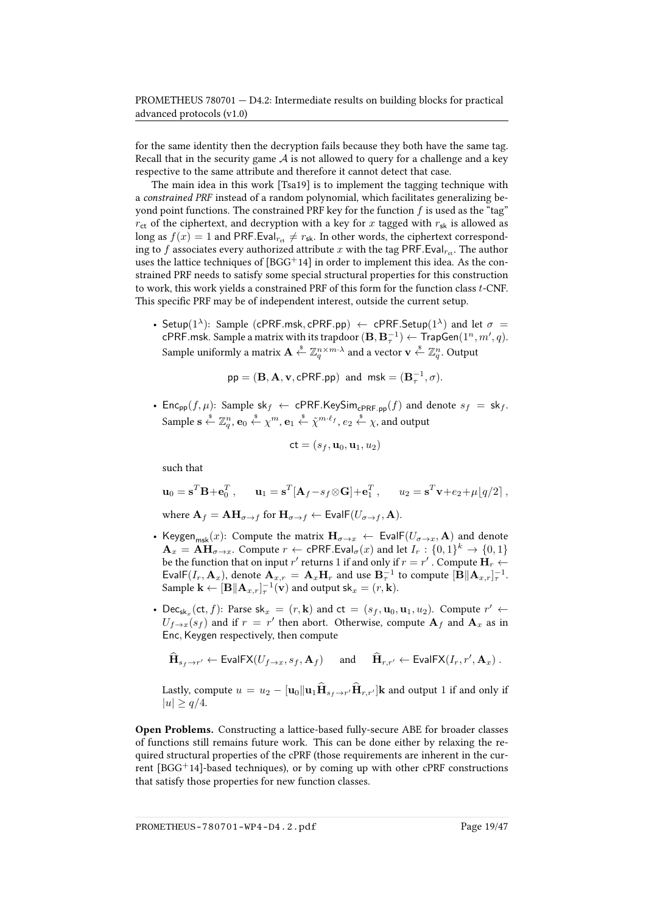for the same identity then the decryption fails because they both have the same tag. Recall that in the security game $\mathcal{A}$ is not allowed to query for a challenge and a key respective to the same attribute and therefore it cannot detect that case.

The main idea in this work [Tsa19] is to implement the tagging technique with a *constrained PRF* instead of a random polynomial, which facilitates generalizing beyond point functions. The constrained PRF key for the function $f$ is used as the "tag" $r_{\mathsf{ct}}$ of the ciphertext, and decryption with a key for $x$ tagged with $r_{\mathsf{sk}}$ is allowed as long as $f(x) = 1$ and $\mathsf{PRF.Eval}_{r_{\mathsf{ct}}} \neq r_{\mathsf{sk}}$. In other words, the ciphertext corresponding to $f$ associates every authorized attribute $x$ with the tag $\mathsf{PRF.Eval}_{r_{\mathsf{ct}}}$. The author uses the lattice techniques of [BGG+14] in order to implement this idea. As the constrained PRF needs to satisfy some special structural properties for this construction to work, this work yields a constrained PRF of this form for the function class $t$-CNF. This specific PRF may be of independent interest, outside the current setup.

- $\mathsf{Setup}(1^\lambda)$: Sample $(\mathsf{cPRF.msk}, \mathsf{cPRF.pp}) \leftarrow \mathsf{cPRF.Setup}(1^\lambda)$ and let $\sigma = \mathsf{cPRF.msk}$. Sample a matrix with its trapdoor $(\mathbf{B}, \mathbf{B}_\tau^{-1}) \leftarrow \mathsf{TrapGen}(1^n, m', q)$. Sample uniformly a matrix $\mathbf{A} \xleftarrow{\$} \mathbb{Z}_q^{n \times m \cdot \lambda}$ and a vector $\mathbf{v} \xleftarrow{\$} \mathbb{Z}_q^n$. Output

$$\mathsf{pp} = (\mathbf{B}, \mathbf{A}, \mathbf{v}, \mathsf{cPRF.pp}) \ \text{ and } \ \mathsf{msk} = (\mathbf{B}_\tau^{-1}, \sigma).$$

- $\mathsf{Enc}_{\mathsf{pp}}(f, \mu)$: Sample $\mathsf{sk}_f \leftarrow \mathsf{cPRF.KeySim}_{\mathsf{cPRF.pp}}(f)$ and denote $s_f = \mathsf{sk}_f$. Sample $\mathbf{s} \xleftarrow{\$} \mathbb{Z}_q^n$, $\mathbf{e}_0 \xleftarrow{\$} \chi^m$, $\mathbf{e}_1 \xleftarrow{\$} \tilde{\chi}^{m \cdot \ell_f}$, $e_2 \xleftarrow{\$} \chi$, and output

$$\mathsf{ct} = (s_f, \mathbf{u}_0, \mathbf{u}_1, u_2)$$

  such that

$$\mathbf{u}_0 = \mathbf{s}^T\mathbf{B} + \mathbf{e}_0^T \,, \qquad \mathbf{u}_1 = \mathbf{s}^T[\mathbf{A}_f - s_f \otimes \mathbf{G}] + \mathbf{e}_1^T \,, \qquad u_2 = \mathbf{s}^T\mathbf{v} + e_2 + \mu\lfloor q/2 \rceil \,,$$

  where $\mathbf{A}_f = \mathbf{A}\mathbf{H}_{\sigma \to f}$ for $\mathbf{H}_{\sigma \to f} \leftarrow \mathsf{EvalF}(U_{\sigma \to f}, \mathbf{A})$.

- $\mathsf{Keygen}_{\mathsf{msk}}(x)$: Compute the matrix $\mathbf{H}_{\sigma \to x} \leftarrow \mathsf{EvalF}(U_{\sigma \to x}, \mathbf{A})$ and denote $\mathbf{A}_x = \mathbf{A}\mathbf{H}_{\sigma \to x}$. Compute $r \leftarrow \mathsf{cPRF.Eval}_\sigma(x)$ and let $I_r : \{0,1\}^k \to \{0,1\}$ be the function that on input $r'$ returns 1 if and only if $r = r'$. Compute $\mathbf{H}_r \leftarrow \mathsf{EvalF}(I_r, \mathbf{A}_x)$, denote $\mathbf{A}_{x,r} = \mathbf{A}_x\mathbf{H}_r$ and use $\mathbf{B}_\tau^{-1}$ to compute $[\mathbf{B} \| \mathbf{A}_{x,r}]_\tau^{-1}$. Sample $\mathbf{k} \leftarrow [\mathbf{B} \| \mathbf{A}_{x,r}]_\tau^{-1}(\mathbf{v})$ and output $\mathsf{sk}_x = (r, \mathbf{k})$.

- $\mathsf{Dec}_{\mathsf{sk}_x}(\mathsf{ct}, f)$: Parse $\mathsf{sk}_x = (r, \mathbf{k})$ and $\mathsf{ct} = (s_f, \mathbf{u}_0, \mathbf{u}_1, u_2)$. Compute $r' \leftarrow U_{f \to x}(s_f)$ and if $r = r'$ then abort. Otherwise, compute $\mathbf{A}_f$ and $\mathbf{A}_x$ as in $\mathsf{Enc}$, $\mathsf{Keygen}$ respectively, then compute

$$\widehat{\mathbf{H}}_{s_f \to r'} \leftarrow \mathsf{EvalFX}(U_{f \to x}, s_f, \mathbf{A}_f) \quad \text{ and } \quad \widehat{\mathbf{H}}_{r,r'} \leftarrow \mathsf{EvalFX}(I_r, r', \mathbf{A}_x) \,.$$

  Lastly, compute $u = u_2 - [\mathbf{u}_0 \| \mathbf{u}_1 \widehat{\mathbf{H}}_{s_f \to r'} \widehat{\mathbf{H}}_{r,r'}]\mathbf{k}$ and output 1 if and only if $|u| \geq q/4$.

**Open Problems.** Constructing a lattice-based fully-secure ABE for broader classes of functions still remains future work. This can be done either by relaxing the required structural properties of the cPRF (those requirements are inherent in the current [BGG+14]-based techniques), or by coming up with other cPRF constructions that satisfy those properties for new function classes.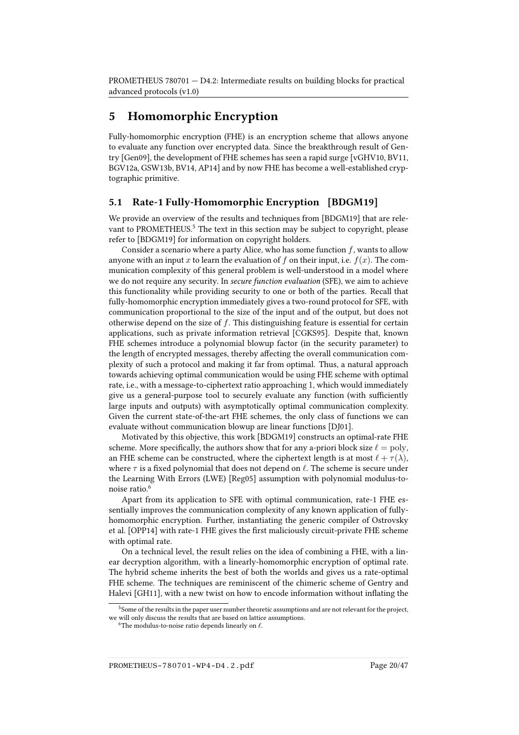# 5 Homomorphic Encryption

Fully-homomorphic encryption (FHE) is an encryption scheme that allows anyone to evaluate any function over encrypted data. Since the breakthrough result of Gentry [Gen09], the development of FHE schemes has seen a rapid surge [vGHV10, BV11, BGV12a, GSW13b, BV14, AP14] and by now FHE has become a well-established cryptographic primitive.

## 5.1 Rate-1 Fully-Homomorphic Encryption [BDGM19]

We provide an overview of the results and techniques from [BDGM19] that are relevant to PROMETHEUS.[5] The text in this section may be subject to copyright, please refer to [BDGM19] for information on copyright holders.

Consider a scenario where a party Alice, who has some function $f$, wants to allow anyone with an input $x$ to learn the evaluation of $f$ on their input, i.e. $f(x)$. The communication complexity of this general problem is well-understood in a model where we do not require any security. In *secure function evaluation* (SFE), we aim to achieve this functionality while providing security to one or both of the parties. Recall that fully-homomorphic encryption immediately gives a two-round protocol for SFE, with communication proportional to the size of the input and of the output, but does not otherwise depend on the size of $f$. This distinguishing feature is essential for certain applications, such as private information retrieval [CGKS95]. Despite that, known FHE schemes introduce a polynomial blowup factor (in the security parameter) to the length of encrypted messages, thereby affecting the overall communication complexity of such a protocol and making it far from optimal. Thus, a natural approach towards achieving optimal communication would be using FHE scheme with optimal rate, i.e., with a message-to-ciphertext ratio approaching 1, which would immediately give us a general-purpose tool to securely evaluate any function (with sufficiently large inputs and outputs) with asymptotically optimal communication complexity. Given the current state-of-the-art FHE schemes, the only class of functions we can evaluate without communication blowup are linear functions [DJ01].

Motivated by this objective, this work [BDGM19] constructs an optimal-rate FHE scheme. More specifically, the authors show that for any a-priori block size $\ell = \mathrm{poly}$, an FHE scheme can be constructed, where the ciphertext length is at most $\ell + \tau(\lambda)$, where $\tau$ is a fixed polynomial that does not depend on $\ell$. The scheme is secure under the Learning With Errors (LWE) [Reg05] assumption with polynomial modulus-to-noise ratio.[6]

Apart from its application to SFE with optimal communication, rate-1 FHE essentially improves the communication complexity of any known application of fully-homomorphic encryption. Further, instantiating the generic compiler of Ostrovsky et al. [OPP14] with rate-1 FHE gives the first maliciously circuit-private FHE scheme with optimal rate.

On a technical level, the result relies on the idea of combining a FHE, with a linear decryption algorithm, with a linearly-homomorphic encryption of optimal rate. The hybrid scheme inherits the best of both the worlds and gives us a rate-optimal FHE scheme. The techniques are reminiscent of the chimeric scheme of Gentry and Halevi [GH11], with a new twist on how to encode information without inflating the

[5] Some of the results in the paper user number theoretic assumptions and are not relevant for the project, we will only discuss the results that are based on lattice assumptions.

[6] The modulus-to-noise ratio depends linearly on $\ell$.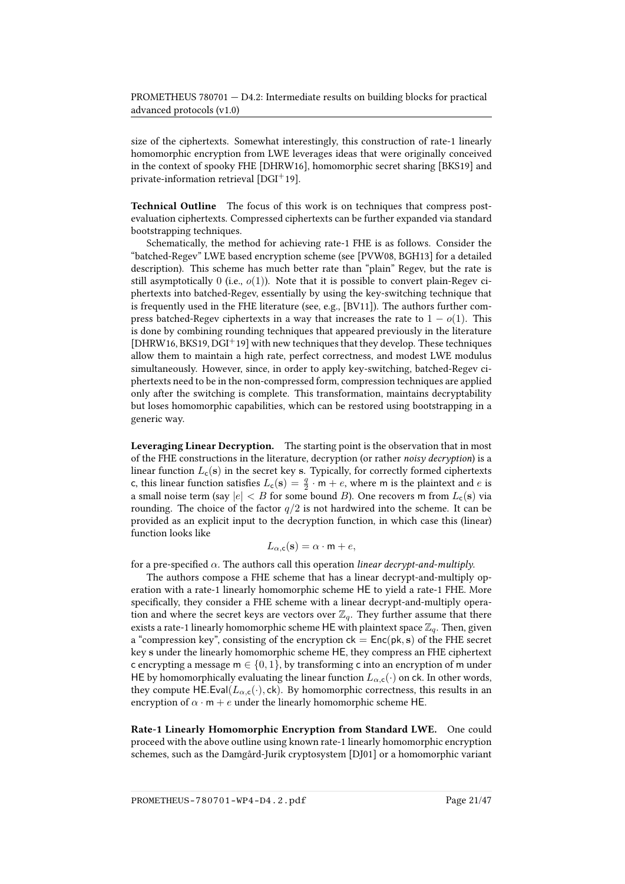size of the ciphertexts. Somewhat interestingly, this construction of rate-1 linearly homomorphic encryption from LWE leverages ideas that were originally conceived in the context of spooky FHE [DHRW16], homomorphic secret sharing [BKS19] and private-information retrieval [DGI+19].

**Technical Outline** The focus of this work is on techniques that compress post-evaluation ciphertexts. Compressed ciphertexts can be further expanded via standard bootstrapping techniques.

Schematically, the method for achieving rate-1 FHE is as follows. Consider the "batched-Regev" LWE based encryption scheme (see [PVW08, BGH13] for a detailed description). This scheme has much better rate than "plain" Regev, but the rate is still asymptotically 0 (i.e., $o(1)$). Note that it is possible to convert plain-Regev ciphertexts into batched-Regev, essentially by using the key-switching technique that is frequently used in the FHE literature (see, e.g., [BV11]). The authors further compress batched-Regev ciphertexts in a way that increases the rate to $1 - o(1)$. This is done by combining rounding techniques that appeared previously in the literature [DHRW16, BKS19, DGI+19] with new techniques that they develop. These techniques allow them to maintain a high rate, perfect correctness, and modest LWE modulus simultaneously. However, since, in order to apply key-switching, batched-Regev ciphertexts need to be in the non-compressed form, compression techniques are applied only after the switching is complete. This transformation, maintains decryptability but loses homomorphic capabilities, which can be restored using bootstrapping in a generic way.

**Leveraging Linear Decryption.** The starting point is the observation that in most of the FHE constructions in the literature, decryption (or rather *noisy decryption*) is a linear function $L_{\mathsf{c}}(\mathbf{s})$ in the secret key $\mathbf{s}$. Typically, for correctly formed ciphertexts $\mathsf{c}$, this linear function satisfies $L_{\mathsf{c}}(\mathbf{s}) = \frac{q}{2} \cdot \mathsf{m} + e$, where $\mathsf{m}$ is the plaintext and $e$ is a small noise term (say $|e| < B$ for some bound $B$). One recovers $\mathsf{m}$ from $L_{\mathsf{c}}(\mathbf{s})$ via rounding. The choice of the factor $q/2$ is not hardwired into the scheme. It can be provided as an explicit input to the decryption function, in which case this (linear) function looks like

$$L_{\alpha,\mathsf{c}}(\mathbf{s}) = \alpha \cdot \mathsf{m} + e,$$

for a pre-specified $\alpha$. The authors call this operation *linear decrypt-and-multiply*.

The authors compose a FHE scheme that has a linear decrypt-and-multiply operation with a rate-1 linearly homomorphic scheme $\mathsf{HE}$ to yield a rate-1 FHE. More specifically, they consider a FHE scheme with a linear decrypt-and-multiply operation and where the secret keys are vectors over $\mathbb{Z}_q$. They further assume that there exists a rate-1 linearly homomorphic scheme $\mathsf{HE}$ with plaintext space $\mathbb{Z}_q$. Then, given a "compression key", consisting of the encryption $\mathsf{ck} = \mathsf{Enc}(\mathsf{pk}, \mathbf{s})$ of the FHE secret key $\mathbf{s}$ under the linearly homomorphic scheme $\mathsf{HE}$, they compress an FHE ciphertext $\mathsf{c}$ encrypting a message $\mathsf{m} \in \{0, 1\}$, by transforming $\mathsf{c}$ into an encryption of $\mathsf{m}$ under $\mathsf{HE}$ by homomorphically evaluating the linear function $L_{\alpha,\mathsf{c}}(\cdot)$ on $\mathsf{ck}$. In other words, they compute $\mathsf{HE.Eval}(L_{\alpha,\mathsf{c}}(\cdot), \mathsf{ck})$. By homomorphic correctness, this results in an encryption of $\alpha \cdot \mathsf{m} + e$ under the linearly homomorphic scheme $\mathsf{HE}$.

**Rate-1 Linearly Homomorphic Encryption from Standard LWE.** One could proceed with the above outline using known rate-1 linearly homomorphic encryption schemes, such as the Damgård-Jurik cryptosystem [DJ01] or a homomorphic variant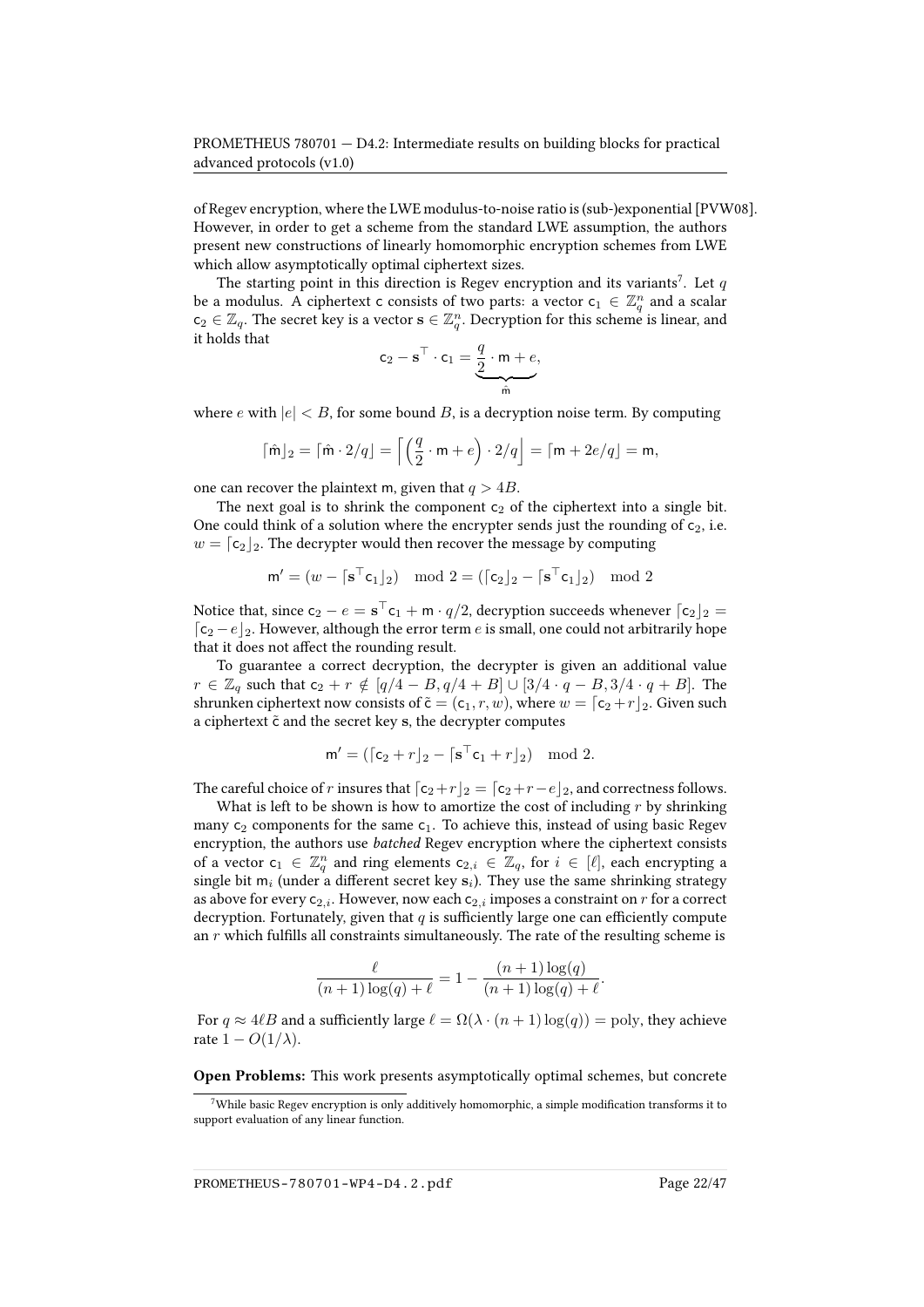of Regev encryption, where the LWE modulus-to-noise ratio is (sub-)exponential [PVW08]. However, in order to get a scheme from the standard LWE assumption, the authors present new constructions of linearly homomorphic encryption schemes from LWE which allow asymptotically optimal ciphertext sizes.

The starting point in this direction is Regev encryption and its variants[7]. Let $q$ be a modulus. A ciphertext $\mathsf{c}$ consists of two parts: a vector $\mathsf{c}_1 \in \mathbb{Z}_q^n$ and a scalar $\mathsf{c}_2 \in \mathbb{Z}_q$. The secret key is a vector $\mathbf{s} \in \mathbb{Z}_q^n$. Decryption for this scheme is linear, and it holds that

$$\mathsf{c}_2 - \mathbf{s}^\top \cdot \mathsf{c}_1 = \underbrace{\frac{q}{2} \cdot \mathsf{m} + e}_{\hat{\mathsf{m}}},$$

where $e$ with $|e| < B$, for some bound $B$, is a decryption noise term. By computing

$$\lceil \hat{\mathsf{m}} \rfloor_2 = \lceil \hat{\mathsf{m}} \cdot 2/q \rfloor = \left\lceil \left(\frac{q}{2} \cdot \mathsf{m} + e\right) \cdot 2/q \right\rfloor = \lceil \mathsf{m} + 2e/q \rfloor = \mathsf{m},$$

one can recover the plaintext $\mathsf{m}$, given that $q > 4B$.

The next goal is to shrink the component $\mathsf{c}_2$ of the ciphertext into a single bit. One could think of a solution where the encrypter sends just the rounding of $\mathsf{c}_2$, i.e. $w = \lceil \mathsf{c}_2 \rfloor_2$. The decrypter would then recover the message by computing

$$\mathsf{m}' = (w - \lceil \mathbf{s}^\top \mathsf{c}_1 \rfloor_2) \mod 2 = (\lceil \mathsf{c}_2 \rfloor_2 - \lceil \mathbf{s}^\top \mathsf{c}_1 \rfloor_2) \mod 2$$

Notice that, since $\mathsf{c}_2 - e = \mathbf{s}^\top \mathsf{c}_1 + \mathsf{m} \cdot q/2$, decryption succeeds whenever $\lceil \mathsf{c}_2 \rfloor_2 = \lceil \mathsf{c}_2 - e \rfloor_2$. However, although the error term $e$ is small, one could not arbitrarily hope that it does not affect the rounding result.

To guarantee a correct decryption, the decrypter is given an additional value $r \in \mathbb{Z}_q$ such that $\mathsf{c}_2 + r \notin [q/4 - B, q/4 + B] \cup [3/4 \cdot q - B, 3/4 \cdot q + B]$. The shrunken ciphertext now consists of $\tilde{\mathsf{c}} = (\mathsf{c}_1, r, w)$, where $w = \lceil \mathsf{c}_2 + r \rfloor_2$. Given such a ciphertext $\tilde{\mathsf{c}}$ and the secret key $\mathbf{s}$, the decrypter computes

$$\mathsf{m}' = (\lceil \mathsf{c}_2 + r \rfloor_2 - \lceil \mathbf{s}^\top \mathsf{c}_1 + r \rfloor_2) \mod 2.$$

The careful choice of $r$ insures that $\lceil \mathsf{c}_2 + r \rfloor_2 = \lceil \mathsf{c}_2 + r - e \rfloor_2$, and correctness follows.

What is left to be shown is how to amortize the cost of including $r$ by shrinking many $\mathsf{c}_2$ components for the same $\mathsf{c}_1$. To achieve this, instead of using basic Regev encryption, the authors use *batched* Regev encryption where the ciphertext consists of a vector $\mathsf{c}_1 \in \mathbb{Z}_q^n$ and ring elements $\mathsf{c}_{2,i} \in \mathbb{Z}_q$, for $i \in [\ell]$, each encrypting a single bit $\mathsf{m}_i$ (under a different secret key $\mathbf{s}_i$). They use the same shrinking strategy as above for every $\mathsf{c}_{2,i}$. However, now each $\mathsf{c}_{2,i}$ imposes a constraint on $r$ for a correct decryption. Fortunately, given that $q$ is sufficiently large one can efficiently compute an $r$ which fulfills all constraints simultaneously. The rate of the resulting scheme is

$$\frac{\ell}{(n+1)\log(q) + \ell} = 1 - \frac{(n+1)\log(q)}{(n+1)\log(q) + \ell}.$$

For $q \approx 4\ell B$ and a sufficiently large $\ell = \Omega(\lambda \cdot (n+1)\log(q)) = \text{poly}$, they achieve rate $1 - O(1/\lambda)$.

**Open Problems:** This work presents asymptotically optimal schemes, but concrete

[7] While basic Regev encryption is only additively homomorphic, a simple modification transforms it to support evaluation of any linear function.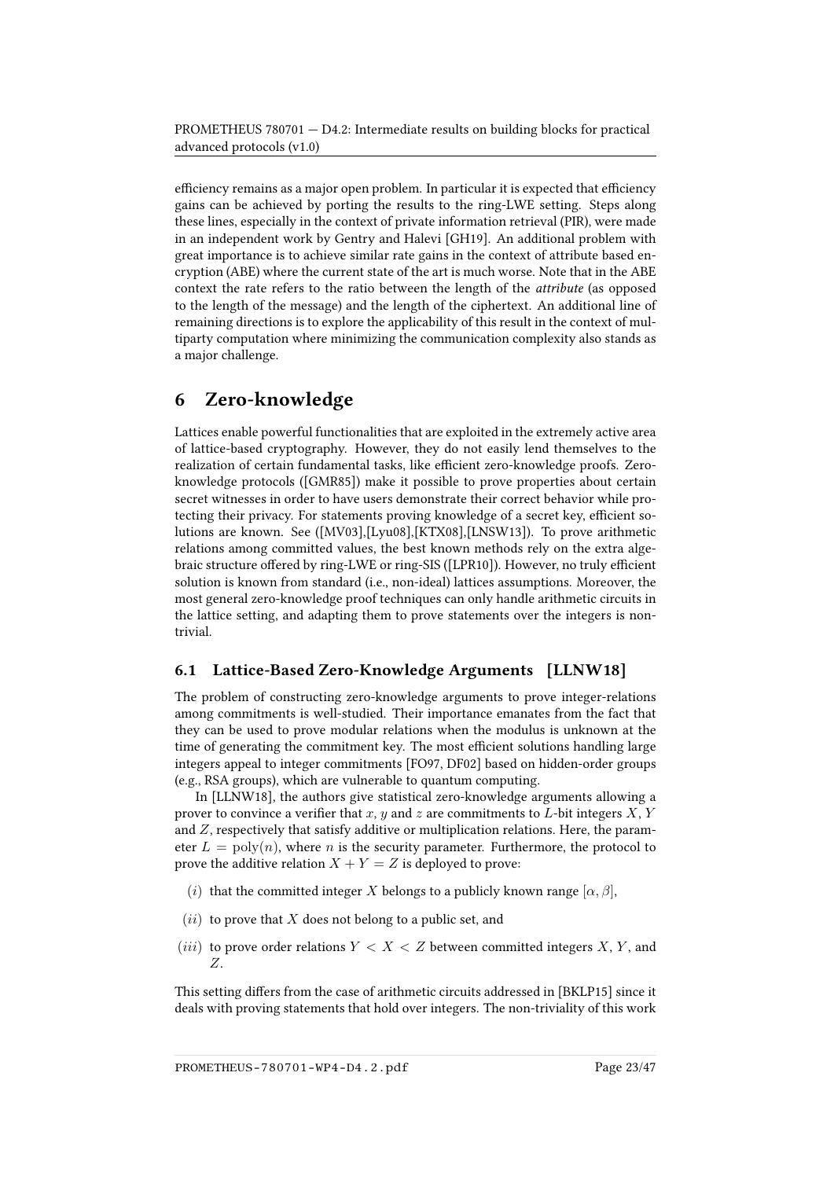efficiency remains as a major open problem. In particular it is expected that efficiency gains can be achieved by porting the results to the ring-LWE setting. Steps along these lines, especially in the context of private information retrieval (PIR), were made in an independent work by Gentry and Halevi [GH19]. An additional problem with great importance is to achieve similar rate gains in the context of attribute based encryption (ABE) where the current state of the art is much worse. Note that in the ABE context the rate refers to the ratio between the length of the *attribute* (as opposed to the length of the message) and the length of the ciphertext. An additional line of remaining directions is to explore the applicability of this result in the context of multiparty computation where minimizing the communication complexity also stands as a major challenge.

# 6 Zero-knowledge

Lattices enable powerful functionalities that are exploited in the extremely active area of lattice-based cryptography. However, they do not easily lend themselves to the realization of certain fundamental tasks, like efficient zero-knowledge proofs. Zero-knowledge protocols ([GMR85]) make it possible to prove properties about certain secret witnesses in order to have users demonstrate their correct behavior while protecting their privacy. For statements proving knowledge of a secret key, efficient solutions are known. See ([MV03],[Lyu08],[KTX08],[LNSW13]). To prove arithmetic relations among committed values, the best known methods rely on the extra algebraic structure offered by ring-LWE or ring-SIS ([LPR10]). However, no truly efficient solution is known from standard (i.e., non-ideal) lattices assumptions. Moreover, the most general zero-knowledge proof techniques can only handle arithmetic circuits in the lattice setting, and adapting them to prove statements over the integers is non-trivial.

## 6.1 Lattice-Based Zero-Knowledge Arguments [LLNW18]

The problem of constructing zero-knowledge arguments to prove integer-relations among commitments is well-studied. Their importance emanates from the fact that they can be used to prove modular relations when the modulus is unknown at the time of generating the commitment key. The most efficient solutions handling large integers appeal to integer commitments [FO97, DF02] based on hidden-order groups (e.g., RSA groups), which are vulnerable to quantum computing.

In [LLNW18], the authors give statistical zero-knowledge arguments allowing a prover to convince a verifier that $x$, $y$ and $z$ are commitments to $L$-bit integers $X$, $Y$ and $Z$, respectively that satisfy additive or multiplication relations. Here, the parameter $L = \text{poly}(n)$, where $n$ is the security parameter. Furthermore, the protocol to prove the additive relation $X + Y = Z$ is deployed to prove:

$(i)$ that the committed integer $X$ belongs to a publicly known range $[\alpha, \beta]$,

$(ii)$ to prove that $X$ does not belong to a public set, and

$(iii)$ to prove order relations $Y < X < Z$ between committed integers $X$, $Y$, and $Z$.

This setting differs from the case of arithmetic circuits addressed in [BKLP15] since it deals with proving statements that hold over integers. The non-triviality of this work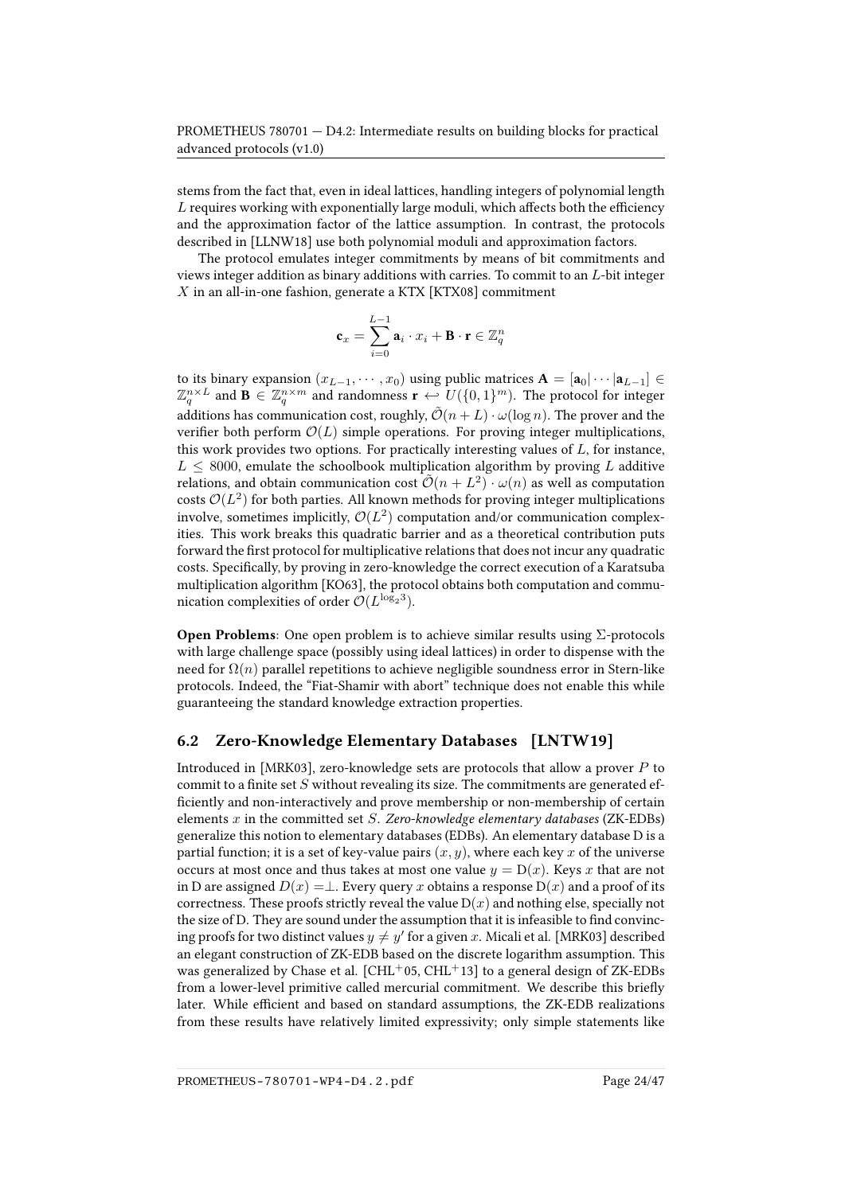stems from the fact that, even in ideal lattices, handling integers of polynomial length $L$ requires working with exponentially large moduli, which affects both the efficiency and the approximation factor of the lattice assumption. In contrast, the protocols described in [LLNW18] use both polynomial moduli and approximation factors.

The protocol emulates integer commitments by means of bit commitments and views integer addition as binary additions with carries. To commit to an $L$-bit integer $X$ in an all-in-one fashion, generate a KTX [KTX08] commitment

$$\mathbf{c}_x = \sum_{i=0}^{L-1} \mathbf{a}_i \cdot x_i + \mathbf{B} \cdot \mathbf{r} \in \mathbb{Z}_q^n$$

to its binary expansion $(x_{L-1}, \cdots, x_0)$ using public matrices $\mathbf{A} = [\mathbf{a}_0|\cdots|\mathbf{a}_{L-1}] \in \mathbb{Z}_q^{n \times L}$ and $\mathbf{B} \in \mathbb{Z}_q^{n \times m}$ and randomness $\mathbf{r} \hookleftarrow U(\{0,1\}^m)$. The protocol for integer additions has communication cost, roughly, $\tilde{\mathcal{O}}(n + L) \cdot \omega(\log n)$. The prover and the verifier both perform $\mathcal{O}(L)$ simple operations. For proving integer multiplications, this work provides two options. For practically interesting values of $L$, for instance, $L \leq 8000$, emulate the schoolbook multiplication algorithm by proving $L$ additive relations, and obtain communication cost $\tilde{\mathcal{O}}(n + L^2) \cdot \omega(n)$ as well as computation costs $\mathcal{O}(L^2)$ for both parties. All known methods for proving integer multiplications involve, sometimes implicitly, $\mathcal{O}(L^2)$ computation and/or communication complexities. This work breaks this quadratic barrier and as a theoretical contribution puts forward the first protocol for multiplicative relations that does not incur any quadratic costs. Specifically, by proving in zero-knowledge the correct execution of a Karatsuba multiplication algorithm [KO63], the protocol obtains both computation and communication complexities of order $\mathcal{O}(L^{\log_2 3})$.

**Open Problems**: One open problem is to achieve similar results using $\Sigma$-protocols with large challenge space (possibly using ideal lattices) in order to dispense with the need for $\Omega(n)$ parallel repetitions to achieve negligible soundness error in Stern-like protocols. Indeed, the "Fiat-Shamir with abort" technique does not enable this while guaranteeing the standard knowledge extraction properties.

## 6.2 Zero-Knowledge Elementary Databases [LNTW19]

Introduced in [MRK03], zero-knowledge sets are protocols that allow a prover $P$ to commit to a finite set $S$ without revealing its size. The commitments are generated efficiently and non-interactively and prove membership or non-membership of certain elements $x$ in the committed set $S$. *Zero-knowledge elementary databases* (ZK-EDBs) generalize this notion to elementary databases (EDBs). An elementary database D is a partial function; it is a set of key-value pairs $(x, y)$, where each key $x$ of the universe occurs at most once and thus takes at most one value $y = \mathrm{D}(x)$. Keys $x$ that are not in D are assigned $D(x) = \perp$. Every query $x$ obtains a response $\mathrm{D}(x)$ and a proof of its correctness. These proofs strictly reveal the value $\mathrm{D}(x)$ and nothing else, specially not the size of D. They are sound under the assumption that it is infeasible to find convincing proofs for two distinct values $y \neq y'$ for a given $x$. Micali et al. [MRK03] described an elegant construction of ZK-EDB based on the discrete logarithm assumption. This was generalized by Chase et al. [CHL$^+$05, CHL$^+$13] to a general design of ZK-EDBs from a lower-level primitive called mercurial commitment. We describe this briefly later. While efficient and based on standard assumptions, the ZK-EDB realizations from these results have relatively limited expressivity; only simple statements like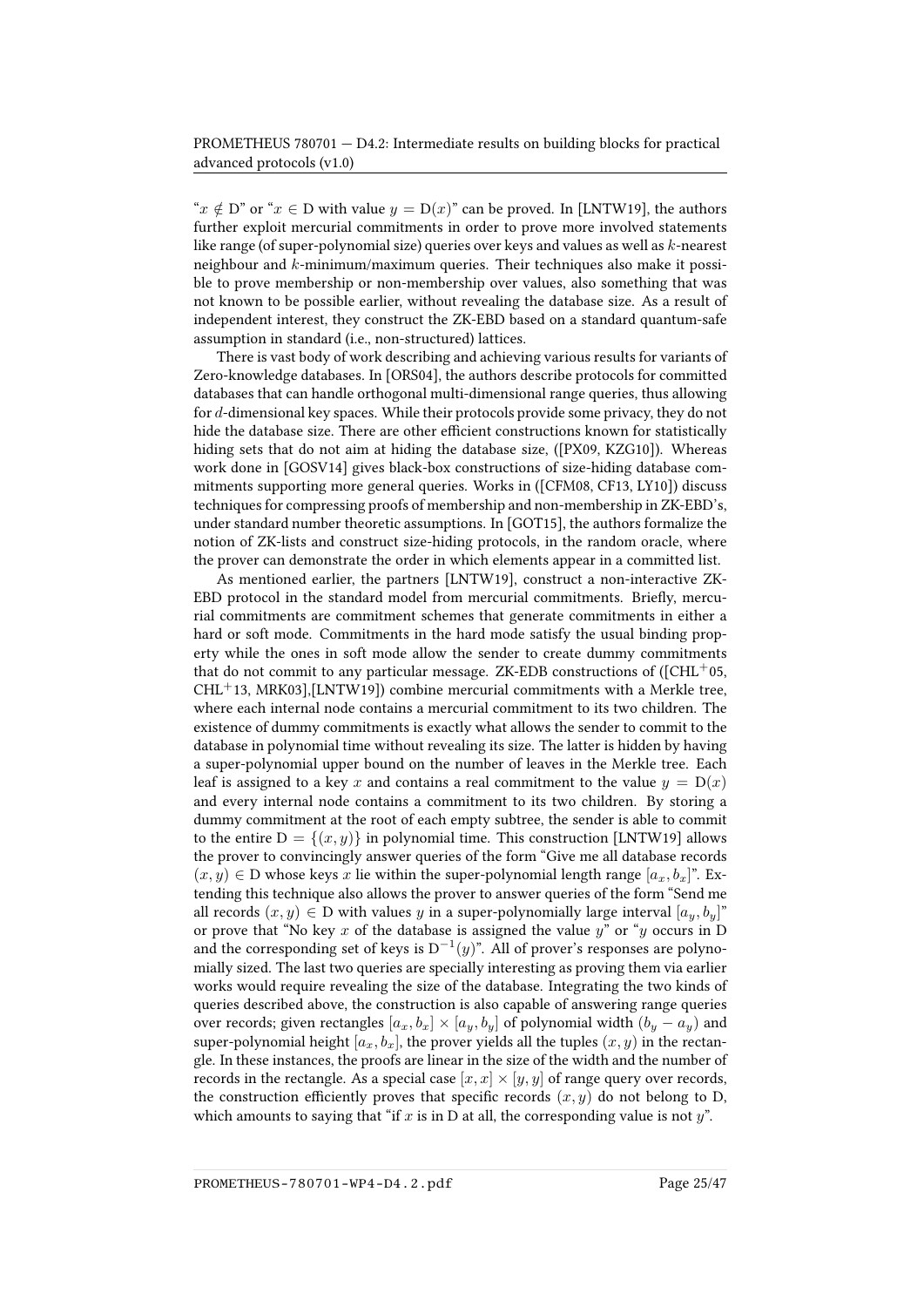"$x \notin D$" or "$x \in D$ with value $y = D(x)$" can be proved. In [LNTW19], the authors further exploit mercurial commitments in order to prove more involved statements like range (of super-polynomial size) queries over keys and values as well as $k$-nearest neighbour and $k$-minimum/maximum queries. Their techniques also make it possible to prove membership or non-membership over values, also something that was not known to be possible earlier, without revealing the database size. As a result of independent interest, they construct the ZK-EBD based on a standard quantum-safe assumption in standard (i.e., non-structured) lattices.

There is vast body of work describing and achieving various results for variants of Zero-knowledge databases. In [ORS04], the authors describe protocols for committed databases that can handle orthogonal multi-dimensional range queries, thus allowing for $d$-dimensional key spaces. While their protocols provide some privacy, they do not hide the database size. There are other efficient constructions known for statistically hiding sets that do not aim at hiding the database size, ([PX09, KZG10]). Whereas work done in [GOSV14] gives black-box constructions of size-hiding database commitments supporting more general queries. Works in ([CFM08, CF13, LY10]) discuss techniques for compressing proofs of membership and non-membership in ZK-EBD's, under standard number theoretic assumptions. In [GOT15], the authors formalize the notion of ZK-lists and construct size-hiding protocols, in the random oracle, where the prover can demonstrate the order in which elements appear in a committed list.

As mentioned earlier, the partners [LNTW19], construct a non-interactive ZK-EBD protocol in the standard model from mercurial commitments. Briefly, mercurial commitments are commitment schemes that generate commitments in either a hard or soft mode. Commitments in the hard mode satisfy the usual binding property while the ones in soft mode allow the sender to create dummy commitments that do not commit to any particular message. ZK-EDB constructions of ([CHL+05, CHL+13, MRK03],[LNTW19]) combine mercurial commitments with a Merkle tree, where each internal node contains a mercurial commitment to its two children. The existence of dummy commitments is exactly what allows the sender to commit to the database in polynomial time without revealing its size. The latter is hidden by having a super-polynomial upper bound on the number of leaves in the Merkle tree. Each leaf is assigned to a key $x$ and contains a real commitment to the value $y = D(x)$ and every internal node contains a commitment to its two children. By storing a dummy commitment at the root of each empty subtree, the sender is able to commit to the entire $D = \{(x, y)\}$ in polynomial time. This construction [LNTW19] allows the prover to convincingly answer queries of the form "Give me all database records $(x, y) \in D$ whose keys $x$ lie within the super-polynomial length range $[a_x, b_x]$". Extending this technique also allows the prover to answer queries of the form "Send me all records $(x, y) \in D$ with values $y$ in a super-polynomially large interval $[a_y, b_y]$" or prove that "No key $x$ of the database is assigned the value $y$" or "$y$ occurs in D and the corresponding set of keys is $D^{-1}(y)$". All of prover's responses are polynomially sized. The last two queries are specially interesting as proving them via earlier works would require revealing the size of the database. Integrating the two kinds of queries described above, the construction is also capable of answering range queries over records; given rectangles $[a_x, b_x] \times [a_y, b_y]$ of polynomial width $(b_y - a_y)$ and super-polynomial height $[a_x, b_x]$, the prover yields all the tuples $(x, y)$ in the rectangle. In these instances, the proofs are linear in the size of the width and the number of records in the rectangle. As a special case $[x, x] \times [y, y]$ of range query over records, the construction efficiently proves that specific records $(x, y)$ do not belong to D, which amounts to saying that "if $x$ is in D at all, the corresponding value is not $y$".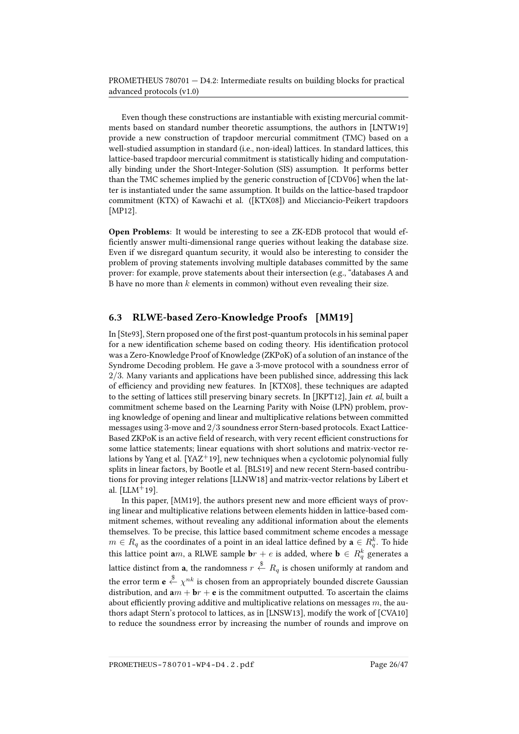Even though these constructions are instantiable with existing mercurial commitments based on standard number theoretic assumptions, the authors in [LNTW19] provide a new construction of trapdoor mercurial commitment (TMC) based on a well-studied assumption in standard (i.e., non-ideal) lattices. In standard lattices, this lattice-based trapdoor mercurial commitment is statistically hiding and computationally binding under the Short-Integer-Solution (SIS) assumption. It performs better than the TMC schemes implied by the generic construction of [CDV06] when the latter is instantiated under the same assumption. It builds on the lattice-based trapdoor commitment (KTX) of Kawachi et al. ([KTX08]) and Micciancio-Peikert trapdoors [MP12].

**Open Problems**: It would be interesting to see a ZK-EDB protocol that would efficiently answer multi-dimensional range queries without leaking the database size. Even if we disregard quantum security, it would also be interesting to consider the problem of proving statements involving multiple databases committed by the same prover: for example, prove statements about their intersection (e.g., "databases A and B have no more than $k$ elements in common) without even revealing their size.

## 6.3 RLWE-based Zero-Knowledge Proofs [MM19]

In [Ste93], Stern proposed one of the first post-quantum protocols in his seminal paper for a new identification scheme based on coding theory. His identification protocol was a Zero-Knowledge Proof of Knowledge (ZKPoK) of a solution of an instance of the Syndrome Decoding problem. He gave a 3-move protocol with a soundness error of $2/3$. Many variants and applications have been published since, addressing this lack of efficiency and providing new features. In [KTX08], these techniques are adapted to the setting of lattices still preserving binary secrets. In [JKPT12], Jain *et. al*, built a commitment scheme based on the Learning Parity with Noise (LPN) problem, proving knowledge of opening and linear and multiplicative relations between committed messages using 3-move and $2/3$ soundness error Stern-based protocols. Exact Lattice-Based ZKPoK is an active field of research, with very recent efficient constructions for some lattice statements; linear equations with short solutions and matrix-vector relations by Yang et al. [YAZ+19], new techniques when a cyclotomic polynomial fully splits in linear factors, by Bootle et al. [BLS19] and new recent Stern-based contributions for proving integer relations [LLNW18] and matrix-vector relations by Libert et al. [LLM+19].

In this paper, [MM19], the authors present new and more efficient ways of proving linear and multiplicative relations between elements hidden in lattice-based commitment schemes, without revealing any additional information about the elements themselves. To be precise, this lattice based commitment scheme encodes a message $m \in R_q$ as the coordinates of a point in an ideal lattice defined by $\mathbf{a} \in R_q^k$. To hide this lattice point $\mathbf{a}m$, a RLWE sample $\mathbf{b}r + e$ is added, where $\mathbf{b} \in R_q^k$ generates a lattice distinct from $\mathbf{a}$, the randomness $r \xleftarrow{\$} R_q$ is chosen uniformly at random and the error term $\mathbf{e} \xleftarrow{\$} \chi^{nk}$ is chosen from an appropriately bounded discrete Gaussian distribution, and $\mathbf{a}m + \mathbf{b}r + \mathbf{e}$ is the commitment outputted. To ascertain the claims about efficiently proving additive and multiplicative relations on messages $m$, the authors adapt Stern's protocol to lattices, as in [LNSW13], modify the work of [CVA10] to reduce the soundness error by increasing the number of rounds and improve on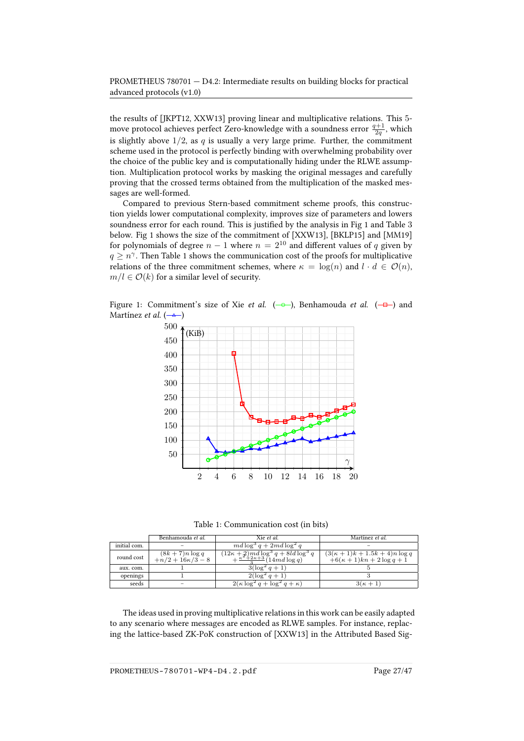the results of [JKPT12, XXW13] proving linear and multiplicative relations. This 5-move protocol achieves perfect Zero-knowledge with a soundness error $\frac{q+1}{2q}$, which is slightly above $1/2$, as $q$ is usually a very large prime. Further, the commitment scheme used in the protocol is perfectly binding with overwhelming probability over the choice of the public key and is computationally hiding under the RLWE assumption. Multiplication protocol works by masking the original messages and carefully proving that the crossed terms obtained from the multiplication of the masked messages are well-formed.

Compared to previous Stern-based commitment scheme proofs, this construction yields lower computational complexity, improves size of parameters and lowers soundness error for each round. This is justified by the analysis in Fig 1 and Table 3 below. Fig 1 shows the size of the commitment of [XXW13], [BKLP15] and [MM19] for polynomials of degree $n-1$ where $n = 2^{10}$ and different values of $q$ given by $q \geq n^{\gamma}$. Then Table 1 shows the communication cost of the proofs for multiplicative relations of the three commitment schemes, where $\kappa = \log(n)$ and $l \cdot d \in \mathcal{O}(n)$, $m/l \in \mathcal{O}(k)$ for a similar level of security.

Figure 1: Commitment's size of Xie *et al.* (green, circle), Benhamouda *et al.* (red, square) and Martínez *et al.* (blue, triangle)

Table 1: Communication cost (in bits)

| | Benhamouda *et al.* | Xie *et al.* | Martínez *et al.* |
|---|---|---|---|
| initial com. | – | $md\log^3 q + 2md\log^2 q$ | – |
| round cost | $(8k+7)n\log q$ $+n/2 + 16\kappa/3 - 8$ | $(12\kappa+2)md\log^3 q + 8ld\log^3 q$ $+\frac{\kappa^2+2\kappa+3}{3}(14md\log q)$ | $(3(\kappa+1)k + 1.5k + 4)n\log q$ $+6(\kappa+1)kn + 2\log q + 1$ |
| aux. com. | 1 | $3(\log^2 q + 1)$ | 5 |
| openings | 1 | $2(\log^2 q + 1)$ | 3 |
| seeds | – | $2(\kappa\log^2 q + \log^2 q + \kappa)$ | $3(\kappa+1)$ |

The ideas used in proving multiplicative relations in this work can be easily adapted to any scenario where messages are encoded as RLWE samples. For instance, replacing the lattice-based ZK-PoK construction of [XXW13] in the Attributed Based Sig-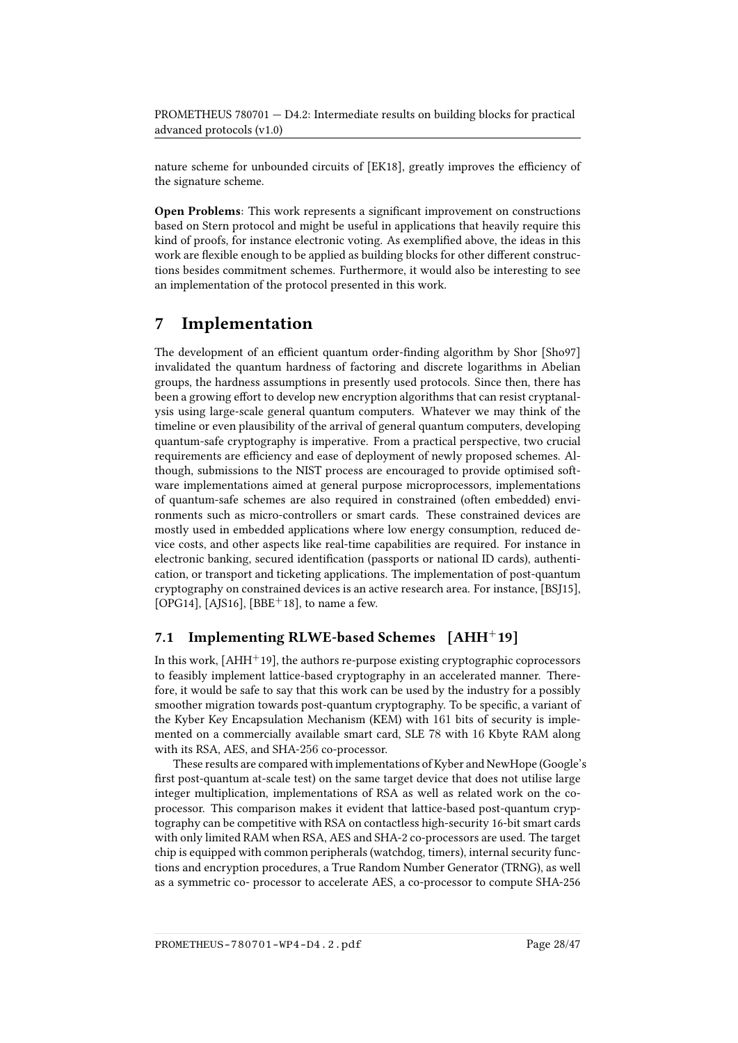nature scheme for unbounded circuits of [EK18], greatly improves the efficiency of the signature scheme.

**Open Problems**: This work represents a significant improvement on constructions based on Stern protocol and might be useful in applications that heavily require this kind of proofs, for instance electronic voting. As exemplified above, the ideas in this work are flexible enough to be applied as building blocks for other different constructions besides commitment schemes. Furthermore, it would also be interesting to see an implementation of the protocol presented in this work.

# 7 Implementation

The development of an efficient quantum order-finding algorithm by Shor [Sho97] invalidated the quantum hardness of factoring and discrete logarithms in Abelian groups, the hardness assumptions in presently used protocols. Since then, there has been a growing effort to develop new encryption algorithms that can resist cryptanalysis using large-scale general quantum computers. Whatever we may think of the timeline or even plausibility of the arrival of general quantum computers, developing quantum-safe cryptography is imperative. From a practical perspective, two crucial requirements are efficiency and ease of deployment of newly proposed schemes. Although, submissions to the NIST process are encouraged to provide optimised software implementations aimed at general purpose microprocessors, implementations of quantum-safe schemes are also required in constrained (often embedded) environments such as micro-controllers or smart cards. These constrained devices are mostly used in embedded applications where low energy consumption, reduced device costs, and other aspects like real-time capabilities are required. For instance in electronic banking, secured identification (passports or national ID cards), authentication, or transport and ticketing applications. The implementation of post-quantum cryptography on constrained devices is an active research area. For instance, [BSJ15], [OPG14], [AJS16], [BBE+18], to name a few.

## 7.1 Implementing RLWE-based Schemes [AHH+19]

In this work, [AHH+19], the authors re-purpose existing cryptographic coprocessors to feasibly implement lattice-based cryptography in an accelerated manner. Therefore, it would be safe to say that this work can be used by the industry for a possibly smoother migration towards post-quantum cryptography. To be specific, a variant of the Kyber Key Encapsulation Mechanism (KEM) with 161 bits of security is implemented on a commercially available smart card, SLE 78 with 16 Kbyte RAM along with its RSA, AES, and SHA-256 co-processor.

These results are compared with implementations of Kyber and NewHope (Google's first post-quantum at-scale test) on the same target device that does not utilise large integer multiplication, implementations of RSA as well as related work on the co-processor. This comparison makes it evident that lattice-based post-quantum cryptography can be competitive with RSA on contactless high-security 16-bit smart cards with only limited RAM when RSA, AES and SHA-2 co-processors are used. The target chip is equipped with common peripherals (watchdog, timers), internal security functions and encryption procedures, a True Random Number Generator (TRNG), as well as a symmetric co- processor to accelerate AES, a co-processor to compute SHA-256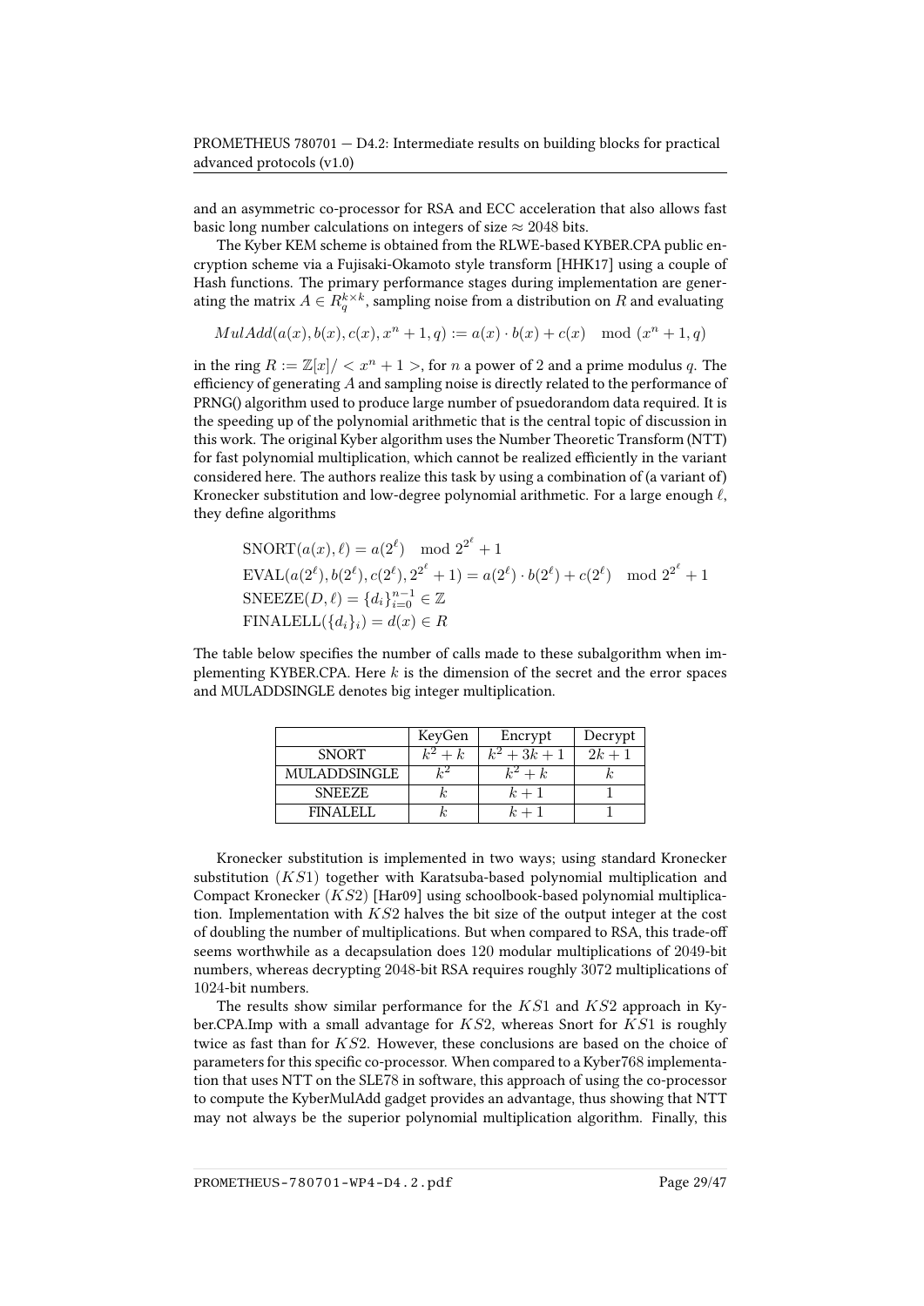and an asymmetric co-processor for RSA and ECC acceleration that also allows fast basic long number calculations on integers of size $\approx 2048$ bits.

The Kyber KEM scheme is obtained from the RLWE-based KYBER.CPA public encryption scheme via a Fujisaki-Okamoto style transform [HHK17] using a couple of Hash functions. The primary performance stages during implementation are generating the matrix $A \in R_q^{k \times k}$, sampling noise from a distribution on $R$ and evaluating

$$MulAdd(a(x), b(x), c(x), x^n + 1, q) := a(x) \cdot b(x) + c(x) \mod (x^n + 1, q)$$

in the ring $R := \mathbb{Z}[x]/ < x^n + 1 >$, for $n$ a power of 2 and a prime modulus $q$. The efficiency of generating $A$ and sampling noise is directly related to the performance of PRNG() algorithm used to produce large number of psuedorandom data required. It is the speeding up of the polynomial arithmetic that is the central topic of discussion in this work. The original Kyber algorithm uses the Number Theoretic Transform (NTT) for fast polynomial multiplication, which cannot be realized efficiently in the variant considered here. The authors realize this task by using a combination of (a variant of) Kronecker substitution and low-degree polynomial arithmetic. For a large enough $\ell$, they define algorithms

$$\text{SNORT}(a(x), \ell) = a(2^\ell) \mod 2^{2^\ell} + 1$$
$$\text{EVAL}(a(2^\ell), b(2^\ell), c(2^\ell), 2^{2^\ell} + 1) = a(2^\ell) \cdot b(2^\ell) + c(2^\ell) \mod 2^{2^\ell} + 1$$
$$\text{SNEEZE}(D, \ell) = \{d_i\}_{i=0}^{n-1} \in \mathbb{Z}$$
$$\text{FINALELL}(\{d_i\}_i) = d(x) \in R$$

The table below specifies the number of calls made to these subalgorithm when implementing KYBER.CPA. Here $k$ is the dimension of the secret and the error spaces and MULADDSINGLE denotes big integer multiplication.

| | KeyGen | Encrypt | Decrypt |
|---|---|---|---|
| SNORT | $k^2 + k$ | $k^2 + 3k + 1$ | $2k + 1$ |
| MULADDSINGLE | $k^2$ | $k^2 + k$ | $k$ |
| SNEEZE | $k$ | $k + 1$ | 1 |
| FINALELL | $k$ | $k + 1$ | 1 |

Kronecker substitution is implemented in two ways; using standard Kronecker substitution ($KS1$) together with Karatsuba-based polynomial multiplication and Compact Kronecker ($KS2$) [Har09] using schoolbook-based polynomial multiplication. Implementation with $KS2$ halves the bit size of the output integer at the cost of doubling the number of multiplications. But when compared to RSA, this trade-off seems worthwhile as a decapsulation does 120 modular multiplications of 2049-bit numbers, whereas decrypting 2048-bit RSA requires roughly 3072 multiplications of 1024-bit numbers.

The results show similar performance for the $KS1$ and $KS2$ approach in Kyber.CPA.Imp with a small advantage for $KS2$, whereas Snort for $KS1$ is roughly twice as fast than for $KS2$. However, these conclusions are based on the choice of parameters for this specific co-processor. When compared to a Kyber768 implementation that uses NTT on the SLE78 in software, this approach of using the co-processor to compute the KyberMulAdd gadget provides an advantage, thus showing that NTT may not always be the superior polynomial multiplication algorithm. Finally, this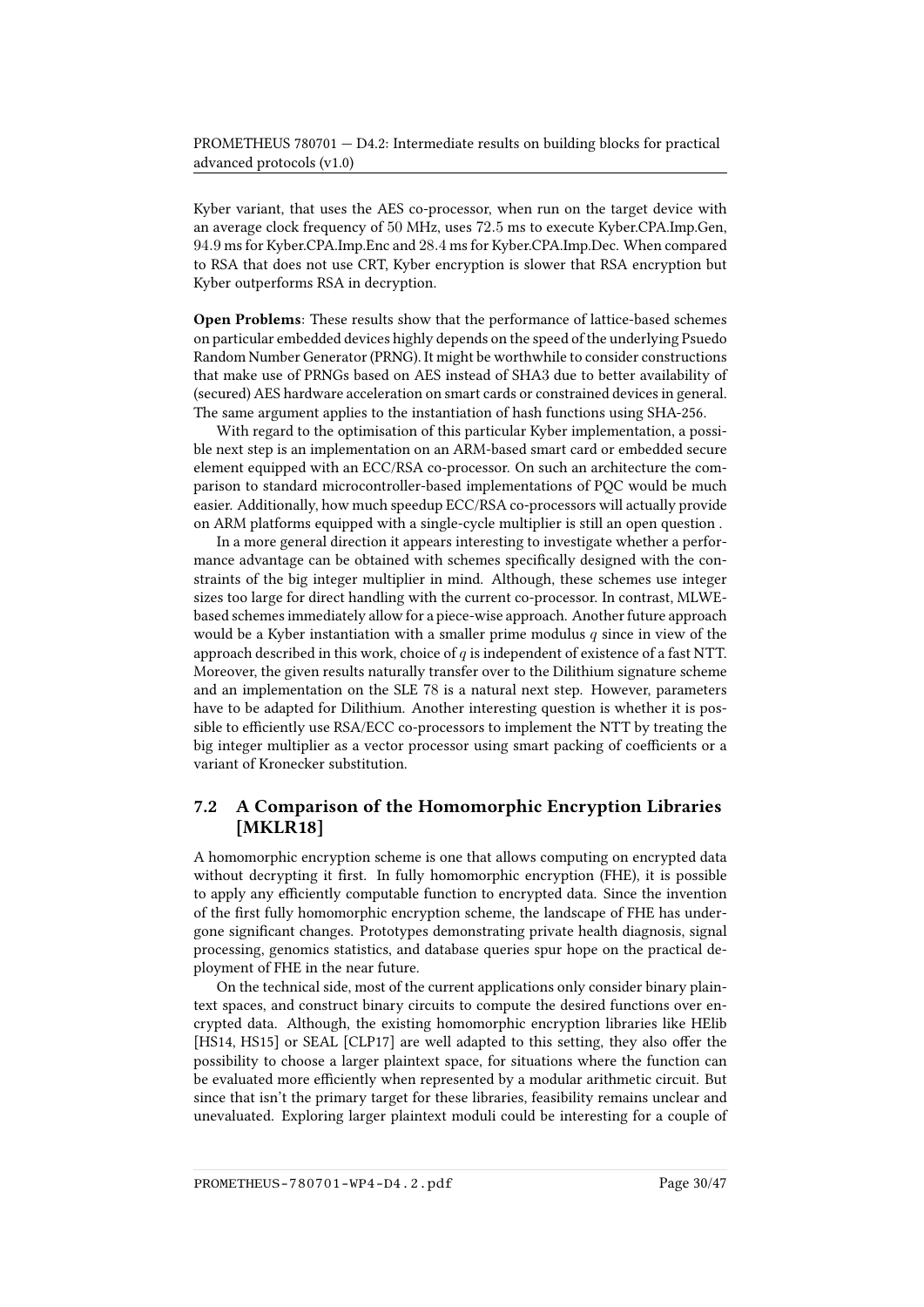Kyber variant, that uses the AES co-processor, when run on the target device with an average clock frequency of $50$ MHz, uses $72.5$ ms to execute Kyber.CPA.Imp.Gen, $94.9$ ms for Kyber.CPA.Imp.Enc and $28.4$ ms for Kyber.CPA.Imp.Dec. When compared to RSA that does not use CRT, Kyber encryption is slower that RSA encryption but Kyber outperforms RSA in decryption.

**Open Problems**: These results show that the performance of lattice-based schemes on particular embedded devices highly depends on the speed of the underlying Psuedo Random Number Generator (PRNG). It might be worthwhile to consider constructions that make use of PRNGs based on AES instead of SHA3 due to better availability of (secured) AES hardware acceleration on smart cards or constrained devices in general. The same argument applies to the instantiation of hash functions using SHA-256.

With regard to the optimisation of this particular Kyber implementation, a possible next step is an implementation on an ARM-based smart card or embedded secure element equipped with an ECC/RSA co-processor. On such an architecture the comparison to standard microcontroller-based implementations of PQC would be much easier. Additionally, how much speedup ECC/RSA co-processors will actually provide on ARM platforms equipped with a single-cycle multiplier is still an open question .

In a more general direction it appears interesting to investigate whether a performance advantage can be obtained with schemes specifically designed with the constraints of the big integer multiplier in mind. Although, these schemes use integer sizes too large for direct handling with the current co-processor. In contrast, MLWE-based schemes immediately allow for a piece-wise approach. Another future approach would be a Kyber instantiation with a smaller prime modulus $q$ since in view of the approach described in this work, choice of $q$ is independent of existence of a fast NTT. Moreover, the given results naturally transfer over to the Dilithium signature scheme and an implementation on the SLE 78 is a natural next step. However, parameters have to be adapted for Dilithium. Another interesting question is whether it is possible to efficiently use RSA/ECC co-processors to implement the NTT by treating the big integer multiplier as a vector processor using smart packing of coefficients or a variant of Kronecker substitution.

## 7.2 A Comparison of the Homomorphic Encryption Libraries [MKLR18]

A homomorphic encryption scheme is one that allows computing on encrypted data without decrypting it first. In fully homomorphic encryption (FHE), it is possible to apply any efficiently computable function to encrypted data. Since the invention of the first fully homomorphic encryption scheme, the landscape of FHE has undergone significant changes. Prototypes demonstrating private health diagnosis, signal processing, genomics statistics, and database queries spur hope on the practical deployment of FHE in the near future.

On the technical side, most of the current applications only consider binary plaintext spaces, and construct binary circuits to compute the desired functions over encrypted data. Although, the existing homomorphic encryption libraries like HElib [HS14, HS15] or SEAL [CLP17] are well adapted to this setting, they also offer the possibility to choose a larger plaintext space, for situations where the function can be evaluated more efficiently when represented by a modular arithmetic circuit. But since that isn't the primary target for these libraries, feasibility remains unclear and unevaluated. Exploring larger plaintext moduli could be interesting for a couple of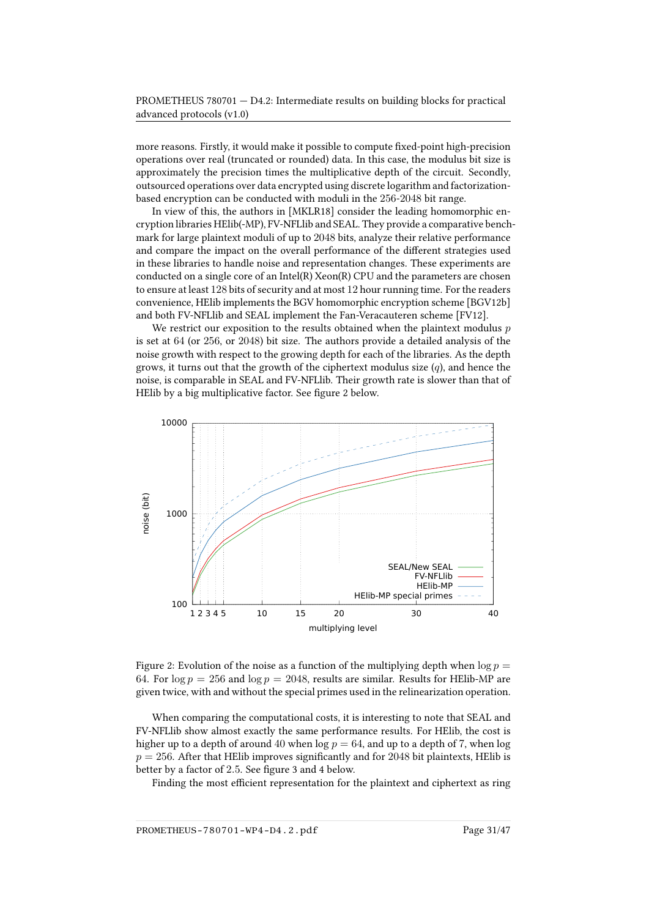more reasons. Firstly, it would make it possible to compute fixed-point high-precision operations over real (truncated or rounded) data. In this case, the modulus bit size is approximately the precision times the multiplicative depth of the circuit. Secondly, outsourced operations over data encrypted using discrete logarithm and factorization-based encryption can be conducted with moduli in the 256-2048 bit range.

In view of this, the authors in [MKLR18] consider the leading homomorphic encryption libraries HElib(-MP), FV-NFLlib and SEAL. They provide a comparative benchmark for large plaintext moduli of up to 2048 bits, analyze their relative performance and compare the impact on the overall performance of the different strategies used in these libraries to handle noise and representation changes. These experiments are conducted on a single core of an Intel(R) Xeon(R) CPU and the parameters are chosen to ensure at least 128 bits of security and at most 12 hour running time. For the readers convenience, HElib implements the BGV homomorphic encryption scheme [BGV12b] and both FV-NFLlib and SEAL implement the Fan-Veracauteren scheme [FV12].

We restrict our exposition to the results obtained when the plaintext modulus $p$ is set at 64 (or 256, or 2048) bit size. The authors provide a detailed analysis of the noise growth with respect to the growing depth for each of the libraries. As the depth grows, it turns out that the growth of the ciphertext modulus size ($q$), and hence the noise, is comparable in SEAL and FV-NFLlib. Their growth rate is slower than that of HElib by a big multiplicative factor. See figure 2 below.

Figure 2: Evolution of the noise as a function of the multiplying depth when $\log p = 64$. For $\log p = 256$ and $\log p = 2048$, results are similar. Results for HElib-MP are given twice, with and without the special primes used in the relinearization operation.

When comparing the computational costs, it is interesting to note that SEAL and FV-NFLlib show almost exactly the same performance results. For HElib, the cost is higher up to a depth of around 40 when $\log p = 64$, and up to a depth of 7, when $\log p = 256$. After that HElib improves significantly and for 2048 bit plaintexts, HElib is better by a factor of 2.5. See figure 3 and 4 below.

Finding the most efficient representation for the plaintext and ciphertext as ring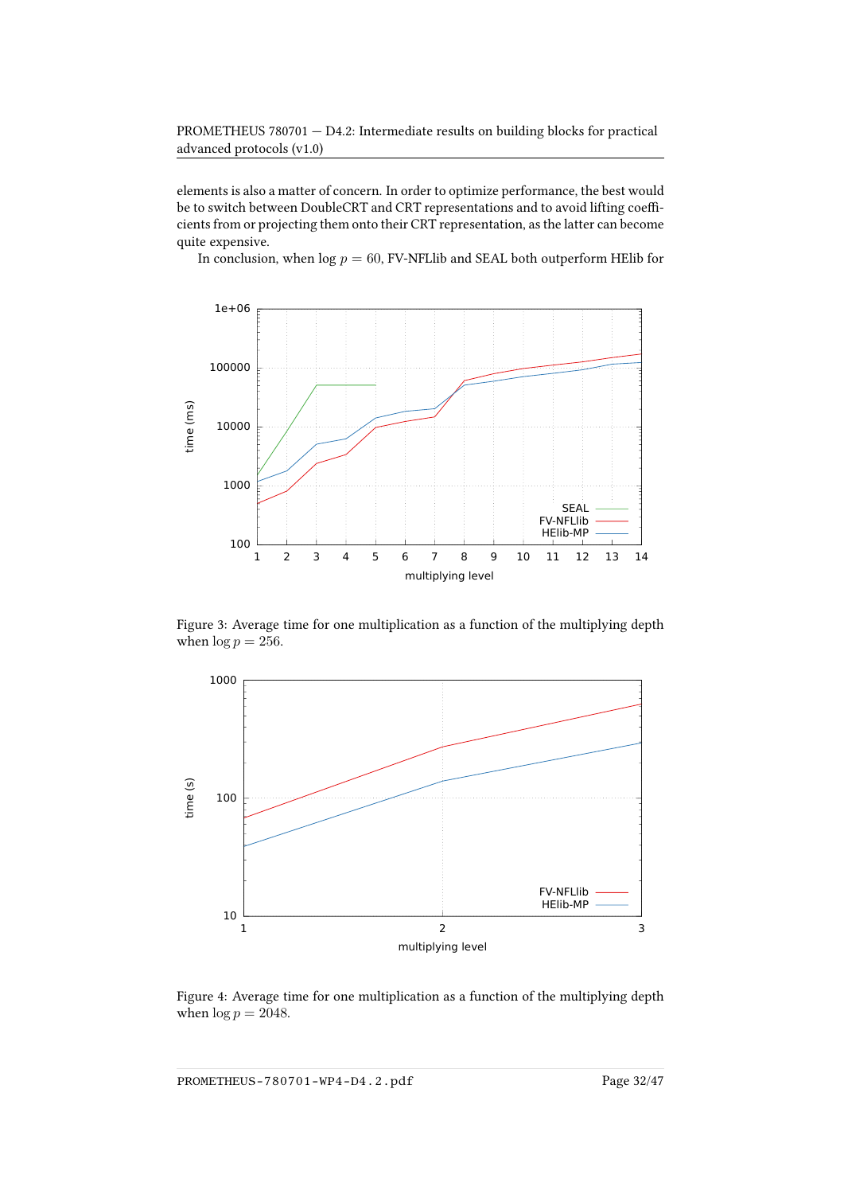elements is also a matter of concern. In order to optimize performance, the best would be to switch between DoubleCRT and CRT representations and to avoid lifting coefficients from or projecting them onto their CRT representation, as the latter can become quite expensive.

In conclusion, when $\log p = 60$, FV-NFLlib and SEAL both outperform HElib for

Figure 3: Average time for one multiplication as a function of the multiplying depth when $\log p = 256$.

Figure 4: Average time for one multiplication as a function of the multiplying depth when $\log p = 2048$.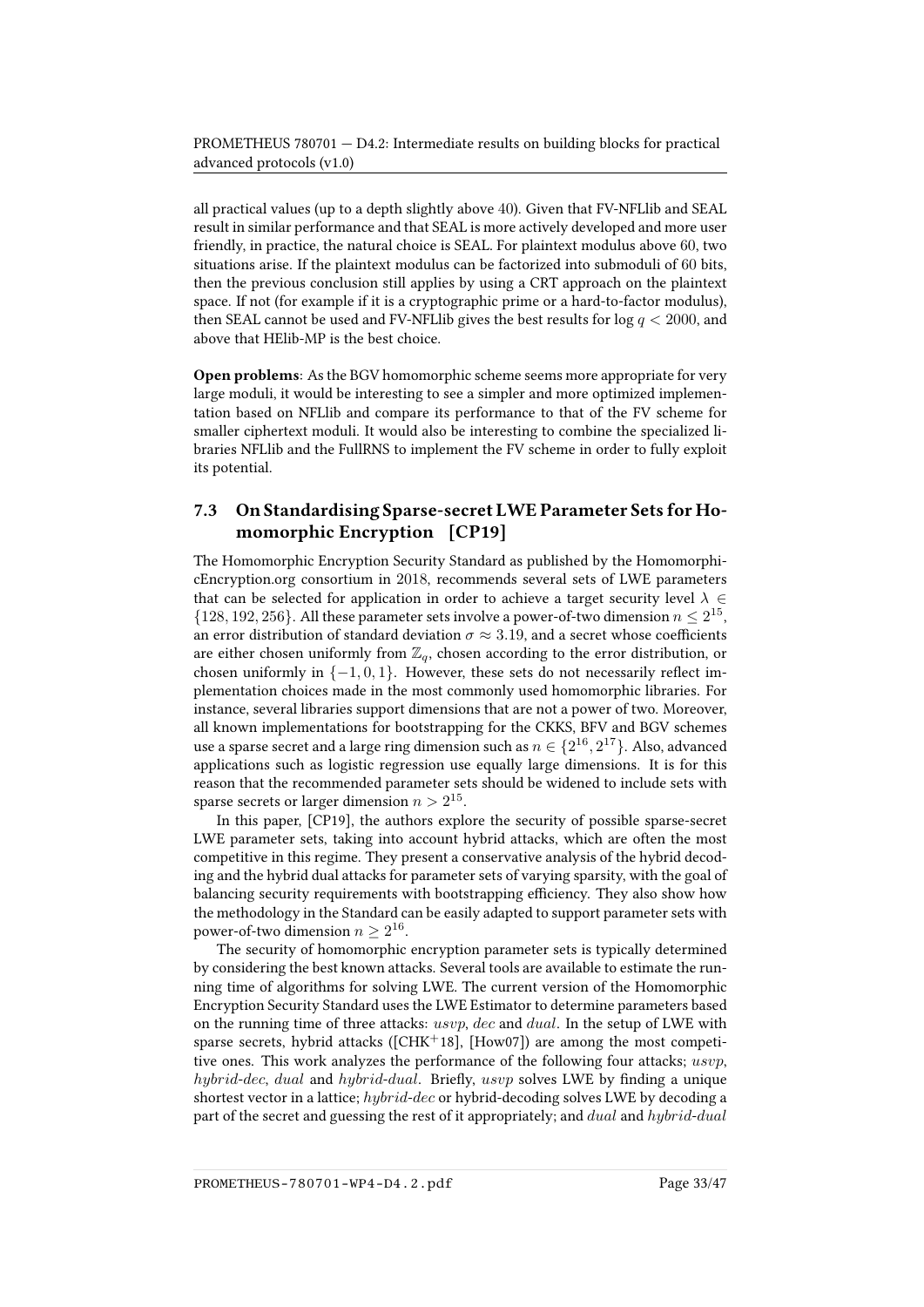all practical values (up to a depth slightly above 40). Given that FV-NFLlib and SEAL result in similar performance and that SEAL is more actively developed and more user friendly, in practice, the natural choice is SEAL. For plaintext modulus above 60, two situations arise. If the plaintext modulus can be factorized into submoduli of 60 bits, then the previous conclusion still applies by using a CRT approach on the plaintext space. If not (for example if it is a cryptographic prime or a hard-to-factor modulus), then SEAL cannot be used and FV-NFLlib gives the best results for $\log q < 2000$, and above that HElib-MP is the best choice.

**Open problems**: As the BGV homomorphic scheme seems more appropriate for very large moduli, it would be interesting to see a simpler and more optimized implementation based on NFLlib and compare its performance to that of the FV scheme for smaller ciphertext moduli. It would also be interesting to combine the specialized libraries NFLlib and the FullRNS to implement the FV scheme in order to fully exploit its potential.

### 7.3 On Standardising Sparse-secret LWE Parameter Sets for Homomorphic Encryption [CP19]

The Homomorphic Encryption Security Standard as published by the HomomorphicEncryption.org consortium in 2018, recommends several sets of LWE parameters that can be selected for application in order to achieve a target security level $\lambda \in \{128, 192, 256\}$. All these parameter sets involve a power-of-two dimension $n \leq 2^{15}$, an error distribution of standard deviation $\sigma \approx 3.19$, and a secret whose coefficients are either chosen uniformly from $\mathbb{Z}_q$, chosen according to the error distribution, or chosen uniformly in $\{-1, 0, 1\}$. However, these sets do not necessarily reflect implementation choices made in the most commonly used homomorphic libraries. For instance, several libraries support dimensions that are not a power of two. Moreover, all known implementations for bootstrapping for the CKKS, BFV and BGV schemes use a sparse secret and a large ring dimension such as $n \in \{2^{16}, 2^{17}\}$. Also, advanced applications such as logistic regression use equally large dimensions. It is for this reason that the recommended parameter sets should be widened to include sets with sparse secrets or larger dimension $n > 2^{15}$.

In this paper, [CP19], the authors explore the security of possible sparse-secret LWE parameter sets, taking into account hybrid attacks, which are often the most competitive in this regime. They present a conservative analysis of the hybrid decoding and the hybrid dual attacks for parameter sets of varying sparsity, with the goal of balancing security requirements with bootstrapping efficiency. They also show how the methodology in the Standard can be easily adapted to support parameter sets with power-of-two dimension $n \geq 2^{16}$.

The security of homomorphic encryption parameter sets is typically determined by considering the best known attacks. Several tools are available to estimate the running time of algorithms for solving LWE. The current version of the Homomorphic Encryption Security Standard uses the LWE Estimator to determine parameters based on the running time of three attacks: $usvp$, $dec$ and $dual$. In the setup of LWE with sparse secrets, hybrid attacks ([CHK+18], [How07]) are among the most competitive ones. This work analyzes the performance of the following four attacks; $usvp$, $hybrid\text{-}dec$, $dual$ and $hybrid\text{-}dual$. Briefly, $usvp$ solves LWE by finding a unique shortest vector in a lattice; $hybrid\text{-}dec$ or hybrid-decoding solves LWE by decoding a part of the secret and guessing the rest of it appropriately; and $dual$ and $hybrid\text{-}dual$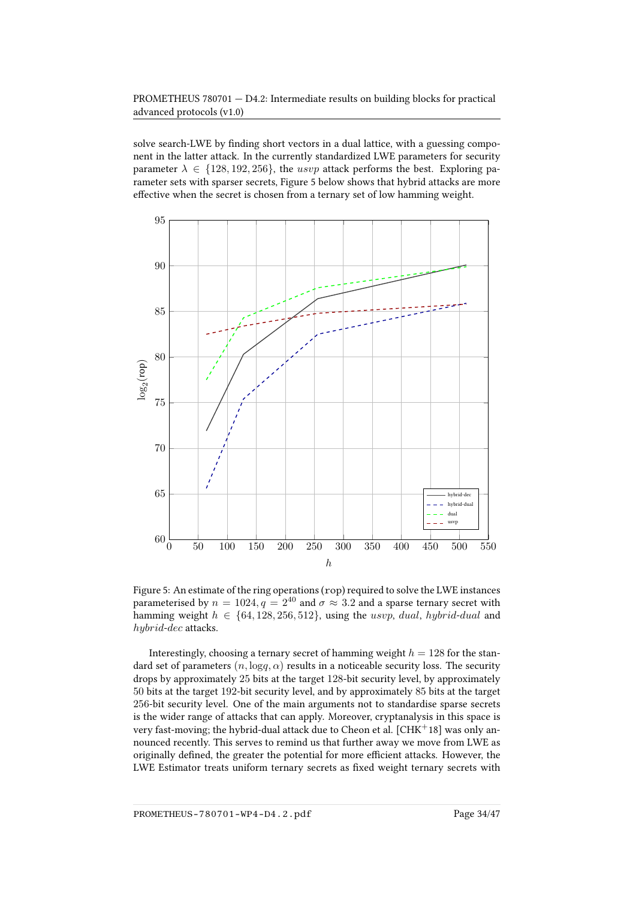solve search-LWE by finding short vectors in a dual lattice, with a guessing component in the latter attack. In the currently standardized LWE parameters for security parameter $\lambda \in \{128, 192, 256\}$, the *usvp* attack performs the best. Exploring parameter sets with sparser secrets, Figure 5 below shows that hybrid attacks are more effective when the secret is chosen from a ternary set of low hamming weight.

Figure 5: An estimate of the ring operations (rop) required to solve the LWE instances parameterised by $n = 1024, q = 2^{40}$ and $\sigma \approx 3.2$ and a sparse ternary secret with hamming weight $h \in \{64, 128, 256, 512\}$, using the *usvp*, *dual*, *hybrid-dual* and *hybrid-dec* attacks.

Interestingly, choosing a ternary secret of hamming weight $h = 128$ for the standard set of parameters $(n, \log q, \alpha)$ results in a noticeable security loss. The security drops by approximately 25 bits at the target 128-bit security level, by approximately 50 bits at the target 192-bit security level, and by approximately 85 bits at the target 256-bit security level. One of the main arguments not to standardise sparse secrets is the wider range of attacks that can apply. Moreover, cryptanalysis in this space is very fast-moving; the hybrid-dual attack due to Cheon et al. [CHK+18] was only announced recently. This serves to remind us that further away we move from LWE as originally defined, the greater the potential for more efficient attacks. However, the LWE Estimator treats uniform ternary secrets as fixed weight ternary secrets with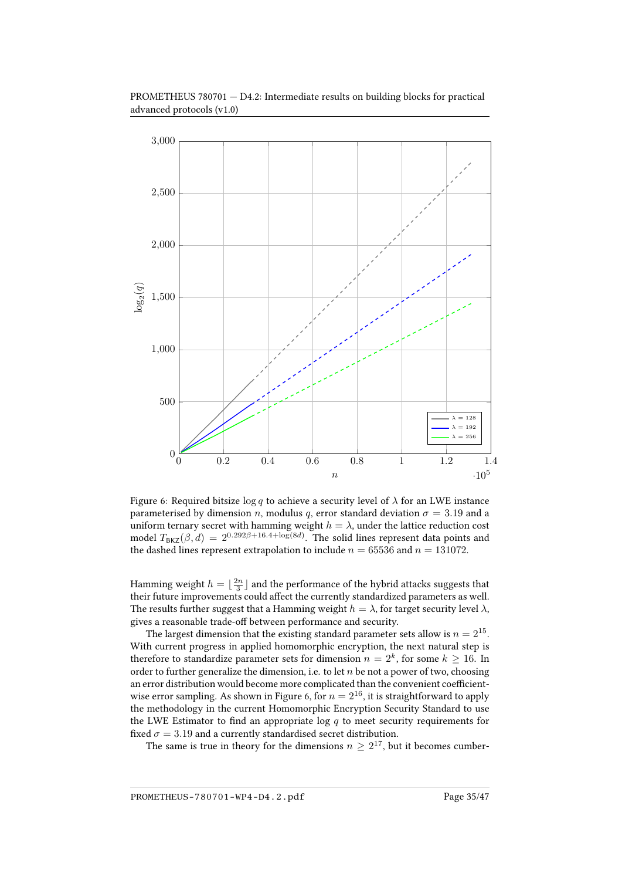Figure 6: Required bitsize $\log q$ to achieve a security level of $\lambda$ for an LWE instance parameterised by dimension $n$, modulus $q$, error standard deviation $\sigma = 3.19$ and a uniform ternary secret with hamming weight $h = \lambda$, under the lattice reduction cost model $T_{\mathsf{BKZ}}(\beta, d) = 2^{0.292\beta + 16.4 + \log(8d)}$. The solid lines represent data points and the dashed lines represent extrapolation to include $n = 65536$ and $n = 131072$.

Hamming weight $h = \lfloor \frac{2n}{3} \rfloor$ and the performance of the hybrid attacks suggests that their future improvements could affect the currently standardized parameters as well. The results further suggest that a Hamming weight $h = \lambda$, for target security level $\lambda$, gives a reasonable trade-off between performance and security.

The largest dimension that the existing standard parameter sets allow is $n = 2^{15}$. With current progress in applied homomorphic encryption, the next natural step is therefore to standardize parameter sets for dimension $n = 2^k$, for some $k \geq 16$. In order to further generalize the dimension, i.e. to let $n$ be not a power of two, choosing an error distribution would become more complicated than the convenient coefficient-wise error sampling. As shown in Figure 6, for $n = 2^{16}$, it is straightforward to apply the methodology in the current Homomorphic Encryption Security Standard to use the LWE Estimator to find an appropriate $\log q$ to meet security requirements for fixed $\sigma = 3.19$ and a currently standardised secret distribution.

The same is true in theory for the dimensions $n \geq 2^{17}$, but it becomes cumber-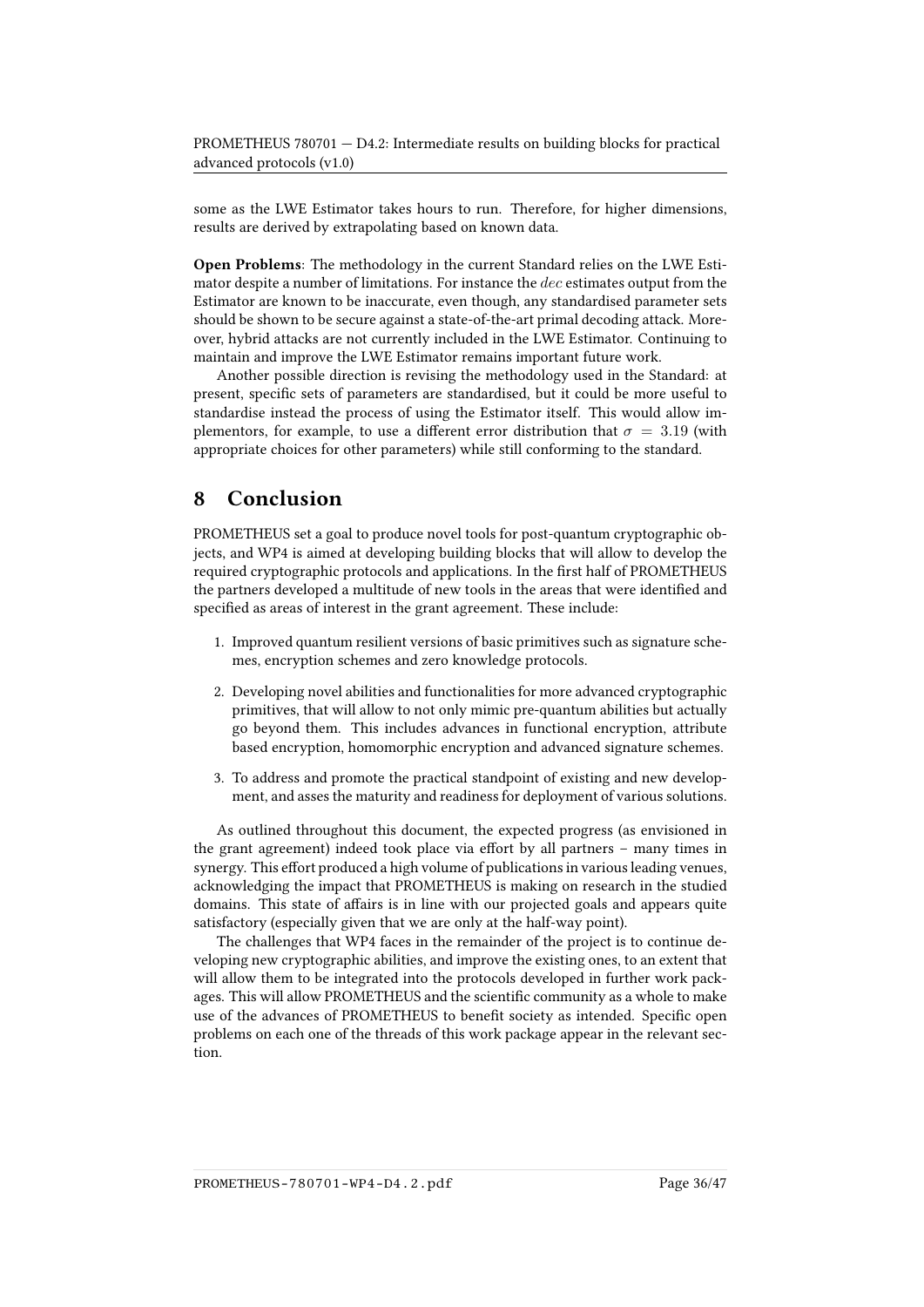some as the LWE Estimator takes hours to run. Therefore, for higher dimensions, results are derived by extrapolating based on known data.

**Open Problems**: The methodology in the current Standard relies on the LWE Estimator despite a number of limitations. For instance the $dec$ estimates output from the Estimator are known to be inaccurate, even though, any standardised parameter sets should be shown to be secure against a state-of-the-art primal decoding attack. Moreover, hybrid attacks are not currently included in the LWE Estimator. Continuing to maintain and improve the LWE Estimator remains important future work.

Another possible direction is revising the methodology used in the Standard: at present, specific sets of parameters are standardised, but it could be more useful to standardise instead the process of using the Estimator itself. This would allow implementors, for example, to use a different error distribution that $\sigma = 3.19$ (with appropriate choices for other parameters) while still conforming to the standard.

# 8 Conclusion

PROMETHEUS set a goal to produce novel tools for post-quantum cryptographic objects, and WP4 is aimed at developing building blocks that will allow to develop the required cryptographic protocols and applications. In the first half of PROMETHEUS the partners developed a multitude of new tools in the areas that were identified and specified as areas of interest in the grant agreement. These include:

1. Improved quantum resilient versions of basic primitives such as signature schemes, encryption schemes and zero knowledge protocols.
2. Developing novel abilities and functionalities for more advanced cryptographic primitives, that will allow to not only mimic pre-quantum abilities but actually go beyond them. This includes advances in functional encryption, attribute based encryption, homomorphic encryption and advanced signature schemes.
3. To address and promote the practical standpoint of existing and new development, and asses the maturity and readiness for deployment of various solutions.

As outlined throughout this document, the expected progress (as envisioned in the grant agreement) indeed took place via effort by all partners – many times in synergy. This effort produced a high volume of publications in various leading venues, acknowledging the impact that PROMETHEUS is making on research in the studied domains. This state of affairs is in line with our projected goals and appears quite satisfactory (especially given that we are only at the half-way point).

The challenges that WP4 faces in the remainder of the project is to continue developing new cryptographic abilities, and improve the existing ones, to an extent that will allow them to be integrated into the protocols developed in further work packages. This will allow PROMETHEUS and the scientific community as a whole to make use of the advances of PROMETHEUS to benefit society as intended. Specific open problems on each one of the threads of this work package appear in the relevant section.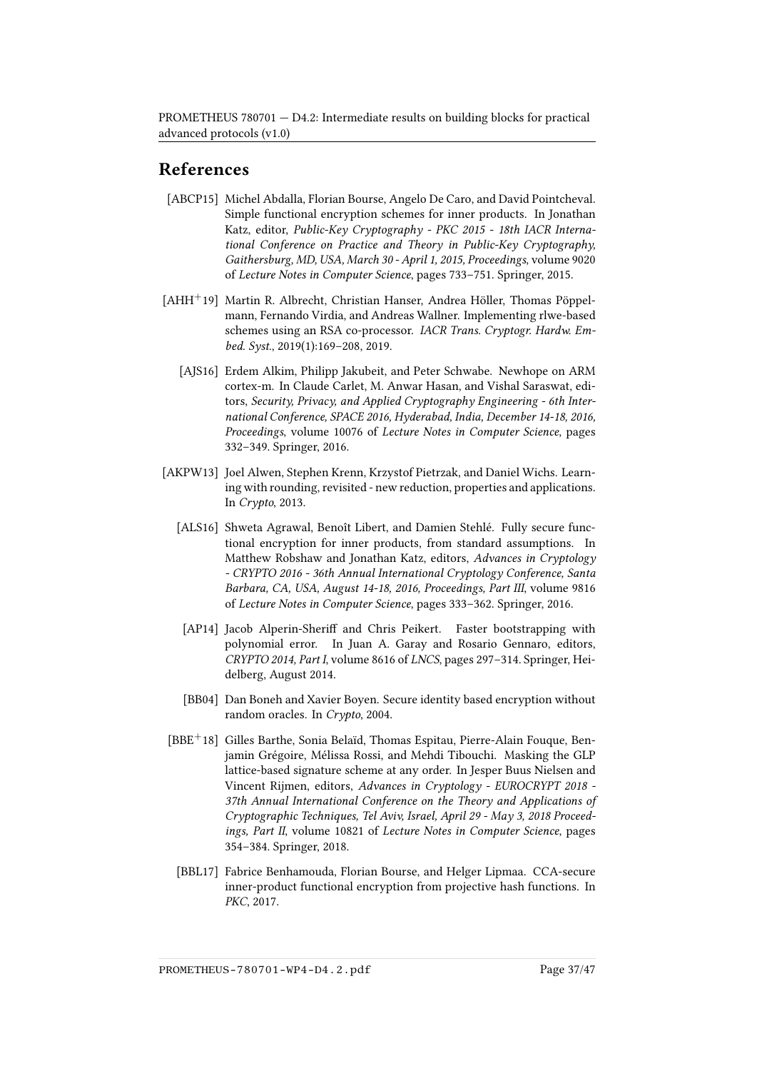## References

[ABCP15] Michel Abdalla, Florian Bourse, Angelo De Caro, and David Pointcheval. Simple functional encryption schemes for inner products. In Jonathan Katz, editor, *Public-Key Cryptography - PKC 2015 - 18th IACR International Conference on Practice and Theory in Public-Key Cryptography, Gaithersburg, MD, USA, March 30 - April 1, 2015, Proceedings*, volume 9020 of *Lecture Notes in Computer Science*, pages 733–751. Springer, 2015.

[AHH+19] Martin R. Albrecht, Christian Hanser, Andrea Höller, Thomas Pöppelmann, Fernando Virdia, and Andreas Wallner. Implementing rlwe-based schemes using an RSA co-processor. *IACR Trans. Cryptogr. Hardw. Embed. Syst.*, 2019(1):169–208, 2019.

[AJS16] Erdem Alkim, Philipp Jakubeit, and Peter Schwabe. Newhope on ARM cortex-m. In Claude Carlet, M. Anwar Hasan, and Vishal Saraswat, editors, *Security, Privacy, and Applied Cryptography Engineering - 6th International Conference, SPACE 2016, Hyderabad, India, December 14-18, 2016, Proceedings*, volume 10076 of *Lecture Notes in Computer Science*, pages 332–349. Springer, 2016.

[AKPW13] Joel Alwen, Stephen Krenn, Krzystof Pietrzak, and Daniel Wichs. Learning with rounding, revisited - new reduction, properties and applications. In *Crypto*, 2013.

[ALS16] Shweta Agrawal, Benoît Libert, and Damien Stehlé. Fully secure functional encryption for inner products, from standard assumptions. In Matthew Robshaw and Jonathan Katz, editors, *Advances in Cryptology - CRYPTO 2016 - 36th Annual International Cryptology Conference, Santa Barbara, CA, USA, August 14-18, 2016, Proceedings, Part III*, volume 9816 of *Lecture Notes in Computer Science*, pages 333–362. Springer, 2016.

[AP14] Jacob Alperin-Sheriff and Chris Peikert. Faster bootstrapping with polynomial error. In Juan A. Garay and Rosario Gennaro, editors, *CRYPTO 2014, Part I*, volume 8616 of *LNCS*, pages 297–314. Springer, Heidelberg, August 2014.

[BB04] Dan Boneh and Xavier Boyen. Secure identity based encryption without random oracles. In *Crypto*, 2004.

[BBE+18] Gilles Barthe, Sonia Belaïd, Thomas Espitau, Pierre-Alain Fouque, Benjamin Grégoire, Mélissa Rossi, and Mehdi Tibouchi. Masking the GLP lattice-based signature scheme at any order. In Jesper Buus Nielsen and Vincent Rijmen, editors, *Advances in Cryptology - EUROCRYPT 2018 - 37th Annual International Conference on the Theory and Applications of Cryptographic Techniques, Tel Aviv, Israel, April 29 - May 3, 2018 Proceedings, Part II*, volume 10821 of *Lecture Notes in Computer Science*, pages 354–384. Springer, 2018.

[BBL17] Fabrice Benhamouda, Florian Bourse, and Helger Lipmaa. CCA-secure inner-product functional encryption from projective hash functions. In *PKC*, 2017.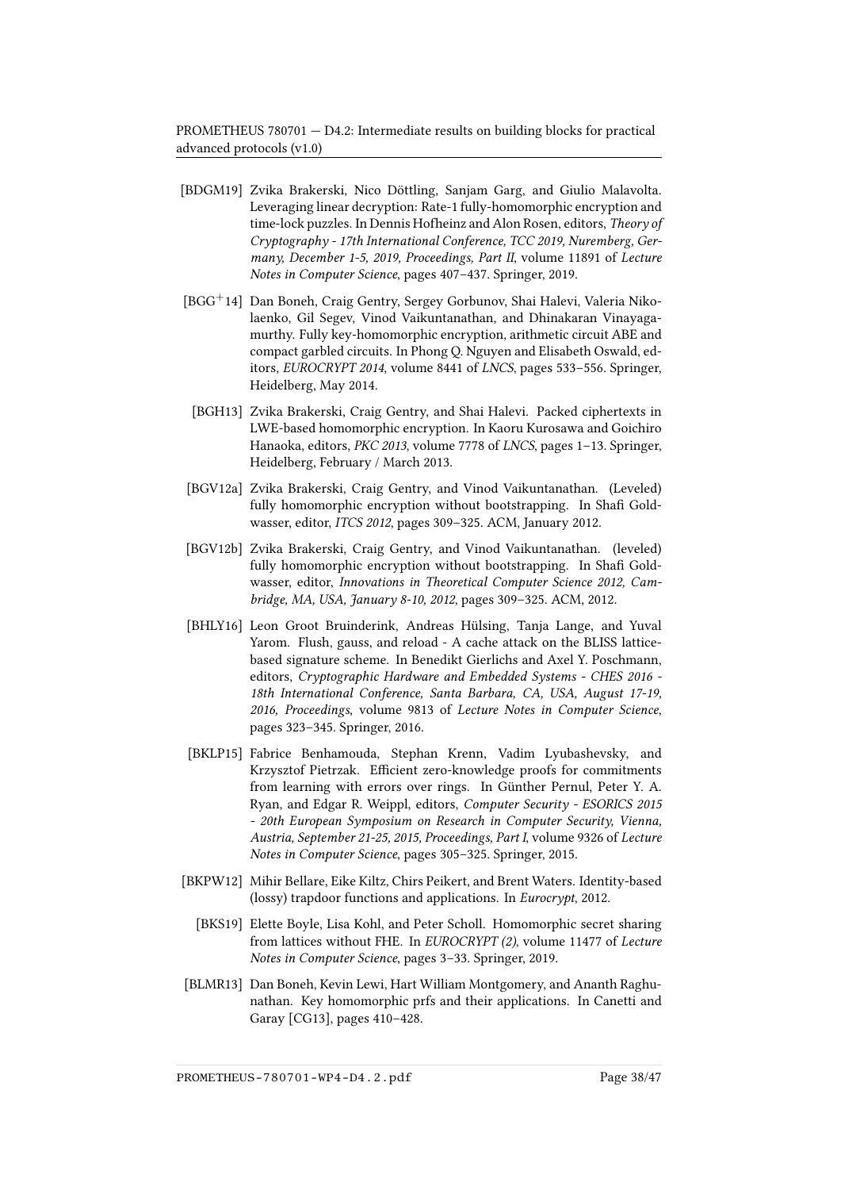[BDGM19] Zvika Brakerski, Nico Döttling, Sanjam Garg, and Giulio Malavolta. Leveraging linear decryption: Rate-1 fully-homomorphic encryption and time-lock puzzles. In Dennis Hofheinz and Alon Rosen, editors, *Theory of Cryptography - 17th International Conference, TCC 2019, Nuremberg, Germany, December 1-5, 2019, Proceedings, Part II*, volume 11891 of *Lecture Notes in Computer Science*, pages 407–437. Springer, 2019.

[BGG+14] Dan Boneh, Craig Gentry, Sergey Gorbunov, Shai Halevi, Valeria Nikolaenko, Gil Segev, Vinod Vaikuntanathan, and Dhinakaran Vinayagamurthy. Fully key-homomorphic encryption, arithmetic circuit ABE and compact garbled circuits. In Phong Q. Nguyen and Elisabeth Oswald, editors, *EUROCRYPT 2014*, volume 8441 of *LNCS*, pages 533–556. Springer, Heidelberg, May 2014.

[BGH13] Zvika Brakerski, Craig Gentry, and Shai Halevi. Packed ciphertexts in LWE-based homomorphic encryption. In Kaoru Kurosawa and Goichiro Hanaoka, editors, *PKC 2013*, volume 7778 of *LNCS*, pages 1–13. Springer, Heidelberg, February / March 2013.

[BGV12a] Zvika Brakerski, Craig Gentry, and Vinod Vaikuntanathan. (Leveled) fully homomorphic encryption without bootstrapping. In Shafi Goldwasser, editor, *ITCS 2012*, pages 309–325. ACM, January 2012.

[BGV12b] Zvika Brakerski, Craig Gentry, and Vinod Vaikuntanathan. (leveled) fully homomorphic encryption without bootstrapping. In Shafi Goldwasser, editor, *Innovations in Theoretical Computer Science 2012, Cambridge, MA, USA, January 8-10, 2012*, pages 309–325. ACM, 2012.

[BHLY16] Leon Groot Bruinderink, Andreas Hülsing, Tanja Lange, and Yuval Yarom. Flush, gauss, and reload - A cache attack on the BLISS lattice-based signature scheme. In Benedikt Gierlichs and Axel Y. Poschmann, editors, *Cryptographic Hardware and Embedded Systems - CHES 2016 - 18th International Conference, Santa Barbara, CA, USA, August 17-19, 2016, Proceedings*, volume 9813 of *Lecture Notes in Computer Science*, pages 323–345. Springer, 2016.

[BKLP15] Fabrice Benhamouda, Stephan Krenn, Vadim Lyubashevsky, and Krzysztof Pietrzak. Efficient zero-knowledge proofs for commitments from learning with errors over rings. In Günther Pernul, Peter Y. A. Ryan, and Edgar R. Weippl, editors, *Computer Security - ESORICS 2015 - 20th European Symposium on Research in Computer Security, Vienna, Austria, September 21-25, 2015, Proceedings, Part I*, volume 9326 of *Lecture Notes in Computer Science*, pages 305–325. Springer, 2015.

[BKPW12] Mihir Bellare, Eike Kiltz, Chirs Peikert, and Brent Waters. Identity-based (lossy) trapdoor functions and applications. In *Eurocrypt*, 2012.

[BKS19] Elette Boyle, Lisa Kohl, and Peter Scholl. Homomorphic secret sharing from lattices without FHE. In *EUROCRYPT (2)*, volume 11477 of *Lecture Notes in Computer Science*, pages 3–33. Springer, 2019.

[BLMR13] Dan Boneh, Kevin Lewi, Hart William Montgomery, and Ananth Raghunathan. Key homomorphic prfs and their applications. In Canetti and Garay [CG13], pages 410–428.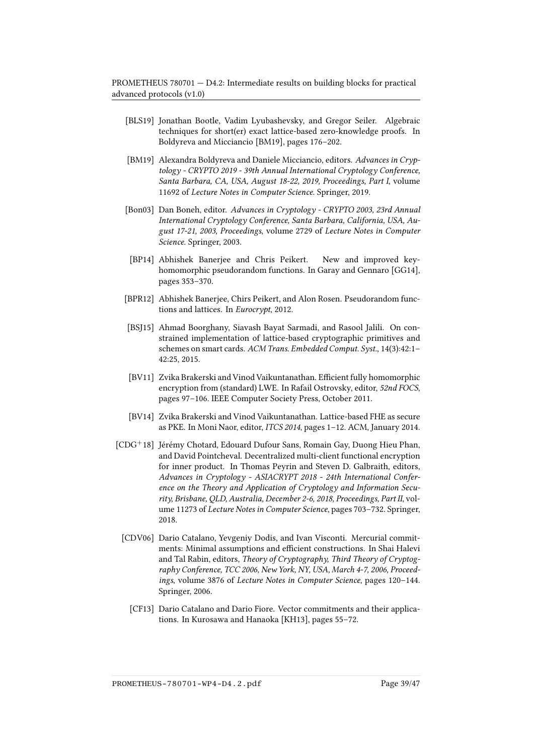[BLS19] Jonathan Bootle, Vadim Lyubashevsky, and Gregor Seiler. Algebraic techniques for short(er) exact lattice-based zero-knowledge proofs. In Boldyreva and Micciancio [BM19], pages 176–202.

[BM19] Alexandra Boldyreva and Daniele Micciancio, editors. *Advances in Cryptology - CRYPTO 2019 - 39th Annual International Cryptology Conference, Santa Barbara, CA, USA, August 18-22, 2019, Proceedings, Part I*, volume 11692 of *Lecture Notes in Computer Science*. Springer, 2019.

[Bon03] Dan Boneh, editor. *Advances in Cryptology - CRYPTO 2003, 23rd Annual International Cryptology Conference, Santa Barbara, California, USA, August 17-21, 2003, Proceedings*, volume 2729 of *Lecture Notes in Computer Science*. Springer, 2003.

[BP14] Abhishek Banerjee and Chris Peikert. New and improved key-homomorphic pseudorandom functions. In Garay and Gennaro [GG14], pages 353–370.

[BPR12] Abhishek Banerjee, Chirs Peikert, and Alon Rosen. Pseudorandom functions and lattices. In *Eurocrypt*, 2012.

[BSJ15] Ahmad Boorghany, Siavash Bayat Sarmadi, and Rasool Jalili. On constrained implementation of lattice-based cryptographic primitives and schemes on smart cards. *ACM Trans. Embedded Comput. Syst.*, 14(3):42:1–42:25, 2015.

[BV11] Zvika Brakerski and Vinod Vaikuntanathan. Efficient fully homomorphic encryption from (standard) LWE. In Rafail Ostrovsky, editor, *52nd FOCS*, pages 97–106. IEEE Computer Society Press, October 2011.

[BV14] Zvika Brakerski and Vinod Vaikuntanathan. Lattice-based FHE as secure as PKE. In Moni Naor, editor, *ITCS 2014*, pages 1–12. ACM, January 2014.

[CDG+18] Jérémy Chotard, Edouard Dufour Sans, Romain Gay, Duong Hieu Phan, and David Pointcheval. Decentralized multi-client functional encryption for inner product. In Thomas Peyrin and Steven D. Galbraith, editors, *Advances in Cryptology - ASIACRYPT 2018 - 24th International Conference on the Theory and Application of Cryptology and Information Security, Brisbane, QLD, Australia, December 2-6, 2018, Proceedings, Part II*, volume 11273 of *Lecture Notes in Computer Science*, pages 703–732. Springer, 2018.

[CDV06] Dario Catalano, Yevgeniy Dodis, and Ivan Visconti. Mercurial commitments: Minimal assumptions and efficient constructions. In Shai Halevi and Tal Rabin, editors, *Theory of Cryptography, Third Theory of Cryptography Conference, TCC 2006, New York, NY, USA, March 4-7, 2006, Proceedings*, volume 3876 of *Lecture Notes in Computer Science*, pages 120–144. Springer, 2006.

[CF13] Dario Catalano and Dario Fiore. Vector commitments and their applications. In Kurosawa and Hanaoka [KH13], pages 55–72.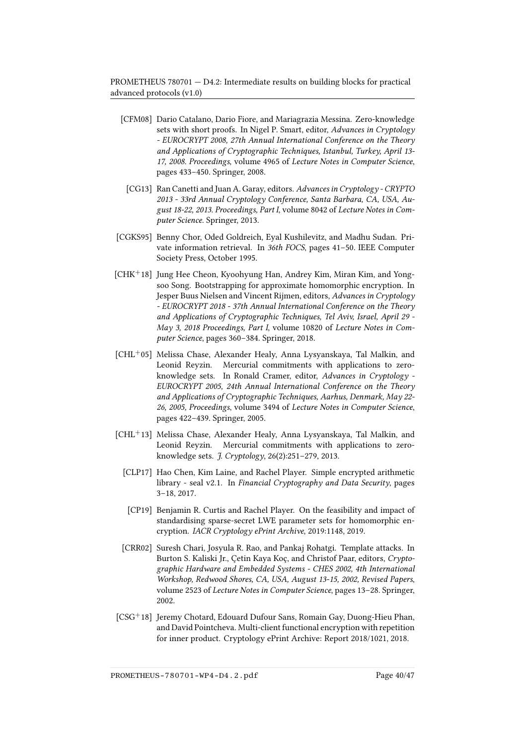[CFM08] Dario Catalano, Dario Fiore, and Mariagrazia Messina. Zero-knowledge sets with short proofs. In Nigel P. Smart, editor, *Advances in Cryptology - EUROCRYPT 2008, 27th Annual International Conference on the Theory and Applications of Cryptographic Techniques, Istanbul, Turkey, April 13-17, 2008. Proceedings*, volume 4965 of *Lecture Notes in Computer Science*, pages 433–450. Springer, 2008.

[CG13] Ran Canetti and Juan A. Garay, editors. *Advances in Cryptology - CRYPTO 2013 - 33rd Annual Cryptology Conference, Santa Barbara, CA, USA, August 18-22, 2013. Proceedings, Part I*, volume 8042 of *Lecture Notes in Computer Science*. Springer, 2013.

[CGKS95] Benny Chor, Oded Goldreich, Eyal Kushilevitz, and Madhu Sudan. Private information retrieval. In *36th FOCS*, pages 41–50. IEEE Computer Society Press, October 1995.

[CHK+18] Jung Hee Cheon, Kyoohyung Han, Andrey Kim, Miran Kim, and Yongsoo Song. Bootstrapping for approximate homomorphic encryption. In Jesper Buus Nielsen and Vincent Rijmen, editors, *Advances in Cryptology - EUROCRYPT 2018 - 37th Annual International Conference on the Theory and Applications of Cryptographic Techniques, Tel Aviv, Israel, April 29 - May 3, 2018 Proceedings, Part I*, volume 10820 of *Lecture Notes in Computer Science*, pages 360–384. Springer, 2018.

[CHL+05] Melissa Chase, Alexander Healy, Anna Lysyanskaya, Tal Malkin, and Leonid Reyzin. Mercurial commitments with applications to zero-knowledge sets. In Ronald Cramer, editor, *Advances in Cryptology - EUROCRYPT 2005, 24th Annual International Conference on the Theory and Applications of Cryptographic Techniques, Aarhus, Denmark, May 22-26, 2005, Proceedings*, volume 3494 of *Lecture Notes in Computer Science*, pages 422–439. Springer, 2005.

[CHL+13] Melissa Chase, Alexander Healy, Anna Lysyanskaya, Tal Malkin, and Leonid Reyzin. Mercurial commitments with applications to zero-knowledge sets. *J. Cryptology*, 26(2):251–279, 2013.

[CLP17] Hao Chen, Kim Laine, and Rachel Player. Simple encrypted arithmetic library - seal v2.1. In *Financial Cryptography and Data Security*, pages 3–18, 2017.

[CP19] Benjamin R. Curtis and Rachel Player. On the feasibility and impact of standardising sparse-secret LWE parameter sets for homomorphic encryption. *IACR Cryptology ePrint Archive*, 2019:1148, 2019.

[CRR02] Suresh Chari, Josyula R. Rao, and Pankaj Rohatgi. Template attacks. In Burton S. Kaliski Jr., Çetin Kaya Koç, and Christof Paar, editors, *Cryptographic Hardware and Embedded Systems - CHES 2002, 4th International Workshop, Redwood Shores, CA, USA, August 13-15, 2002, Revised Papers*, volume 2523 of *Lecture Notes in Computer Science*, pages 13–28. Springer, 2002.

[CSG+18] Jeremy Chotard, Edouard Dufour Sans, Romain Gay, Duong-Hieu Phan, and David Pointcheva. Multi-client functional encryption with repetition for inner product. Cryptology ePrint Archive: Report 2018/1021, 2018.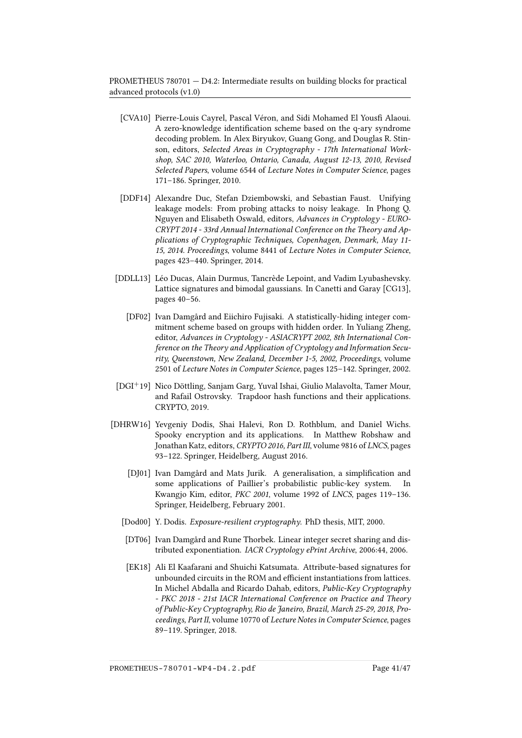[CVA10] Pierre-Louis Cayrel, Pascal Véron, and Sidi Mohamed El Yousfi Alaoui. A zero-knowledge identification scheme based on the q-ary syndrome decoding problem. In Alex Biryukov, Guang Gong, and Douglas R. Stinson, editors, *Selected Areas in Cryptography - 17th International Workshop, SAC 2010, Waterloo, Ontario, Canada, August 12-13, 2010, Revised Selected Papers*, volume 6544 of *Lecture Notes in Computer Science*, pages 171–186. Springer, 2010.

[DDF14] Alexandre Duc, Stefan Dziembowski, and Sebastian Faust. Unifying leakage models: From probing attacks to noisy leakage. In Phong Q. Nguyen and Elisabeth Oswald, editors, *Advances in Cryptology - EUROCRYPT 2014 - 33rd Annual International Conference on the Theory and Applications of Cryptographic Techniques, Copenhagen, Denmark, May 11-15, 2014. Proceedings*, volume 8441 of *Lecture Notes in Computer Science*, pages 423–440. Springer, 2014.

[DDLL13] Léo Ducas, Alain Durmus, Tancrède Lepoint, and Vadim Lyubashevsky. Lattice signatures and bimodal gaussians. In Canetti and Garay [CG13], pages 40–56.

[DF02] Ivan Damgård and Eiichiro Fujisaki. A statistically-hiding integer commitment scheme based on groups with hidden order. In Yuliang Zheng, editor, *Advances in Cryptology - ASIACRYPT 2002, 8th International Conference on the Theory and Application of Cryptology and Information Security, Queenstown, New Zealand, December 1-5, 2002, Proceedings*, volume 2501 of *Lecture Notes in Computer Science*, pages 125–142. Springer, 2002.

[DGI+19] Nico Döttling, Sanjam Garg, Yuval Ishai, Giulio Malavolta, Tamer Mour, and Rafail Ostrovsky. Trapdoor hash functions and their applications. CRYPTO, 2019.

[DHRW16] Yevgeniy Dodis, Shai Halevi, Ron D. Rothblum, and Daniel Wichs. Spooky encryption and its applications. In Matthew Robshaw and Jonathan Katz, editors, *CRYPTO 2016, Part III*, volume 9816 of *LNCS*, pages 93–122. Springer, Heidelberg, August 2016.

[DJ01] Ivan Damgård and Mats Jurik. A generalisation, a simplification and some applications of Paillier's probabilistic public-key system. In Kwangjo Kim, editor, *PKC 2001*, volume 1992 of *LNCS*, pages 119–136. Springer, Heidelberg, February 2001.

[Dod00] Y. Dodis. *Exposure-resilient cryptography*. PhD thesis, MIT, 2000.

[DT06] Ivan Damgård and Rune Thorbek. Linear integer secret sharing and distributed exponentiation. *IACR Cryptology ePrint Archive*, 2006:44, 2006.

[EK18] Ali El Kaafarani and Shuichi Katsumata. Attribute-based signatures for unbounded circuits in the ROM and efficient instantiations from lattices. In Michel Abdalla and Ricardo Dahab, editors, *Public-Key Cryptography - PKC 2018 - 21st IACR International Conference on Practice and Theory of Public-Key Cryptography, Rio de Janeiro, Brazil, March 25-29, 2018, Proceedings, Part II*, volume 10770 of *Lecture Notes in Computer Science*, pages 89–119. Springer, 2018.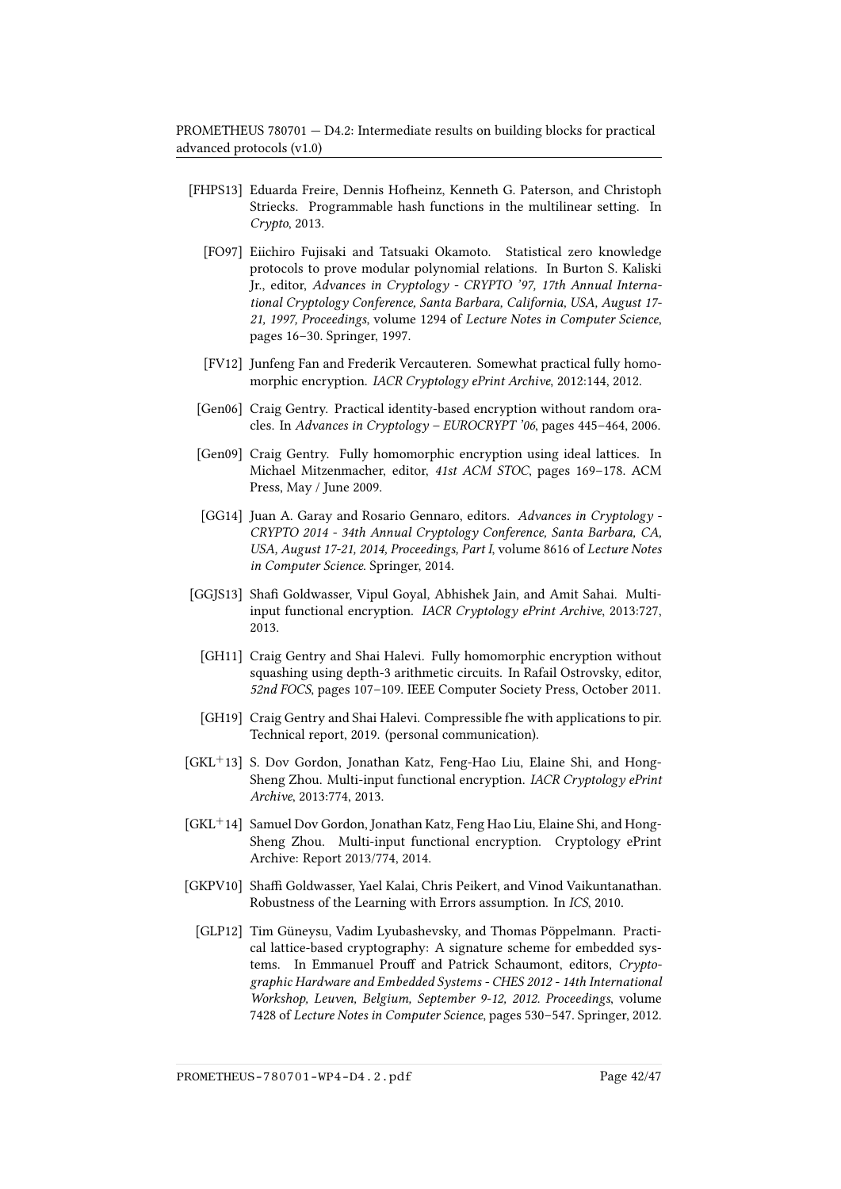[FHPS13] Eduarda Freire, Dennis Hofheinz, Kenneth G. Paterson, and Christoph Striecks. Programmable hash functions in the multilinear setting. In *Crypto*, 2013.

[FO97] Eiichiro Fujisaki and Tatsuaki Okamoto. Statistical zero knowledge protocols to prove modular polynomial relations. In Burton S. Kaliski Jr., editor, *Advances in Cryptology - CRYPTO '97, 17th Annual International Cryptology Conference, Santa Barbara, California, USA, August 17-21, 1997, Proceedings*, volume 1294 of *Lecture Notes in Computer Science*, pages 16–30. Springer, 1997.

[FV12] Junfeng Fan and Frederik Vercauteren. Somewhat practical fully homomorphic encryption. *IACR Cryptology ePrint Archive*, 2012:144, 2012.

[Gen06] Craig Gentry. Practical identity-based encryption without random oracles. In *Advances in Cryptology – EUROCRYPT '06*, pages 445–464, 2006.

[Gen09] Craig Gentry. Fully homomorphic encryption using ideal lattices. In Michael Mitzenmacher, editor, *41st ACM STOC*, pages 169–178. ACM Press, May / June 2009.

[GG14] Juan A. Garay and Rosario Gennaro, editors. *Advances in Cryptology - CRYPTO 2014 - 34th Annual Cryptology Conference, Santa Barbara, CA, USA, August 17-21, 2014, Proceedings, Part I*, volume 8616 of *Lecture Notes in Computer Science*. Springer, 2014.

[GGJS13] Shafi Goldwasser, Vipul Goyal, Abhishek Jain, and Amit Sahai. Multi-input functional encryption. *IACR Cryptology ePrint Archive*, 2013:727, 2013.

[GH11] Craig Gentry and Shai Halevi. Fully homomorphic encryption without squashing using depth-3 arithmetic circuits. In Rafail Ostrovsky, editor, *52nd FOCS*, pages 107–109. IEEE Computer Society Press, October 2011.

[GH19] Craig Gentry and Shai Halevi. Compressible fhe with applications to pir. Technical report, 2019. (personal communication).

[GKL+13] S. Dov Gordon, Jonathan Katz, Feng-Hao Liu, Elaine Shi, and Hong-Sheng Zhou. Multi-input functional encryption. *IACR Cryptology ePrint Archive*, 2013:774, 2013.

[GKL+14] Samuel Dov Gordon, Jonathan Katz, Feng Hao Liu, Elaine Shi, and Hong-Sheng Zhou. Multi-input functional encryption. Cryptology ePrint Archive: Report 2013/774, 2014.

[GKPV10] Shaffi Goldwasser, Yael Kalai, Chris Peikert, and Vinod Vaikuntanathan. Robustness of the Learning with Errors assumption. In *ICS*, 2010.

[GLP12] Tim Güneysu, Vadim Lyubashevsky, and Thomas Pöppelmann. Practical lattice-based cryptography: A signature scheme for embedded systems. In Emmanuel Prouff and Patrick Schaumont, editors, *Cryptographic Hardware and Embedded Systems - CHES 2012 - 14th International Workshop, Leuven, Belgium, September 9-12, 2012. Proceedings*, volume 7428 of *Lecture Notes in Computer Science*, pages 530–547. Springer, 2012.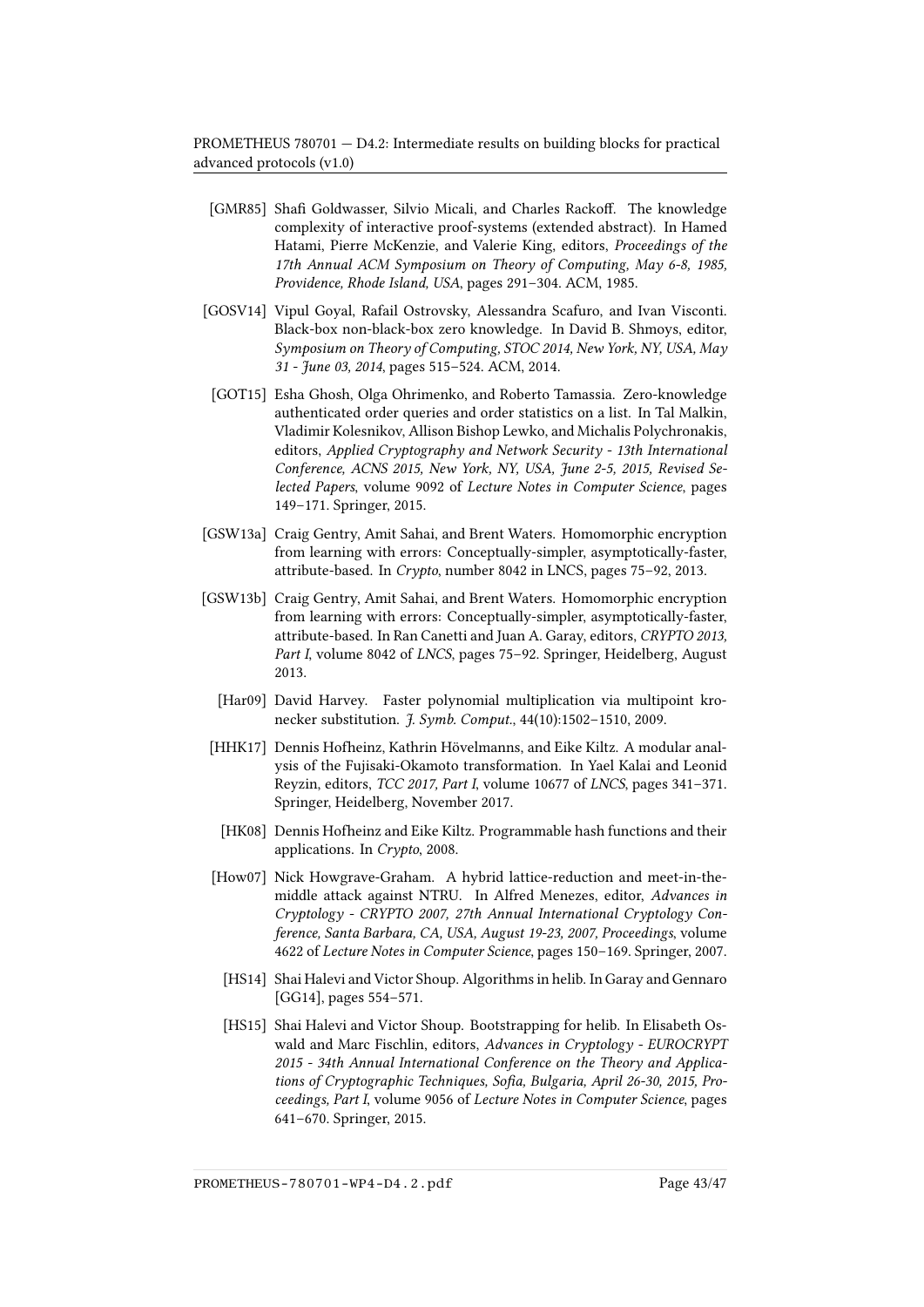- [GMR85] Shafi Goldwasser, Silvio Micali, and Charles Rackoff. The knowledge complexity of interactive proof-systems (extended abstract). In Hamed Hatami, Pierre McKenzie, and Valerie King, editors, *Proceedings of the 17th Annual ACM Symposium on Theory of Computing, May 6-8, 1985, Providence, Rhode Island, USA*, pages 291–304. ACM, 1985.

- [GOSV14] Vipul Goyal, Rafail Ostrovsky, Alessandra Scafuro, and Ivan Visconti. Black-box non-black-box zero knowledge. In David B. Shmoys, editor, *Symposium on Theory of Computing, STOC 2014, New York, NY, USA, May 31 - June 03, 2014*, pages 515–524. ACM, 2014.

- [GOT15] Esha Ghosh, Olga Ohrimenko, and Roberto Tamassia. Zero-knowledge authenticated order queries and order statistics on a list. In Tal Malkin, Vladimir Kolesnikov, Allison Bishop Lewko, and Michalis Polychronakis, editors, *Applied Cryptography and Network Security - 13th International Conference, ACNS 2015, New York, NY, USA, June 2-5, 2015, Revised Selected Papers*, volume 9092 of *Lecture Notes in Computer Science*, pages 149–171. Springer, 2015.

- [GSW13a] Craig Gentry, Amit Sahai, and Brent Waters. Homomorphic encryption from learning with errors: Conceptually-simpler, asymptotically-faster, attribute-based. In *Crypto*, number 8042 in LNCS, pages 75–92, 2013.

- [GSW13b] Craig Gentry, Amit Sahai, and Brent Waters. Homomorphic encryption from learning with errors: Conceptually-simpler, asymptotically-faster, attribute-based. In Ran Canetti and Juan A. Garay, editors, *CRYPTO 2013, Part I*, volume 8042 of *LNCS*, pages 75–92. Springer, Heidelberg, August 2013.

- [Har09] David Harvey. Faster polynomial multiplication via multipoint kronecker substitution. *J. Symb. Comput.*, 44(10):1502–1510, 2009.

- [HHK17] Dennis Hofheinz, Kathrin Hövelmanns, and Eike Kiltz. A modular analysis of the Fujisaki-Okamoto transformation. In Yael Kalai and Leonid Reyzin, editors, *TCC 2017, Part I*, volume 10677 of *LNCS*, pages 341–371. Springer, Heidelberg, November 2017.

- [HK08] Dennis Hofheinz and Eike Kiltz. Programmable hash functions and their applications. In *Crypto*, 2008.

- [How07] Nick Howgrave-Graham. A hybrid lattice-reduction and meet-in-the-middle attack against NTRU. In Alfred Menezes, editor, *Advances in Cryptology - CRYPTO 2007, 27th Annual International Cryptology Conference, Santa Barbara, CA, USA, August 19-23, 2007, Proceedings*, volume 4622 of *Lecture Notes in Computer Science*, pages 150–169. Springer, 2007.

- [HS14] Shai Halevi and Victor Shoup. Algorithms in helib. In Garay and Gennaro [GG14], pages 554–571.

- [HS15] Shai Halevi and Victor Shoup. Bootstrapping for helib. In Elisabeth Oswald and Marc Fischlin, editors, *Advances in Cryptology - EUROCRYPT 2015 - 34th Annual International Conference on the Theory and Applications of Cryptographic Techniques, Sofia, Bulgaria, April 26-30, 2015, Proceedings, Part I*, volume 9056 of *Lecture Notes in Computer Science*, pages 641–670. Springer, 2015.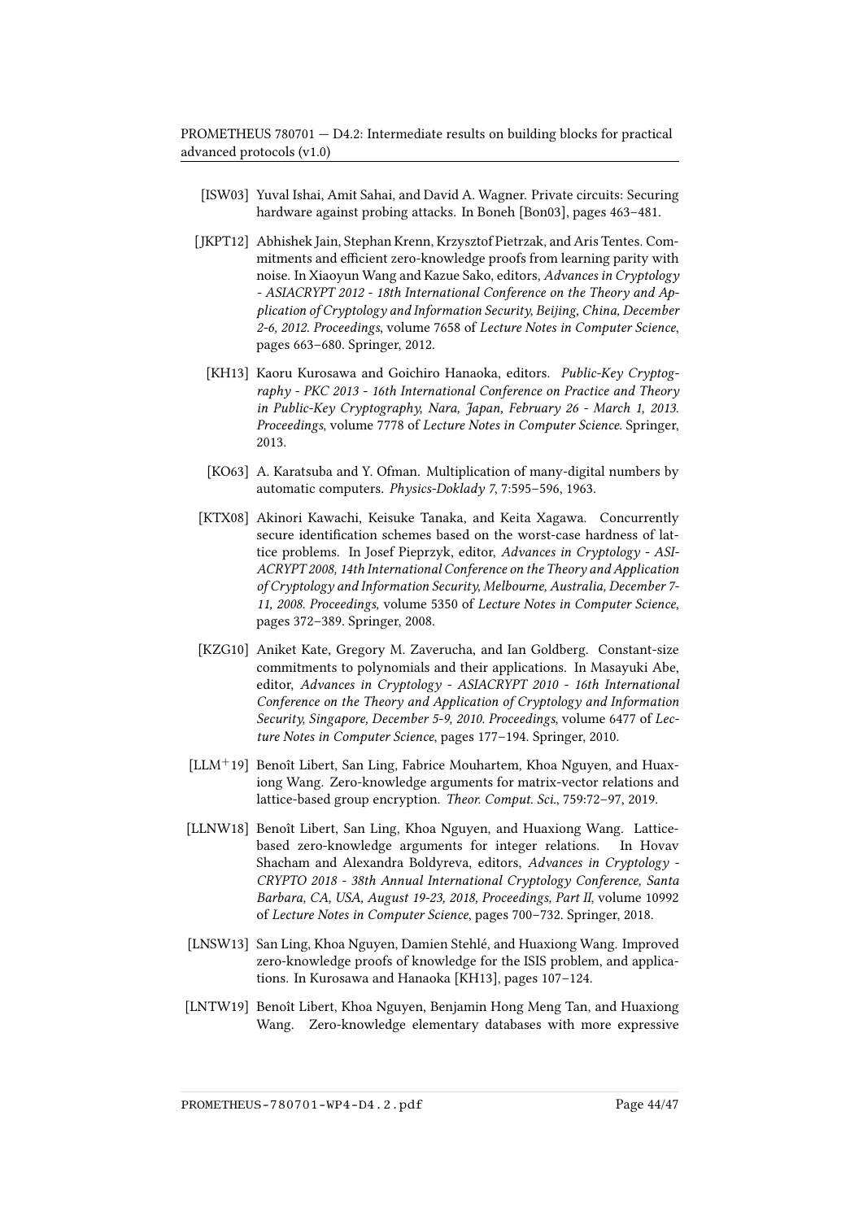[ISW03] Yuval Ishai, Amit Sahai, and David A. Wagner. Private circuits: Securing hardware against probing attacks. In Boneh [Bon03], pages 463–481.

[JKPT12] Abhishek Jain, Stephan Krenn, Krzysztof Pietrzak, and Aris Tentes. Commitments and efficient zero-knowledge proofs from learning parity with noise. In Xiaoyun Wang and Kazue Sako, editors, *Advances in Cryptology - ASIACRYPT 2012 - 18th International Conference on the Theory and Application of Cryptology and Information Security, Beijing, China, December 2-6, 2012. Proceedings*, volume 7658 of *Lecture Notes in Computer Science*, pages 663–680. Springer, 2012.

[KH13] Kaoru Kurosawa and Goichiro Hanaoka, editors. *Public-Key Cryptography - PKC 2013 - 16th International Conference on Practice and Theory in Public-Key Cryptography, Nara, Japan, February 26 - March 1, 2013. Proceedings*, volume 7778 of *Lecture Notes in Computer Science*. Springer, 2013.

[KO63] A. Karatsuba and Y. Ofman. Multiplication of many-digital numbers by automatic computers. *Physics-Doklady 7*, 7:595–596, 1963.

[KTX08] Akinori Kawachi, Keisuke Tanaka, and Keita Xagawa. Concurrently secure identification schemes based on the worst-case hardness of lattice problems. In Josef Pieprzyk, editor, *Advances in Cryptology - ASIACRYPT 2008, 14th International Conference on the Theory and Application of Cryptology and Information Security, Melbourne, Australia, December 7-11, 2008. Proceedings*, volume 5350 of *Lecture Notes in Computer Science*, pages 372–389. Springer, 2008.

[KZG10] Aniket Kate, Gregory M. Zaverucha, and Ian Goldberg. Constant-size commitments to polynomials and their applications. In Masayuki Abe, editor, *Advances in Cryptology - ASIACRYPT 2010 - 16th International Conference on the Theory and Application of Cryptology and Information Security, Singapore, December 5-9, 2010. Proceedings*, volume 6477 of *Lecture Notes in Computer Science*, pages 177–194. Springer, 2010.

[LLM+19] Benoît Libert, San Ling, Fabrice Mouhartem, Khoa Nguyen, and Huaxiong Wang. Zero-knowledge arguments for matrix-vector relations and lattice-based group encryption. *Theor. Comput. Sci.*, 759:72–97, 2019.

[LLNW18] Benoît Libert, San Ling, Khoa Nguyen, and Huaxiong Wang. Lattice-based zero-knowledge arguments for integer relations. In Hovav Shacham and Alexandra Boldyreva, editors, *Advances in Cryptology - CRYPTO 2018 - 38th Annual International Cryptology Conference, Santa Barbara, CA, USA, August 19-23, 2018, Proceedings, Part II*, volume 10992 of *Lecture Notes in Computer Science*, pages 700–732. Springer, 2018.

[LNSW13] San Ling, Khoa Nguyen, Damien Stehlé, and Huaxiong Wang. Improved zero-knowledge proofs of knowledge for the ISIS problem, and applications. In Kurosawa and Hanaoka [KH13], pages 107–124.

[LNTW19] Benoît Libert, Khoa Nguyen, Benjamin Hong Meng Tan, and Huaxiong Wang. Zero-knowledge elementary databases with more expressive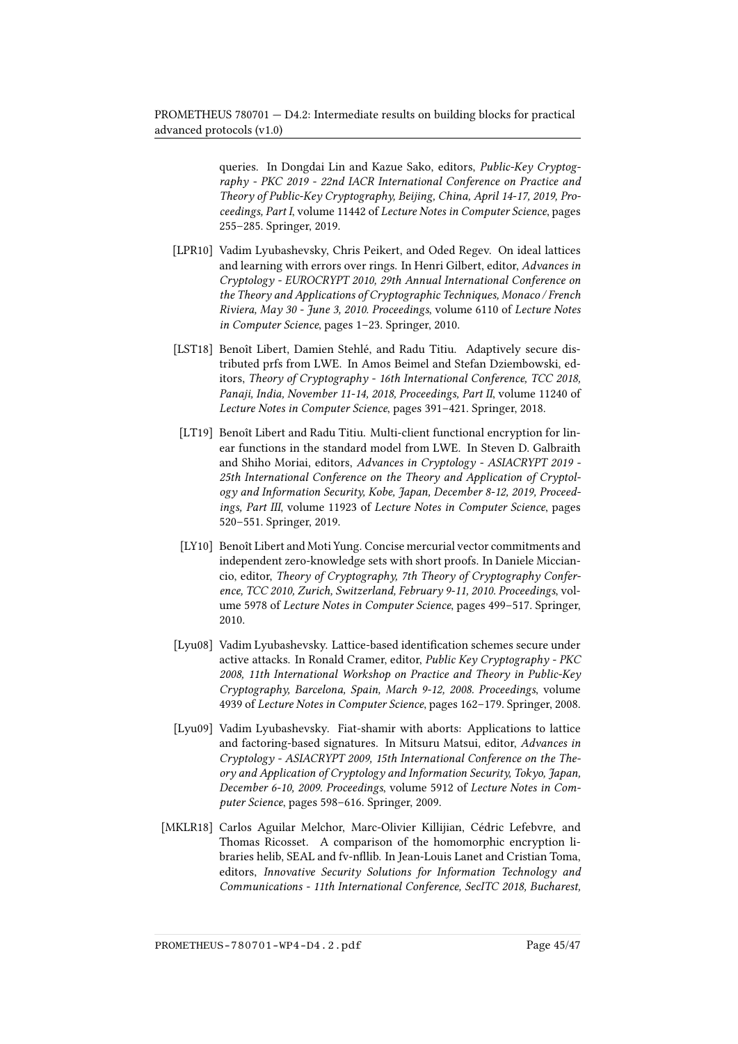queries. In Dongdai Lin and Kazue Sako, editors, *Public-Key Cryptography - PKC 2019 - 22nd IACR International Conference on Practice and Theory of Public-Key Cryptography, Beijing, China, April 14-17, 2019, Proceedings, Part I*, volume 11442 of *Lecture Notes in Computer Science*, pages 255–285. Springer, 2019.

[LPR10] Vadim Lyubashevsky, Chris Peikert, and Oded Regev. On ideal lattices and learning with errors over rings. In Henri Gilbert, editor, *Advances in Cryptology - EUROCRYPT 2010, 29th Annual International Conference on the Theory and Applications of Cryptographic Techniques, Monaco / French Riviera, May 30 - June 3, 2010. Proceedings*, volume 6110 of *Lecture Notes in Computer Science*, pages 1–23. Springer, 2010.

[LST18] Benoît Libert, Damien Stehlé, and Radu Titiu. Adaptively secure distributed prfs from LWE. In Amos Beimel and Stefan Dziembowski, editors, *Theory of Cryptography - 16th International Conference, TCC 2018, Panaji, India, November 11-14, 2018, Proceedings, Part II*, volume 11240 of *Lecture Notes in Computer Science*, pages 391–421. Springer, 2018.

[LT19] Benoît Libert and Radu Titiu. Multi-client functional encryption for linear functions in the standard model from LWE. In Steven D. Galbraith and Shiho Moriai, editors, *Advances in Cryptology - ASIACRYPT 2019 - 25th International Conference on the Theory and Application of Cryptology and Information Security, Kobe, Japan, December 8-12, 2019, Proceedings, Part III*, volume 11923 of *Lecture Notes in Computer Science*, pages 520–551. Springer, 2019.

[LY10] Benoît Libert and Moti Yung. Concise mercurial vector commitments and independent zero-knowledge sets with short proofs. In Daniele Micciancio, editor, *Theory of Cryptography, 7th Theory of Cryptography Conference, TCC 2010, Zurich, Switzerland, February 9-11, 2010. Proceedings*, volume 5978 of *Lecture Notes in Computer Science*, pages 499–517. Springer, 2010.

[Lyu08] Vadim Lyubashevsky. Lattice-based identification schemes secure under active attacks. In Ronald Cramer, editor, *Public Key Cryptography - PKC 2008, 11th International Workshop on Practice and Theory in Public-Key Cryptography, Barcelona, Spain, March 9-12, 2008. Proceedings*, volume 4939 of *Lecture Notes in Computer Science*, pages 162–179. Springer, 2008.

[Lyu09] Vadim Lyubashevsky. Fiat-shamir with aborts: Applications to lattice and factoring-based signatures. In Mitsuru Matsui, editor, *Advances in Cryptology - ASIACRYPT 2009, 15th International Conference on the Theory and Application of Cryptology and Information Security, Tokyo, Japan, December 6-10, 2009. Proceedings*, volume 5912 of *Lecture Notes in Computer Science*, pages 598–616. Springer, 2009.

[MKLR18] Carlos Aguilar Melchor, Marc-Olivier Killijian, Cédric Lefebvre, and Thomas Ricosset. A comparison of the homomorphic encryption libraries helib, SEAL and fv-nfllib. In Jean-Louis Lanet and Cristian Toma, editors, *Innovative Security Solutions for Information Technology and Communications - 11th International Conference, SecITC 2018, Bucharest,*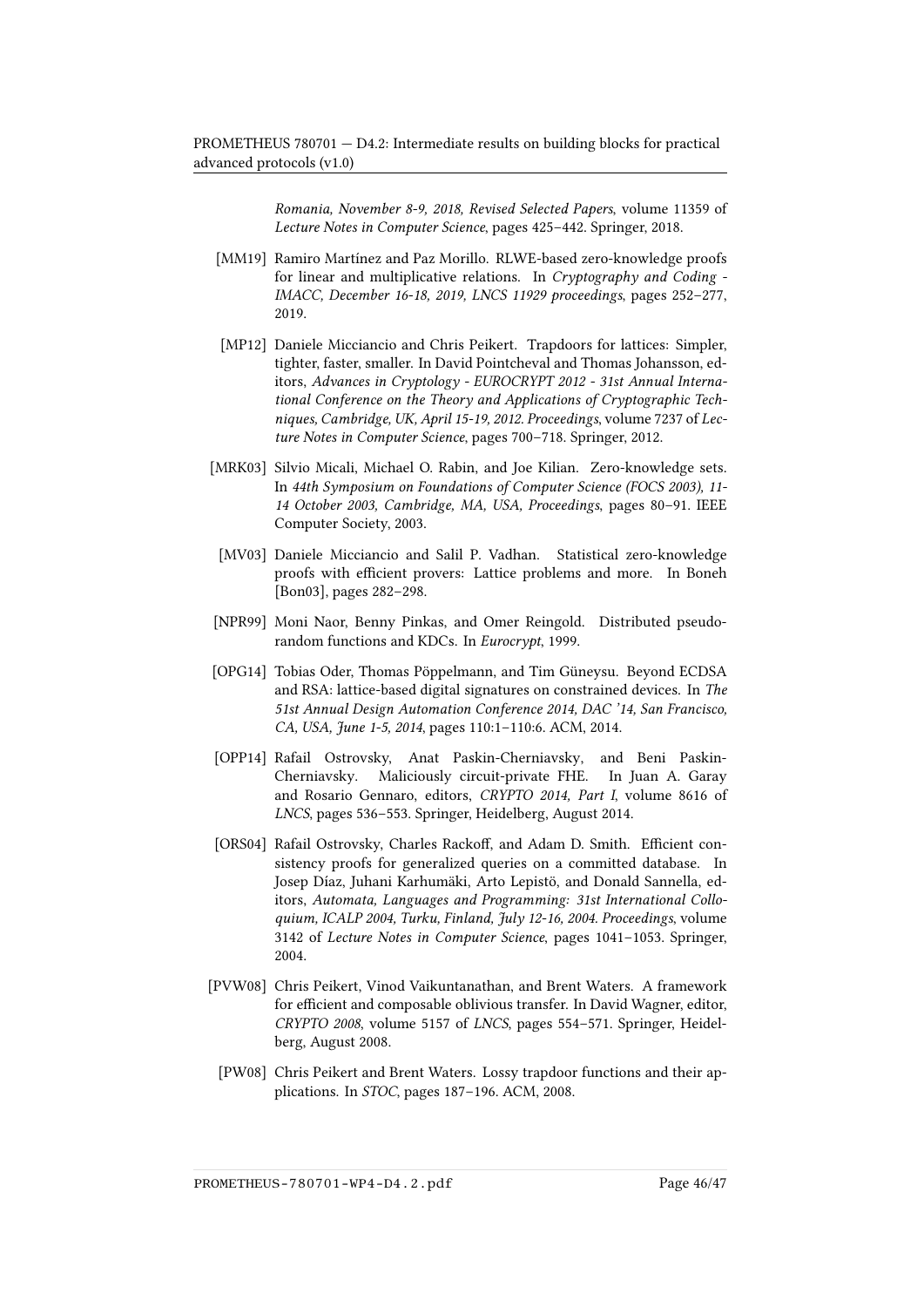*Romania, November 8-9, 2018, Revised Selected Papers*, volume 11359 of *Lecture Notes in Computer Science*, pages 425–442. Springer, 2018.

[MM19] Ramiro Martínez and Paz Morillo. RLWE-based zero-knowledge proofs for linear and multiplicative relations. In *Cryptography and Coding - IMACC, December 16-18, 2019, LNCS 11929 proceedings*, pages 252–277, 2019.

[MP12] Daniele Micciancio and Chris Peikert. Trapdoors for lattices: Simpler, tighter, faster, smaller. In David Pointcheval and Thomas Johansson, editors, *Advances in Cryptology - EUROCRYPT 2012 - 31st Annual International Conference on the Theory and Applications of Cryptographic Techniques, Cambridge, UK, April 15-19, 2012. Proceedings*, volume 7237 of *Lecture Notes in Computer Science*, pages 700–718. Springer, 2012.

[MRK03] Silvio Micali, Michael O. Rabin, and Joe Kilian. Zero-knowledge sets. In *44th Symposium on Foundations of Computer Science (FOCS 2003), 11-14 October 2003, Cambridge, MA, USA, Proceedings*, pages 80–91. IEEE Computer Society, 2003.

[MV03] Daniele Micciancio and Salil P. Vadhan. Statistical zero-knowledge proofs with efficient provers: Lattice problems and more. In Boneh [Bon03], pages 282–298.

[NPR99] Moni Naor, Benny Pinkas, and Omer Reingold. Distributed pseudo-random functions and KDCs. In *Eurocrypt*, 1999.

[OPG14] Tobias Oder, Thomas Pöppelmann, and Tim Güneysu. Beyond ECDSA and RSA: lattice-based digital signatures on constrained devices. In *The 51st Annual Design Automation Conference 2014, DAC '14, San Francisco, CA, USA, June 1-5, 2014*, pages 110:1–110:6. ACM, 2014.

[OPP14] Rafail Ostrovsky, Anat Paskin-Cherniavsky, and Beni Paskin-Cherniavsky. Maliciously circuit-private FHE. In Juan A. Garay and Rosario Gennaro, editors, *CRYPTO 2014, Part I*, volume 8616 of *LNCS*, pages 536–553. Springer, Heidelberg, August 2014.

[ORS04] Rafail Ostrovsky, Charles Rackoff, and Adam D. Smith. Efficient consistency proofs for generalized queries on a committed database. In Josep Díaz, Juhani Karhumäki, Arto Lepistö, and Donald Sannella, editors, *Automata, Languages and Programming: 31st International Colloquium, ICALP 2004, Turku, Finland, July 12-16, 2004. Proceedings*, volume 3142 of *Lecture Notes in Computer Science*, pages 1041–1053. Springer, 2004.

[PVW08] Chris Peikert, Vinod Vaikuntanathan, and Brent Waters. A framework for efficient and composable oblivious transfer. In David Wagner, editor, *CRYPTO 2008*, volume 5157 of *LNCS*, pages 554–571. Springer, Heidelberg, August 2008.

[PW08] Chris Peikert and Brent Waters. Lossy trapdoor functions and their applications. In *STOC*, pages 187–196. ACM, 2008.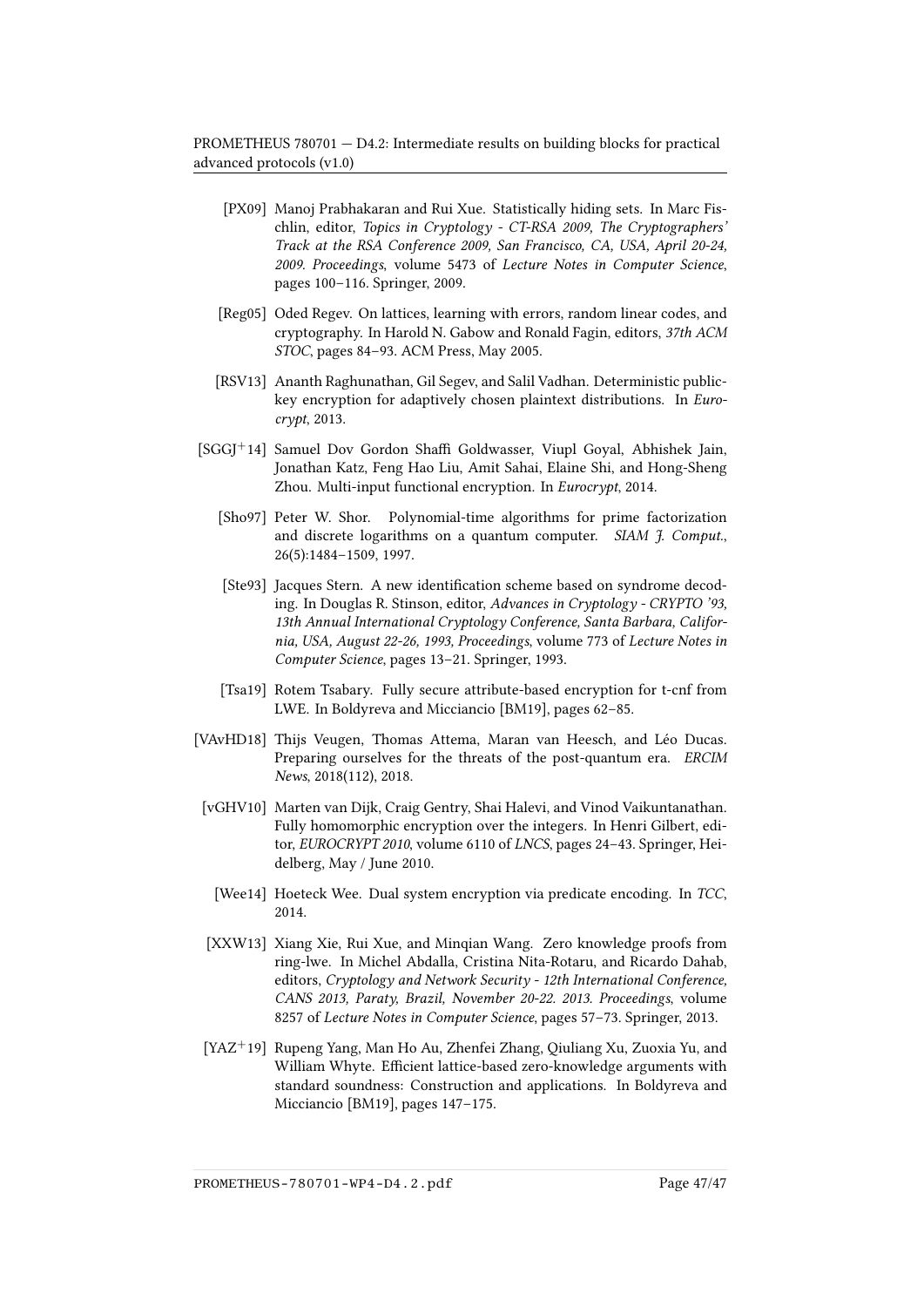[PX09] Manoj Prabhakaran and Rui Xue. Statistically hiding sets. In Marc Fischlin, editor, *Topics in Cryptology - CT-RSA 2009, The Cryptographers' Track at the RSA Conference 2009, San Francisco, CA, USA, April 20-24, 2009. Proceedings*, volume 5473 of *Lecture Notes in Computer Science*, pages 100–116. Springer, 2009.

[Reg05] Oded Regev. On lattices, learning with errors, random linear codes, and cryptography. In Harold N. Gabow and Ronald Fagin, editors, *37th ACM STOC*, pages 84–93. ACM Press, May 2005.

[RSV13] Ananth Raghunathan, Gil Segev, and Salil Vadhan. Deterministic public-key encryption for adaptively chosen plaintext distributions. In *Eurocrypt*, 2013.

[SGGJ+14] Samuel Dov Gordon Shaffi Goldwasser, Viupl Goyal, Abhishek Jain, Jonathan Katz, Feng Hao Liu, Amit Sahai, Elaine Shi, and Hong-Sheng Zhou. Multi-input functional encryption. In *Eurocrypt*, 2014.

[Sho97] Peter W. Shor. Polynomial-time algorithms for prime factorization and discrete logarithms on a quantum computer. *SIAM J. Comput.*, 26(5):1484–1509, 1997.

[Ste93] Jacques Stern. A new identification scheme based on syndrome decoding. In Douglas R. Stinson, editor, *Advances in Cryptology - CRYPTO '93, 13th Annual International Cryptology Conference, Santa Barbara, California, USA, August 22-26, 1993, Proceedings*, volume 773 of *Lecture Notes in Computer Science*, pages 13–21. Springer, 1993.

[Tsa19] Rotem Tsabary. Fully secure attribute-based encryption for t-cnf from LWE. In Boldyreva and Micciancio [BM19], pages 62–85.

[VAvHD18] Thijs Veugen, Thomas Attema, Maran van Heesch, and Léo Ducas. Preparing ourselves for the threats of the post-quantum era. *ERCIM News*, 2018(112), 2018.

[vGHV10] Marten van Dijk, Craig Gentry, Shai Halevi, and Vinod Vaikuntanathan. Fully homomorphic encryption over the integers. In Henri Gilbert, editor, *EUROCRYPT 2010*, volume 6110 of *LNCS*, pages 24–43. Springer, Heidelberg, May / June 2010.

[Wee14] Hoeteck Wee. Dual system encryption via predicate encoding. In *TCC*, 2014.

[XXW13] Xiang Xie, Rui Xue, and Minqian Wang. Zero knowledge proofs from ring-lwe. In Michel Abdalla, Cristina Nita-Rotaru, and Ricardo Dahab, editors, *Cryptology and Network Security - 12th International Conference, CANS 2013, Paraty, Brazil, November 20-22. 2013. Proceedings*, volume 8257 of *Lecture Notes in Computer Science*, pages 57–73. Springer, 2013.

[YAZ+19] Rupeng Yang, Man Ho Au, Zhenfei Zhang, Qiuliang Xu, Zuoxia Yu, and William Whyte. Efficient lattice-based zero-knowledge arguments with standard soundness: Construction and applications. In Boldyreva and Micciancio [BM19], pages 147–175.